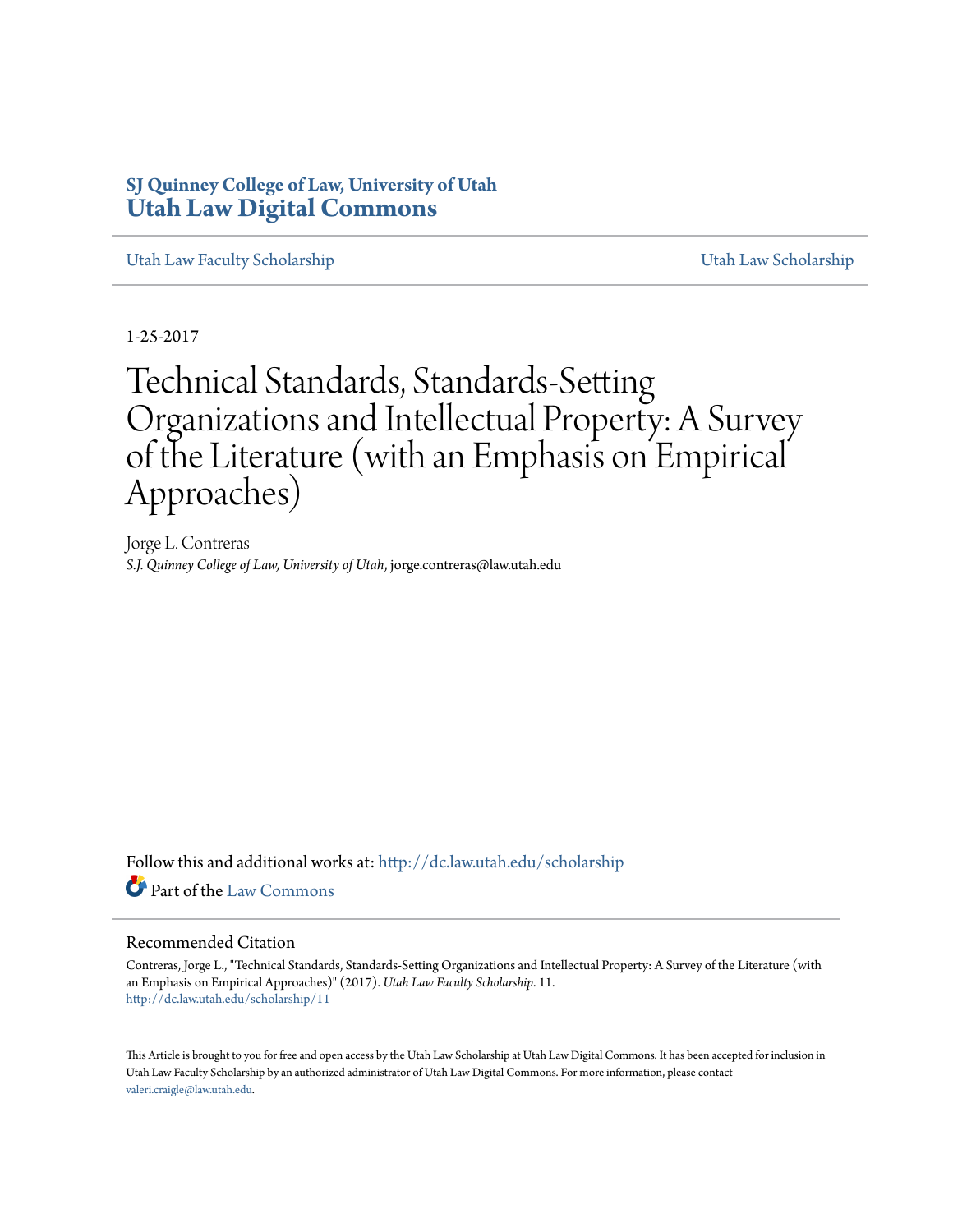SJ Quinney College of Law, University of Utah
**Utah Law Digital Commons**

Utah Law Faculty Scholarship | Utah Law Scholarship

1-25-2017

# Technical Standards, Standards-Setting Organizations and Intellectual Property: A Survey of the Literature (with an Emphasis on Empirical Approaches)

Jorge L. Contreras
*S.J. Quinney College of Law, University of Utah*, jorge.contreras@law.utah.edu

Follow this and additional works at: http://dc.law.utah.edu/scholarship

Part of the Law Commons

## Recommended Citation

Contreras, Jorge L., "Technical Standards, Standards-Setting Organizations and Intellectual Property: A Survey of the Literature (with an Emphasis on Empirical Approaches)" (2017). *Utah Law Faculty Scholarship*. 11.
http://dc.law.utah.edu/scholarship/11

This Article is brought to you for free and open access by the Utah Law Scholarship at Utah Law Digital Commons. It has been accepted for inclusion in Utah Law Faculty Scholarship by an authorized administrator of Utah Law Digital Commons. For more information, please contact valeri.craigle@law.utah.edu.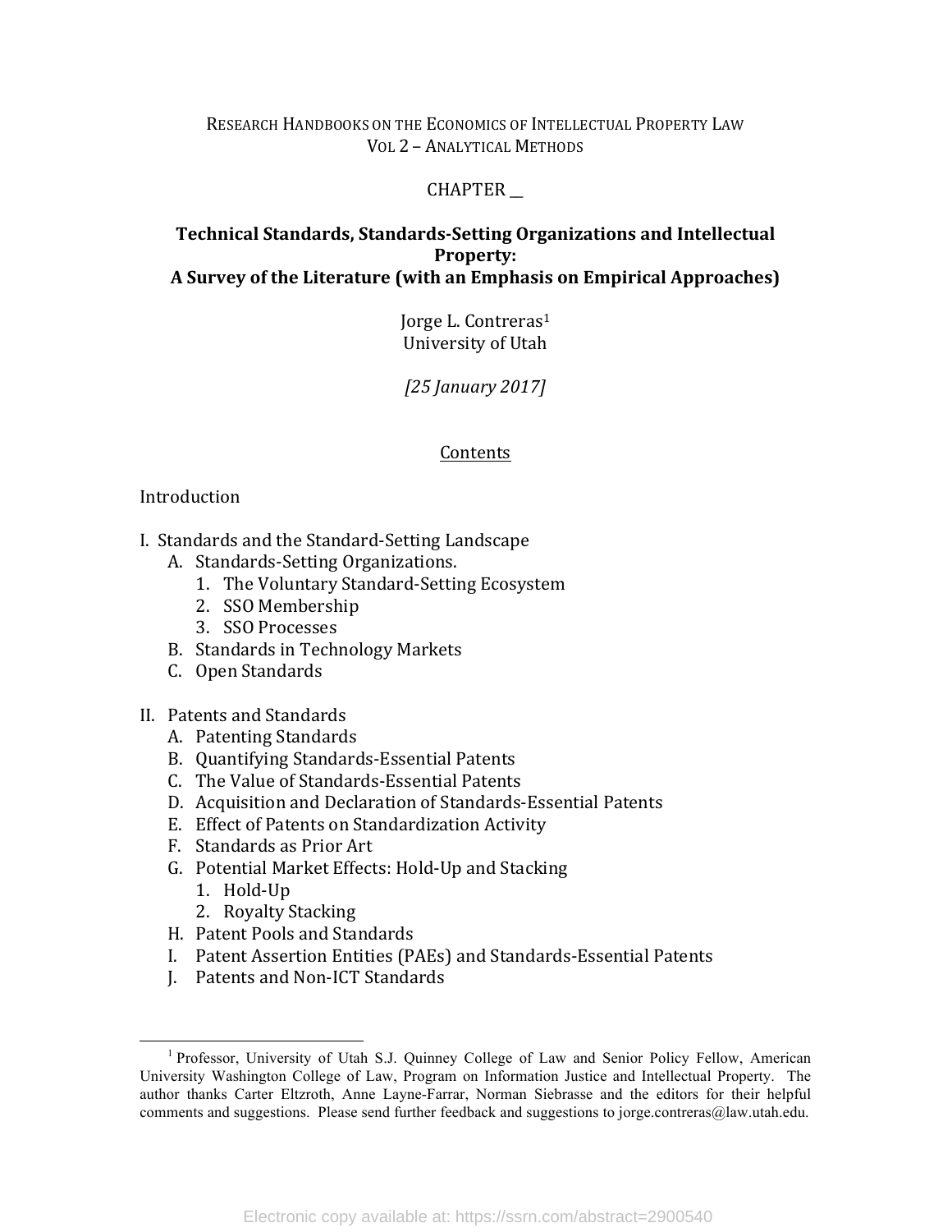RESEARCH HANDBOOKS ON THE ECONOMICS OF INTELLECTUAL PROPERTY LAW
VOL 2 – ANALYTICAL METHODS

CHAPTER __

# Technical Standards, Standards-Setting Organizations and Intellectual Property: A Survey of the Literature (with an Emphasis on Empirical Approaches)

Jorge L. Contreras[1]
University of Utah

*[25 January 2017]*

## Contents

Introduction

I. Standards and the Standard-Setting Landscape
   - A. Standards-Setting Organizations.
     1. The Voluntary Standard-Setting Ecosystem
     2. SSO Membership
     3. SSO Processes
   - B. Standards in Technology Markets
   - C. Open Standards

II. Patents and Standards
   - A. Patenting Standards
   - B. Quantifying Standards-Essential Patents
   - C. The Value of Standards-Essential Patents
   - D. Acquisition and Declaration of Standards-Essential Patents
   - E. Effect of Patents on Standardization Activity
   - F. Standards as Prior Art
   - G. Potential Market Effects: Hold-Up and Stacking
     1. Hold-Up
     2. Royalty Stacking
   - H. Patent Pools and Standards
   - I. Patent Assertion Entities (PAEs) and Standards-Essential Patents
   - J. Patents and Non-ICT Standards

[1] Professor, University of Utah S.J. Quinney College of Law and Senior Policy Fellow, American University Washington College of Law, Program on Information Justice and Intellectual Property. The author thanks Carter Eltzroth, Anne Layne-Farrar, Norman Siebrasse and the editors for their helpful comments and suggestions. Please send further feedback and suggestions to jorge.contreras@law.utah.edu.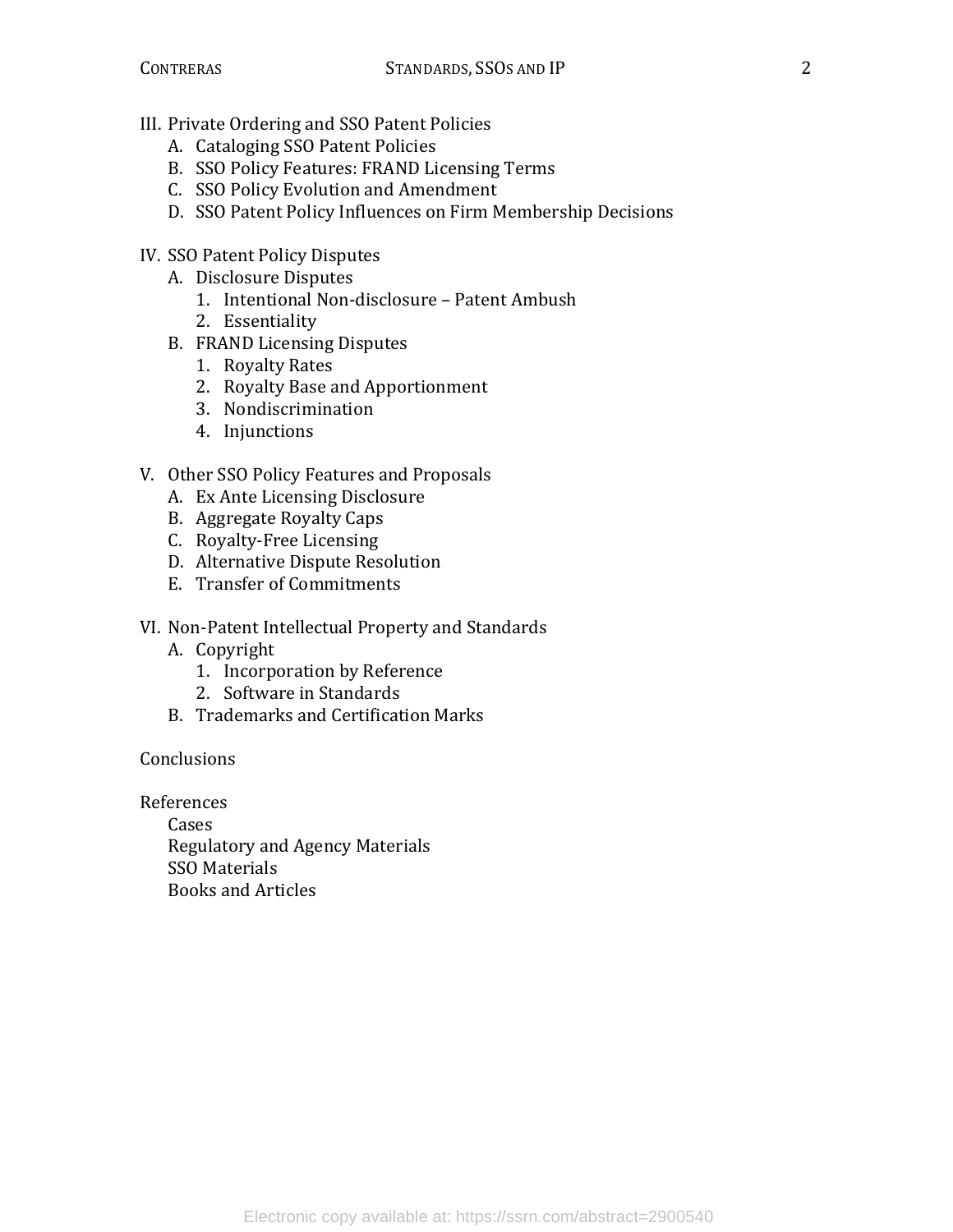III. Private Ordering and SSO Patent Policies
   A. Cataloging SSO Patent Policies
   B. SSO Policy Features: FRAND Licensing Terms
   C. SSO Policy Evolution and Amendment
   D. SSO Patent Policy Influences on Firm Membership Decisions

IV. SSO Patent Policy Disputes
   A. Disclosure Disputes
      1. Intentional Non-disclosure – Patent Ambush
      2. Essentiality
   B. FRAND Licensing Disputes
      1. Royalty Rates
      2. Royalty Base and Apportionment
      3. Nondiscrimination
      4. Injunctions

V. Other SSO Policy Features and Proposals
   A. Ex Ante Licensing Disclosure
   B. Aggregate Royalty Caps
   C. Royalty-Free Licensing
   D. Alternative Dispute Resolution
   E. Transfer of Commitments

VI. Non-Patent Intellectual Property and Standards
   A. Copyright
      1. Incorporation by Reference
      2. Software in Standards
   B. Trademarks and Certification Marks

Conclusions

References
   Cases
   Regulatory and Agency Materials
   SSO Materials
   Books and Articles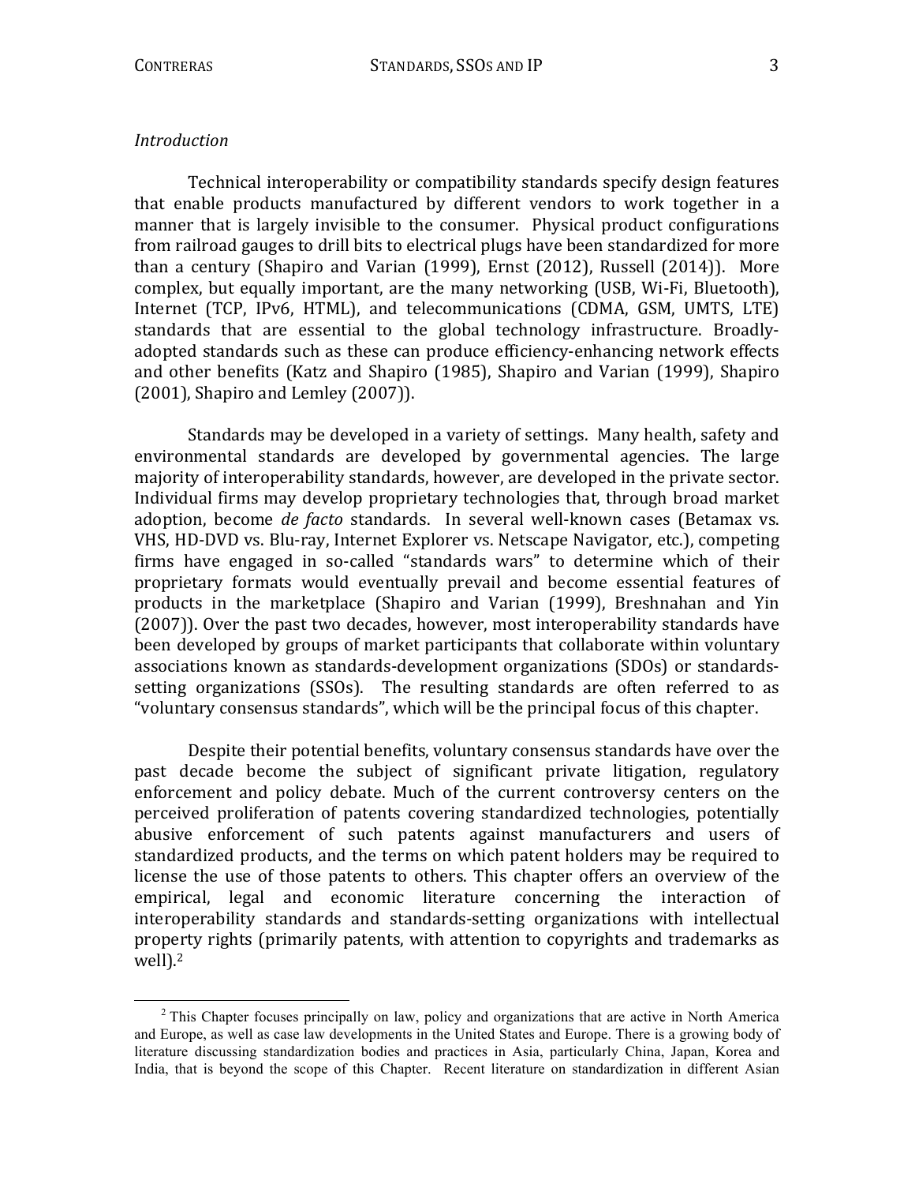*Introduction*

Technical interoperability or compatibility standards specify design features that enable products manufactured by different vendors to work together in a manner that is largely invisible to the consumer. Physical product configurations from railroad gauges to drill bits to electrical plugs have been standardized for more than a century (Shapiro and Varian (1999), Ernst (2012), Russell (2014)). More complex, but equally important, are the many networking (USB, Wi-Fi, Bluetooth), Internet (TCP, IPv6, HTML), and telecommunications (CDMA, GSM, UMTS, LTE) standards that are essential to the global technology infrastructure. Broadly-adopted standards such as these can produce efficiency-enhancing network effects and other benefits (Katz and Shapiro (1985), Shapiro and Varian (1999), Shapiro (2001), Shapiro and Lemley (2007)).

Standards may be developed in a variety of settings. Many health, safety and environmental standards are developed by governmental agencies. The large majority of interoperability standards, however, are developed in the private sector. Individual firms may develop proprietary technologies that, through broad market adoption, become *de facto* standards. In several well-known cases (Betamax vs. VHS, HD-DVD vs. Blu-ray, Internet Explorer vs. Netscape Navigator, etc.), competing firms have engaged in so-called "standards wars" to determine which of their proprietary formats would eventually prevail and become essential features of products in the marketplace (Shapiro and Varian (1999), Breshnahan and Yin (2007)). Over the past two decades, however, most interoperability standards have been developed by groups of market participants that collaborate within voluntary associations known as standards-development organizations (SDOs) or standards-setting organizations (SSOs). The resulting standards are often referred to as "voluntary consensus standards", which will be the principal focus of this chapter.

Despite their potential benefits, voluntary consensus standards have over the past decade become the subject of significant private litigation, regulatory enforcement and policy debate. Much of the current controversy centers on the perceived proliferation of patents covering standardized technologies, potentially abusive enforcement of such patents against manufacturers and users of standardized products, and the terms on which patent holders may be required to license the use of those patents to others. This chapter offers an overview of the empirical, legal and economic literature concerning the interaction of interoperability standards and standards-setting organizations with intellectual property rights (primarily patents, with attention to copyrights and trademarks as well).[2]

[2] This Chapter focuses principally on law, policy and organizations that are active in North America and Europe, as well as case law developments in the United States and Europe. There is a growing body of literature discussing standardization bodies and practices in Asia, particularly China, Japan, Korea and India, that is beyond the scope of this Chapter. Recent literature on standardization in different Asian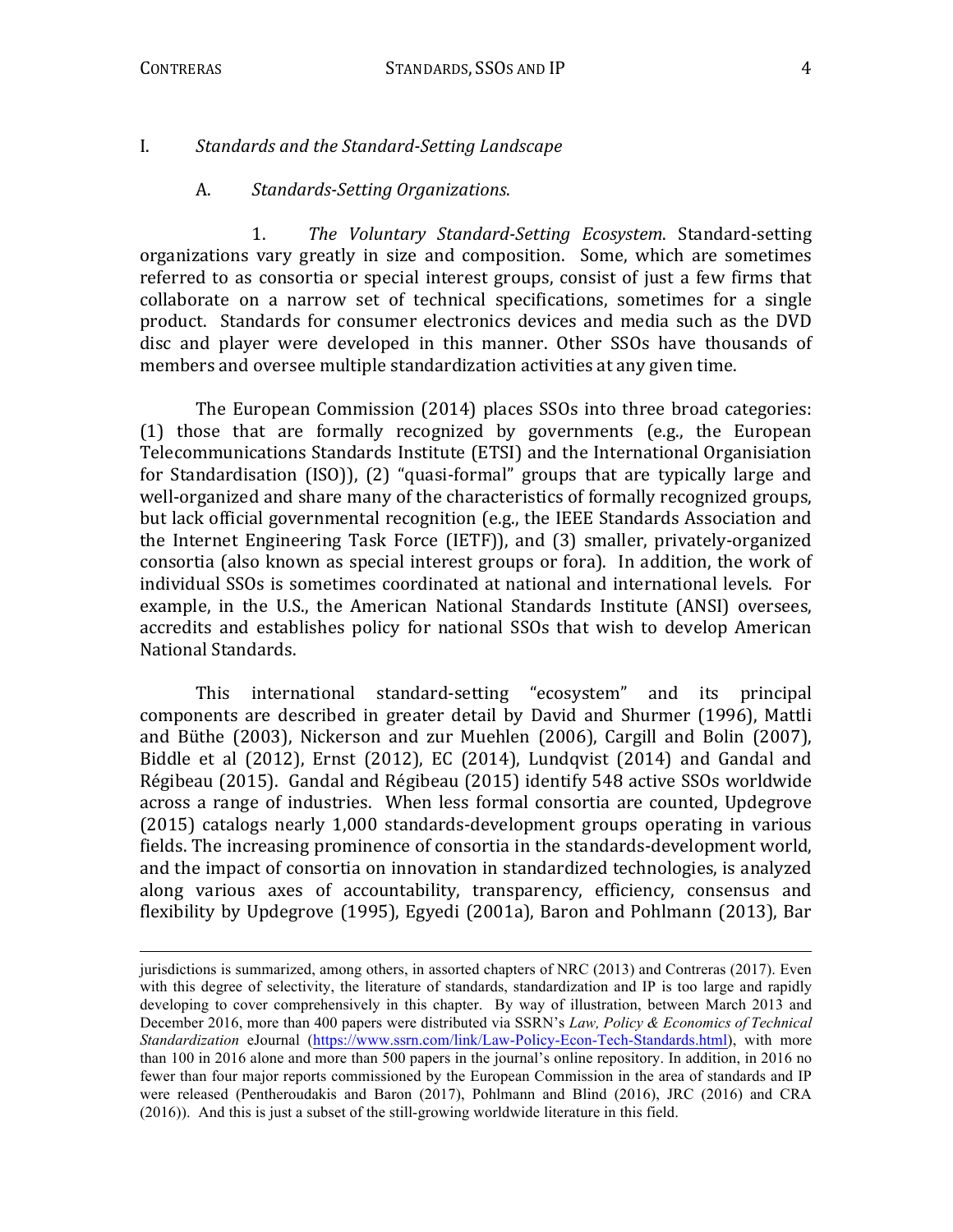# I. *Standards and the Standard-Setting Landscape*

## A. *Standards-Setting Organizations*.

1. *The Voluntary Standard-Setting Ecosystem*. Standard-setting organizations vary greatly in size and composition. Some, which are sometimes referred to as consortia or special interest groups, consist of just a few firms that collaborate on a narrow set of technical specifications, sometimes for a single product. Standards for consumer electronics devices and media such as the DVD disc and player were developed in this manner. Other SSOs have thousands of members and oversee multiple standardization activities at any given time.

The European Commission (2014) places SSOs into three broad categories: (1) those that are formally recognized by governments (e.g., the European Telecommunications Standards Institute (ETSI) and the International Organisiation for Standardisation (ISO)), (2) "quasi-formal" groups that are typically large and well-organized and share many of the characteristics of formally recognized groups, but lack official governmental recognition (e.g., the IEEE Standards Association and the Internet Engineering Task Force (IETF)), and (3) smaller, privately-organized consortia (also known as special interest groups or fora). In addition, the work of individual SSOs is sometimes coordinated at national and international levels. For example, in the U.S., the American National Standards Institute (ANSI) oversees, accredits and establishes policy for national SSOs that wish to develop American National Standards.

This international standard-setting "ecosystem" and its principal components are described in greater detail by David and Shurmer (1996), Mattli and Büthe (2003), Nickerson and zur Muehlen (2006), Cargill and Bolin (2007), Biddle et al (2012), Ernst (2012), EC (2014), Lundqvist (2014) and Gandal and Régibeau (2015). Gandal and Régibeau (2015) identify 548 active SSOs worldwide across a range of industries. When less formal consortia are counted, Updegrove (2015) catalogs nearly 1,000 standards-development groups operating in various fields. The increasing prominence of consortia in the standards-development world, and the impact of consortia on innovation in standardized technologies, is analyzed along various axes of accountability, transparency, efficiency, consensus and flexibility by Updegrove (1995), Egyedi (2001a), Baron and Pohlmann (2013), Bar

---

jurisdictions is summarized, among others, in assorted chapters of NRC (2013) and Contreras (2017). Even with this degree of selectivity, the literature of standards, standardization and IP is too large and rapidly developing to cover comprehensively in this chapter. By way of illustration, between March 2013 and December 2016, more than 400 papers were distributed via SSRN's *Law, Policy & Economics of Technical Standardization* eJournal (https://www.ssrn.com/link/Law-Policy-Econ-Tech-Standards.html), with more than 100 in 2016 alone and more than 500 papers in the journal's online repository. In addition, in 2016 no fewer than four major reports commissioned by the European Commission in the area of standards and IP were released (Pentheroudakis and Baron (2017), Pohlmann and Blind (2016), JRC (2016) and CRA (2016)). And this is just a subset of the still-growing worldwide literature in this field.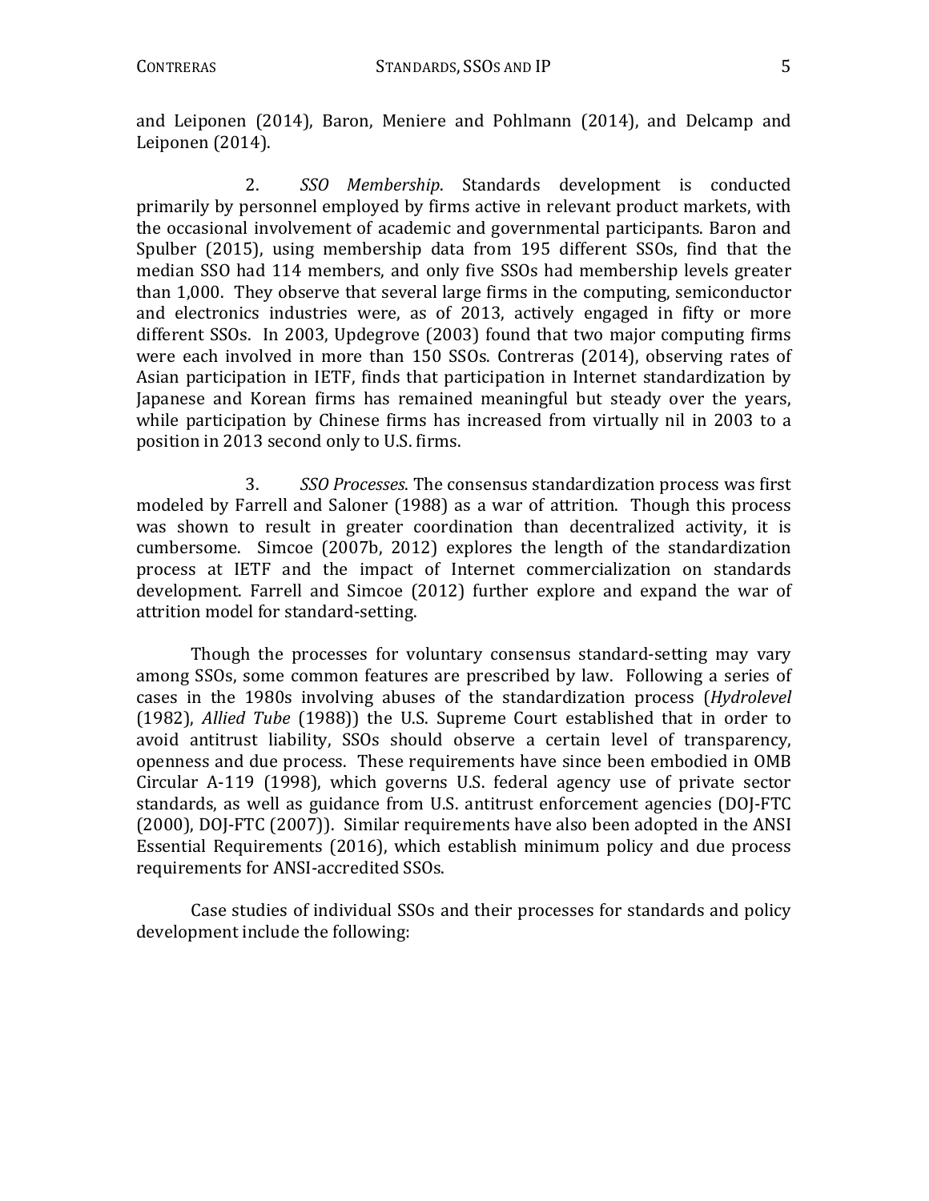and Leiponen (2014), Baron, Meniere and Pohlmann (2014), and Delcamp and Leiponen (2014).

2. *SSO Membership*. Standards development is conducted primarily by personnel employed by firms active in relevant product markets, with the occasional involvement of academic and governmental participants. Baron and Spulber (2015), using membership data from 195 different SSOs, find that the median SSO had 114 members, and only five SSOs had membership levels greater than 1,000. They observe that several large firms in the computing, semiconductor and electronics industries were, as of 2013, actively engaged in fifty or more different SSOs. In 2003, Updegrove (2003) found that two major computing firms were each involved in more than 150 SSOs. Contreras (2014), observing rates of Asian participation in IETF, finds that participation in Internet standardization by Japanese and Korean firms has remained meaningful but steady over the years, while participation by Chinese firms has increased from virtually nil in 2003 to a position in 2013 second only to U.S. firms.

3. *SSO Processes*. The consensus standardization process was first modeled by Farrell and Saloner (1988) as a war of attrition. Though this process was shown to result in greater coordination than decentralized activity, it is cumbersome. Simcoe (2007b, 2012) explores the length of the standardization process at IETF and the impact of Internet commercialization on standards development. Farrell and Simcoe (2012) further explore and expand the war of attrition model for standard-setting.

Though the processes for voluntary consensus standard-setting may vary among SSOs, some common features are prescribed by law. Following a series of cases in the 1980s involving abuses of the standardization process (*Hydrolevel* (1982), *Allied Tube* (1988)) the U.S. Supreme Court established that in order to avoid antitrust liability, SSOs should observe a certain level of transparency, openness and due process. These requirements have since been embodied in OMB Circular A-119 (1998), which governs U.S. federal agency use of private sector standards, as well as guidance from U.S. antitrust enforcement agencies (DOJ-FTC (2000), DOJ-FTC (2007)). Similar requirements have also been adopted in the ANSI Essential Requirements (2016), which establish minimum policy and due process requirements for ANSI-accredited SSOs.

Case studies of individual SSOs and their processes for standards and policy development include the following: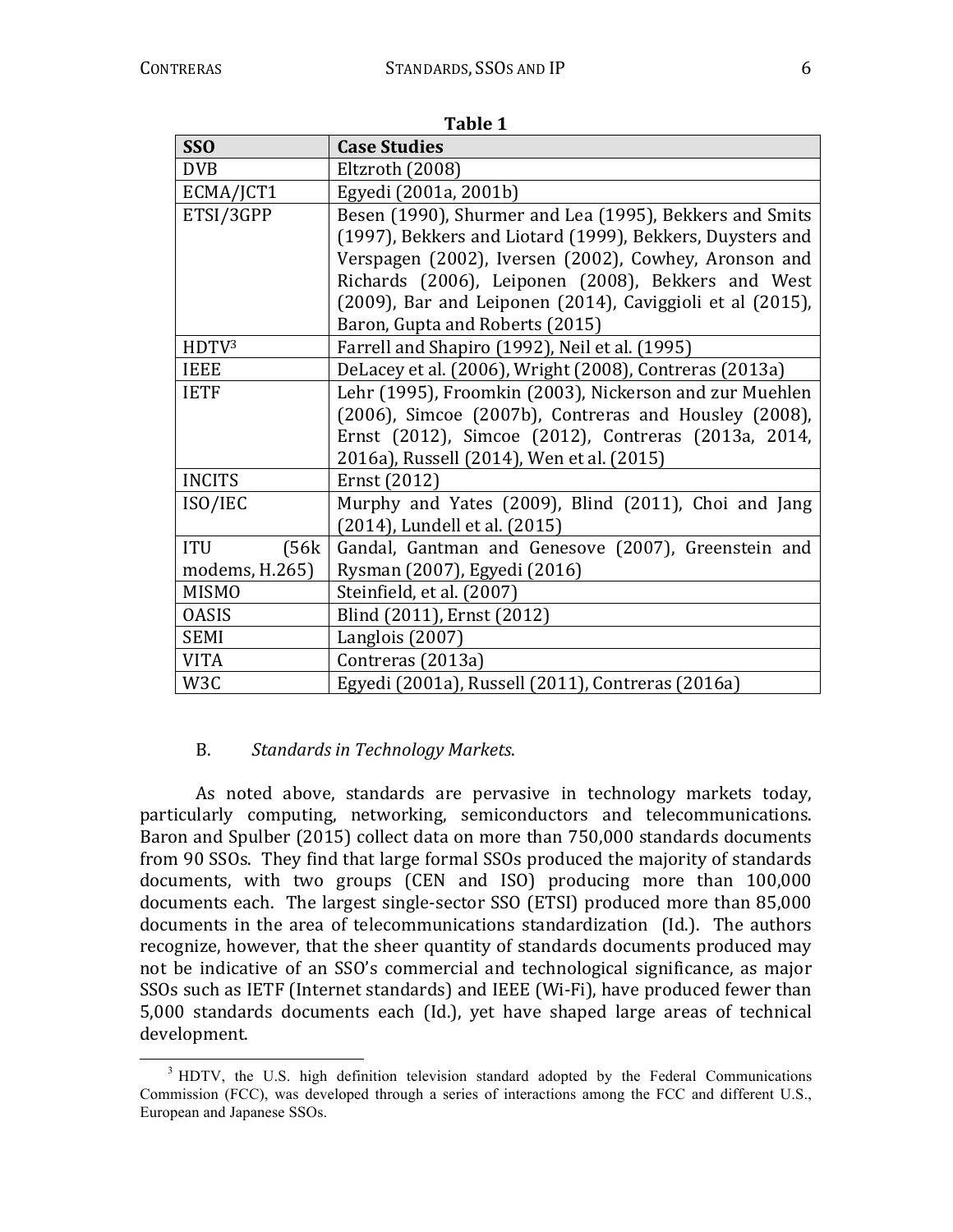**Table 1**

| SSO | Case Studies |
|---|---|
| DVB | Eltzroth (2008) |
| ECMA/JCT1 | Egyedi (2001a, 2001b) |
| ETSI/3GPP | Besen (1990), Shurmer and Lea (1995), Bekkers and Smits (1997), Bekkers and Liotard (1999), Bekkers, Duysters and Verspagen (2002), Iversen (2002), Cowhey, Aronson and Richards (2006), Leiponen (2008), Bekkers and West (2009), Bar and Leiponen (2014), Caviggioli et al (2015), Baron, Gupta and Roberts (2015) |
| HDTV[3] | Farrell and Shapiro (1992), Neil et al. (1995) |
| IEEE | DeLacey et al. (2006), Wright (2008), Contreras (2013a) |
| IETF | Lehr (1995), Froomkin (2003), Nickerson and zur Muehlen (2006), Simcoe (2007b), Contreras and Housley (2008), Ernst (2012), Simcoe (2012), Contreras (2013a, 2014, 2016a), Russell (2014), Wen et al. (2015) |
| INCITS | Ernst (2012) |
| ISO/IEC | Murphy and Yates (2009), Blind (2011), Choi and Jang (2014), Lundell et al. (2015) |
| ITU (56k modems, H.265) | Gandal, Gantman and Genesove (2007), Greenstein and Rysman (2007), Egyedi (2016) |
| MISMO | Steinfield, et al. (2007) |
| OASIS | Blind (2011), Ernst (2012) |
| SEMI | Langlois (2007) |
| VITA | Contreras (2013a) |
| W3C | Egyedi (2001a), Russell (2011), Contreras (2016a) |

### B. *Standards in Technology Markets*.

As noted above, standards are pervasive in technology markets today, particularly computing, networking, semiconductors and telecommunications. Baron and Spulber (2015) collect data on more than 750,000 standards documents from 90 SSOs. They find that large formal SSOs produced the majority of standards documents, with two groups (CEN and ISO) producing more than 100,000 documents each. The largest single-sector SSO (ETSI) produced more than 85,000 documents in the area of telecommunications standardization (Id.). The authors recognize, however, that the sheer quantity of standards documents produced may not be indicative of an SSO's commercial and technological significance, as major SSOs such as IETF (Internet standards) and IEEE (Wi-Fi), have produced fewer than 5,000 standards documents each (Id.), yet have shaped large areas of technical development.

[3] HDTV, the U.S. high definition television standard adopted by the Federal Communications Commission (FCC), was developed through a series of interactions among the FCC and different U.S., European and Japanese SSOs.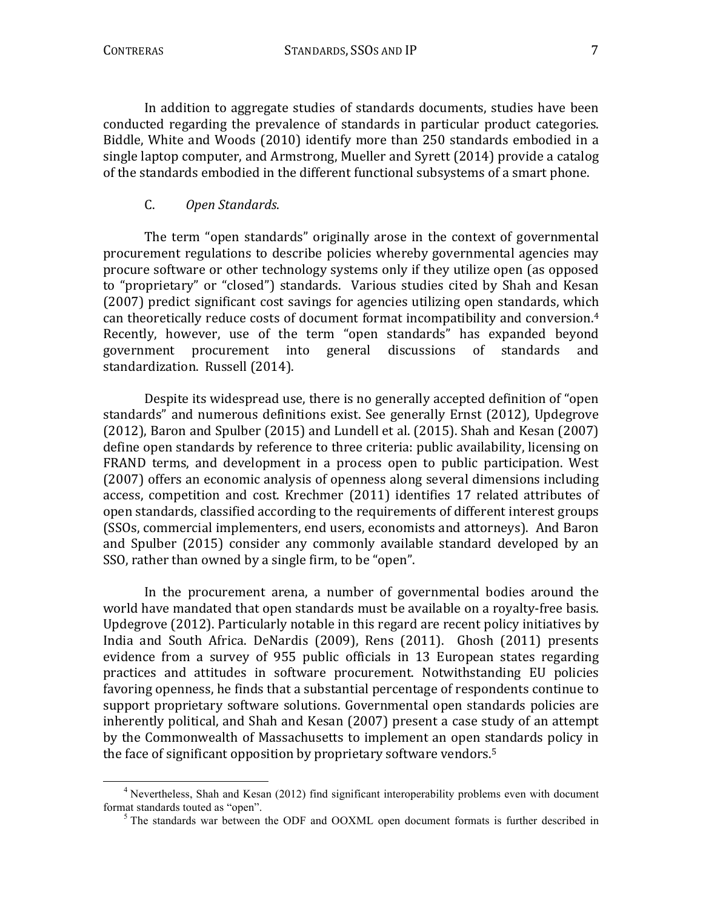In addition to aggregate studies of standards documents, studies have been conducted regarding the prevalence of standards in particular product categories. Biddle, White and Woods (2010) identify more than 250 standards embodied in a single laptop computer, and Armstrong, Mueller and Syrett (2014) provide a catalog of the standards embodied in the different functional subsystems of a smart phone.

### C. *Open Standards*.

The term "open standards" originally arose in the context of governmental procurement regulations to describe policies whereby governmental agencies may procure software or other technology systems only if they utilize open (as opposed to "proprietary" or "closed") standards. Various studies cited by Shah and Kesan (2007) predict significant cost savings for agencies utilizing open standards, which can theoretically reduce costs of document format incompatibility and conversion.[4] Recently, however, use of the term "open standards" has expanded beyond government procurement into general discussions of standards and standardization. Russell (2014).

Despite its widespread use, there is no generally accepted definition of "open standards" and numerous definitions exist. See generally Ernst (2012), Updegrove (2012), Baron and Spulber (2015) and Lundell et al. (2015). Shah and Kesan (2007) define open standards by reference to three criteria: public availability, licensing on FRAND terms, and development in a process open to public participation. West (2007) offers an economic analysis of openness along several dimensions including access, competition and cost. Krechmer (2011) identifies 17 related attributes of open standards, classified according to the requirements of different interest groups (SSOs, commercial implementers, end users, economists and attorneys). And Baron and Spulber (2015) consider any commonly available standard developed by an SSO, rather than owned by a single firm, to be "open".

In the procurement arena, a number of governmental bodies around the world have mandated that open standards must be available on a royalty-free basis. Updegrove (2012). Particularly notable in this regard are recent policy initiatives by India and South Africa. DeNardis (2009), Rens (2011). Ghosh (2011) presents evidence from a survey of 955 public officials in 13 European states regarding practices and attitudes in software procurement. Notwithstanding EU policies favoring openness, he finds that a substantial percentage of respondents continue to support proprietary software solutions. Governmental open standards policies are inherently political, and Shah and Kesan (2007) present a case study of an attempt by the Commonwealth of Massachusetts to implement an open standards policy in the face of significant opposition by proprietary software vendors.[5]

---

[4] Nevertheless, Shah and Kesan (2012) find significant interoperability problems even with document format standards touted as "open".

[5] The standards war between the ODF and OOXML open document formats is further described in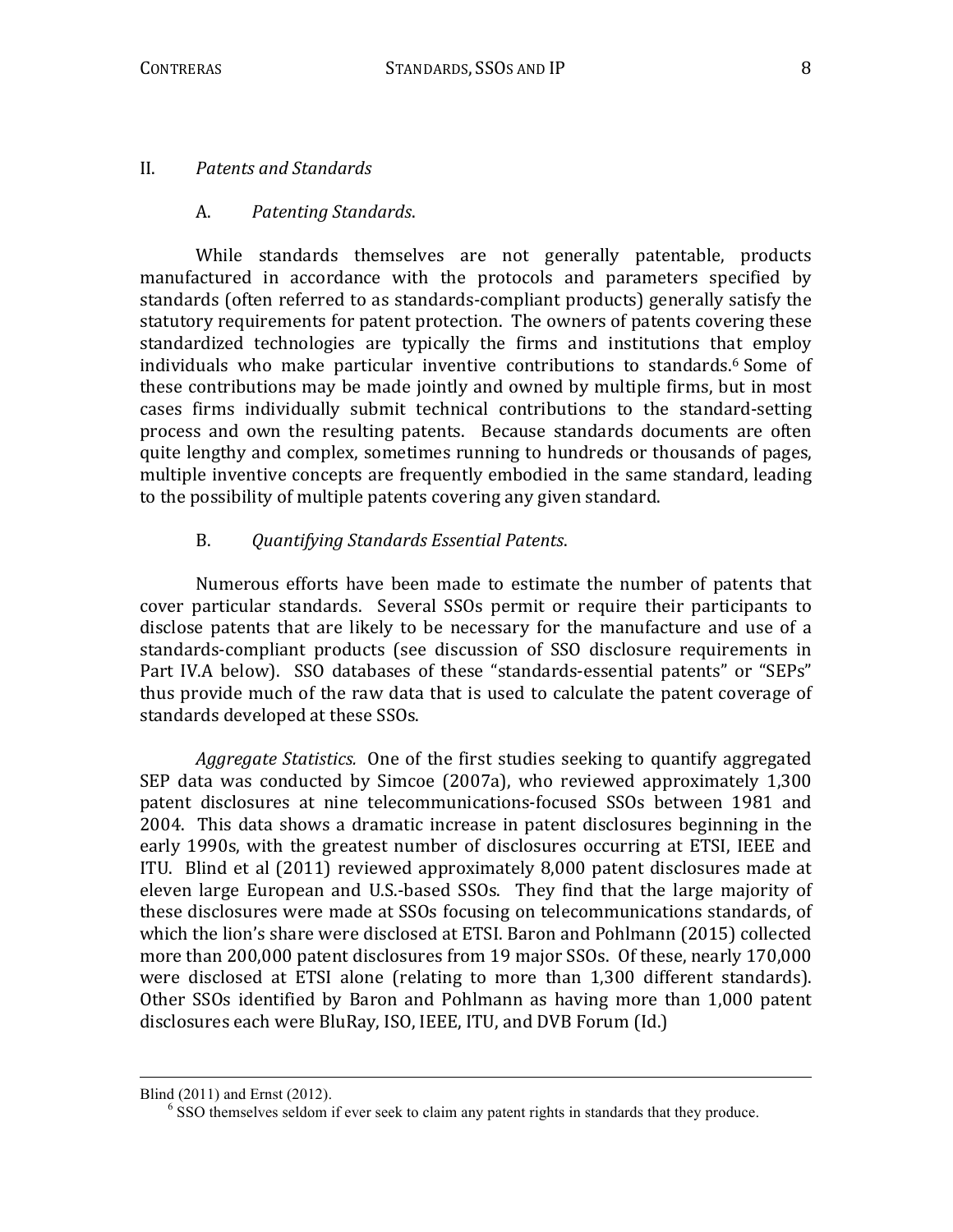## II. *Patents and Standards*

### A. *Patenting Standards*.

While standards themselves are not generally patentable, products manufactured in accordance with the protocols and parameters specified by standards (often referred to as standards-compliant products) generally satisfy the statutory requirements for patent protection. The owners of patents covering these standardized technologies are typically the firms and institutions that employ individuals who make particular inventive contributions to standards.[6] Some of these contributions may be made jointly and owned by multiple firms, but in most cases firms individually submit technical contributions to the standard-setting process and own the resulting patents. Because standards documents are often quite lengthy and complex, sometimes running to hundreds or thousands of pages, multiple inventive concepts are frequently embodied in the same standard, leading to the possibility of multiple patents covering any given standard.

### B. *Quantifying Standards Essential Patents*.

Numerous efforts have been made to estimate the number of patents that cover particular standards. Several SSOs permit or require their participants to disclose patents that are likely to be necessary for the manufacture and use of a standards-compliant products (see discussion of SSO disclosure requirements in Part IV.A below). SSO databases of these "standards-essential patents" or "SEPs" thus provide much of the raw data that is used to calculate the patent coverage of standards developed at these SSOs.

*Aggregate Statistics.* One of the first studies seeking to quantify aggregated SEP data was conducted by Simcoe (2007a), who reviewed approximately 1,300 patent disclosures at nine telecommunications-focused SSOs between 1981 and 2004. This data shows a dramatic increase in patent disclosures beginning in the early 1990s, with the greatest number of disclosures occurring at ETSI, IEEE and ITU. Blind et al (2011) reviewed approximately 8,000 patent disclosures made at eleven large European and U.S.-based SSOs. They find that the large majority of these disclosures were made at SSOs focusing on telecommunications standards, of which the lion's share were disclosed at ETSI. Baron and Pohlmann (2015) collected more than 200,000 patent disclosures from 19 major SSOs. Of these, nearly 170,000 were disclosed at ETSI alone (relating to more than 1,300 different standards). Other SSOs identified by Baron and Pohlmann as having more than 1,000 patent disclosures each were BluRay, ISO, IEEE, ITU, and DVB Forum (Id.)

---

Blind (2011) and Ernst (2012).

[6] SSO themselves seldom if ever seek to claim any patent rights in standards that they produce.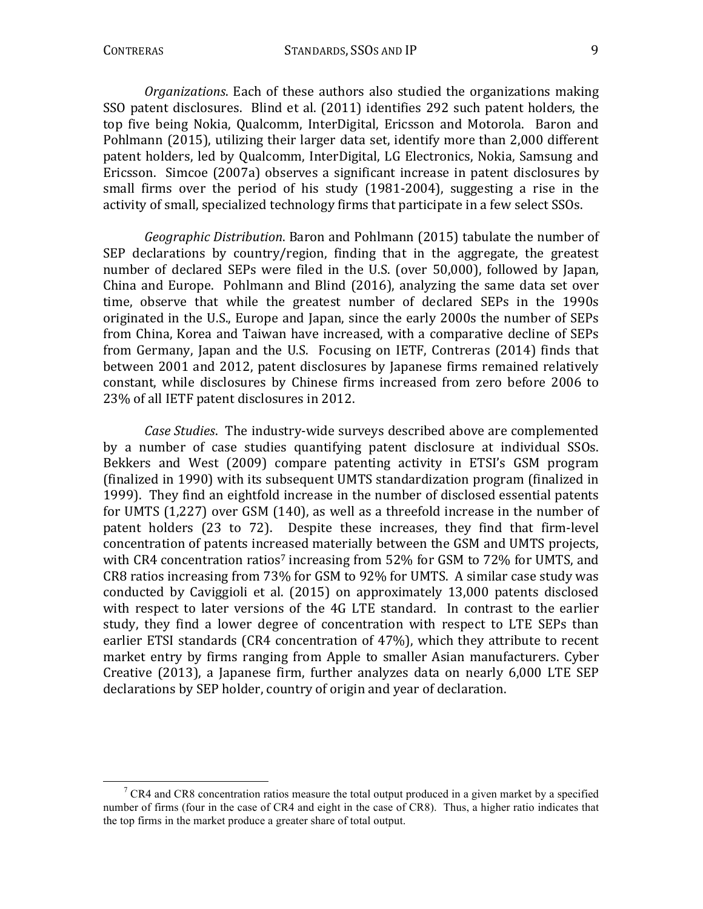*Organizations*. Each of these authors also studied the organizations making SSO patent disclosures. Blind et al. (2011) identifies 292 such patent holders, the top five being Nokia, Qualcomm, InterDigital, Ericsson and Motorola. Baron and Pohlmann (2015), utilizing their larger data set, identify more than 2,000 different patent holders, led by Qualcomm, InterDigital, LG Electronics, Nokia, Samsung and Ericsson. Simcoe (2007a) observes a significant increase in patent disclosures by small firms over the period of his study (1981-2004), suggesting a rise in the activity of small, specialized technology firms that participate in a few select SSOs.

*Geographic Distribution*. Baron and Pohlmann (2015) tabulate the number of SEP declarations by country/region, finding that in the aggregate, the greatest number of declared SEPs were filed in the U.S. (over 50,000), followed by Japan, China and Europe. Pohlmann and Blind (2016), analyzing the same data set over time, observe that while the greatest number of declared SEPs in the 1990s originated in the U.S., Europe and Japan, since the early 2000s the number of SEPs from China, Korea and Taiwan have increased, with a comparative decline of SEPs from Germany, Japan and the U.S. Focusing on IETF, Contreras (2014) finds that between 2001 and 2012, patent disclosures by Japanese firms remained relatively constant, while disclosures by Chinese firms increased from zero before 2006 to 23% of all IETF patent disclosures in 2012.

*Case Studies*. The industry-wide surveys described above are complemented by a number of case studies quantifying patent disclosure at individual SSOs. Bekkers and West (2009) compare patenting activity in ETSI's GSM program (finalized in 1990) with its subsequent UMTS standardization program (finalized in 1999). They find an eightfold increase in the number of disclosed essential patents for UMTS (1,227) over GSM (140), as well as a threefold increase in the number of patent holders (23 to 72). Despite these increases, they find that firm-level concentration of patents increased materially between the GSM and UMTS projects, with CR4 concentration ratios[7] increasing from 52% for GSM to 72% for UMTS, and CR8 ratios increasing from 73% for GSM to 92% for UMTS. A similar case study was conducted by Caviggioli et al. (2015) on approximately 13,000 patents disclosed with respect to later versions of the 4G LTE standard. In contrast to the earlier study, they find a lower degree of concentration with respect to LTE SEPs than earlier ETSI standards (CR4 concentration of 47%), which they attribute to recent market entry by firms ranging from Apple to smaller Asian manufacturers. Cyber Creative (2013), a Japanese firm, further analyzes data on nearly 6,000 LTE SEP declarations by SEP holder, country of origin and year of declaration.

---

[7] CR4 and CR8 concentration ratios measure the total output produced in a given market by a specified number of firms (four in the case of CR4 and eight in the case of CR8). Thus, a higher ratio indicates that the top firms in the market produce a greater share of total output.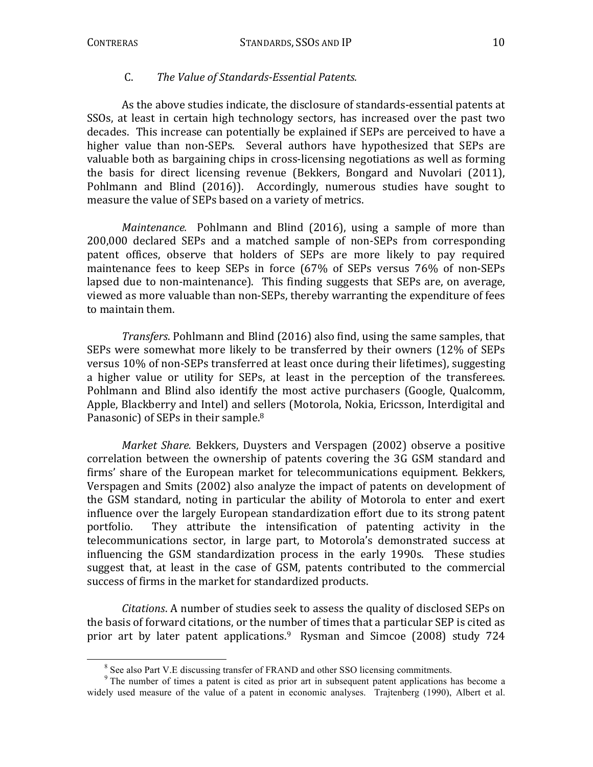### C. *The Value of Standards-Essential Patents.*

As the above studies indicate, the disclosure of standards-essential patents at SSOs, at least in certain high technology sectors, has increased over the past two decades. This increase can potentially be explained if SEPs are perceived to have a higher value than non-SEPs. Several authors have hypothesized that SEPs are valuable both as bargaining chips in cross-licensing negotiations as well as forming the basis for direct licensing revenue (Bekkers, Bongard and Nuvolari (2011), Pohlmann and Blind (2016)). Accordingly, numerous studies have sought to measure the value of SEPs based on a variety of metrics.

*Maintenance.* Pohlmann and Blind (2016), using a sample of more than 200,000 declared SEPs and a matched sample of non-SEPs from corresponding patent offices, observe that holders of SEPs are more likely to pay required maintenance fees to keep SEPs in force (67% of SEPs versus 76% of non-SEPs lapsed due to non-maintenance). This finding suggests that SEPs are, on average, viewed as more valuable than non-SEPs, thereby warranting the expenditure of fees to maintain them.

*Transfers*. Pohlmann and Blind (2016) also find, using the same samples, that SEPs were somewhat more likely to be transferred by their owners (12% of SEPs versus 10% of non-SEPs transferred at least once during their lifetimes), suggesting a higher value or utility for SEPs, at least in the perception of the transferees. Pohlmann and Blind also identify the most active purchasers (Google, Qualcomm, Apple, Blackberry and Intel) and sellers (Motorola, Nokia, Ericsson, Interdigital and Panasonic) of SEPs in their sample.[8]

*Market Share.* Bekkers, Duysters and Verspagen (2002) observe a positive correlation between the ownership of patents covering the 3G GSM standard and firms' share of the European market for telecommunications equipment. Bekkers, Verspagen and Smits (2002) also analyze the impact of patents on development of the GSM standard, noting in particular the ability of Motorola to enter and exert influence over the largely European standardization effort due to its strong patent portfolio. They attribute the intensification of patenting activity in the telecommunications sector, in large part, to Motorola's demonstrated success at influencing the GSM standardization process in the early 1990s. These studies suggest that, at least in the case of GSM, patents contributed to the commercial success of firms in the market for standardized products.

*Citations*. A number of studies seek to assess the quality of disclosed SEPs on the basis of forward citations, or the number of times that a particular SEP is cited as prior art by later patent applications.[9] Rysman and Simcoe (2008) study 724

---

[8] See also Part V.E discussing transfer of FRAND and other SSO licensing commitments.

[9] The number of times a patent is cited as prior art in subsequent patent applications has become a widely used measure of the value of a patent in economic analyses. Trajtenberg (1990), Albert et al.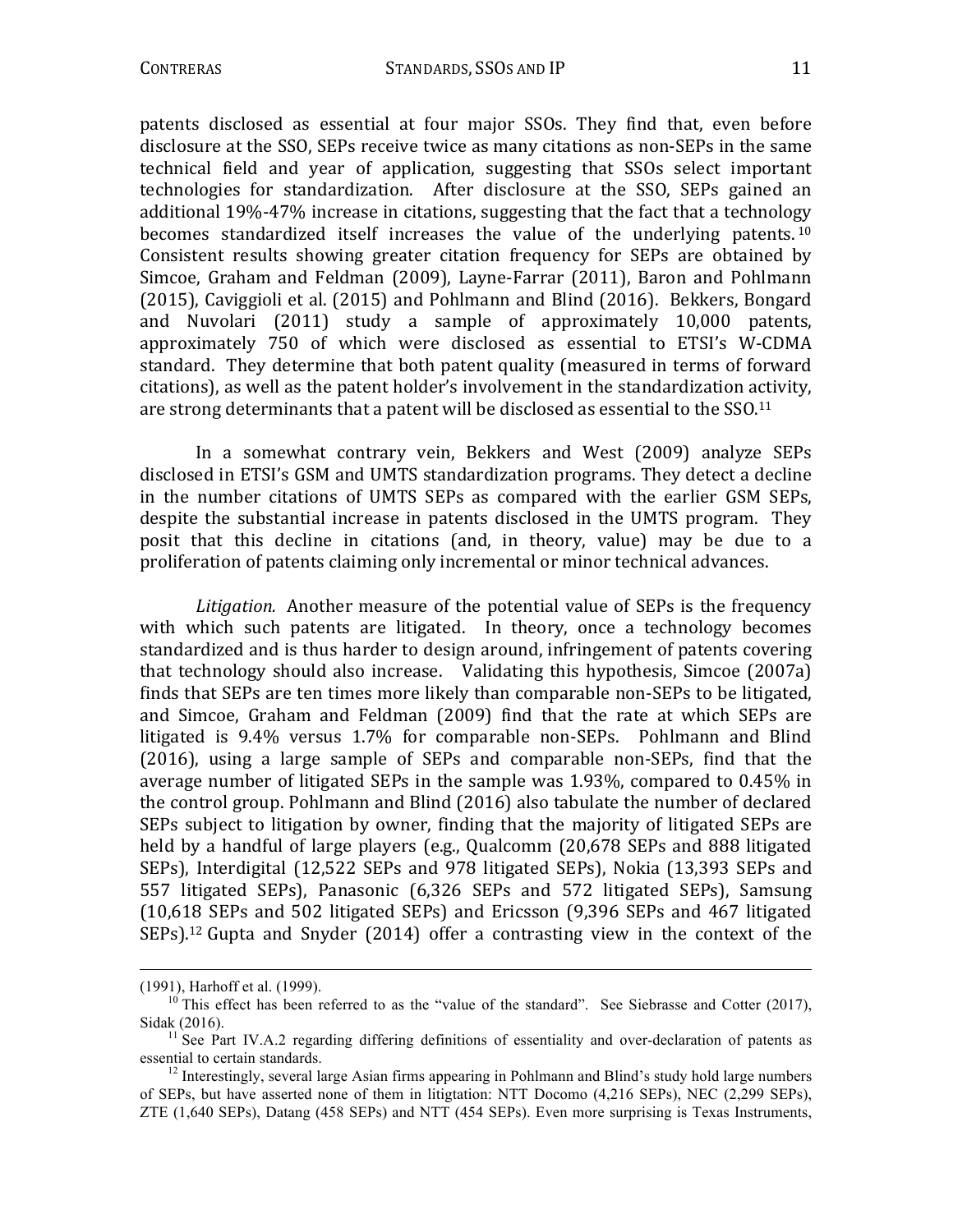patents disclosed as essential at four major SSOs. They find that, even before disclosure at the SSO, SEPs receive twice as many citations as non-SEPs in the same technical field and year of application, suggesting that SSOs select important technologies for standardization. After disclosure at the SSO, SEPs gained an additional 19%-47% increase in citations, suggesting that the fact that a technology becomes standardized itself increases the value of the underlying patents.[10] Consistent results showing greater citation frequency for SEPs are obtained by Simcoe, Graham and Feldman (2009), Layne-Farrar (2011), Baron and Pohlmann (2015), Caviggioli et al. (2015) and Pohlmann and Blind (2016). Bekkers, Bongard and Nuvolari (2011) study a sample of approximately 10,000 patents, approximately 750 of which were disclosed as essential to ETSI's W-CDMA standard. They determine that both patent quality (measured in terms of forward citations), as well as the patent holder's involvement in the standardization activity, are strong determinants that a patent will be disclosed as essential to the SSO.[11]

In a somewhat contrary vein, Bekkers and West (2009) analyze SEPs disclosed in ETSI's GSM and UMTS standardization programs. They detect a decline in the number citations of UMTS SEPs as compared with the earlier GSM SEPs, despite the substantial increase in patents disclosed in the UMTS program. They posit that this decline in citations (and, in theory, value) may be due to a proliferation of patents claiming only incremental or minor technical advances.

*Litigation.* Another measure of the potential value of SEPs is the frequency with which such patents are litigated. In theory, once a technology becomes standardized and is thus harder to design around, infringement of patents covering that technology should also increase. Validating this hypothesis, Simcoe (2007a) finds that SEPs are ten times more likely than comparable non-SEPs to be litigated, and Simcoe, Graham and Feldman (2009) find that the rate at which SEPs are litigated is 9.4% versus 1.7% for comparable non-SEPs. Pohlmann and Blind (2016), using a large sample of SEPs and comparable non-SEPs, find that the average number of litigated SEPs in the sample was 1.93%, compared to 0.45% in the control group. Pohlmann and Blind (2016) also tabulate the number of declared SEPs subject to litigation by owner, finding that the majority of litigated SEPs are held by a handful of large players (e.g., Qualcomm (20,678 SEPs and 888 litigated SEPs), Interdigital (12,522 SEPs and 978 litigated SEPs), Nokia (13,393 SEPs and 557 litigated SEPs), Panasonic (6,326 SEPs and 572 litigated SEPs), Samsung (10,618 SEPs and 502 litigated SEPs) and Ericsson (9,396 SEPs and 467 litigated SEPs).[12] Gupta and Snyder (2014) offer a contrasting view in the context of the

---

(1991), Harhoff et al. (1999).

[10] This effect has been referred to as the "value of the standard". See Siebrasse and Cotter (2017), Sidak (2016).

[11] See Part IV.A.2 regarding differing definitions of essentiality and over-declaration of patents as essential to certain standards.

[12] Interestingly, several large Asian firms appearing in Pohlmann and Blind's study hold large numbers of SEPs, but have asserted none of them in litigtation: NTT Docomo (4,216 SEPs), NEC (2,299 SEPs), ZTE (1,640 SEPs), Datang (458 SEPs) and NTT (454 SEPs). Even more surprising is Texas Instruments,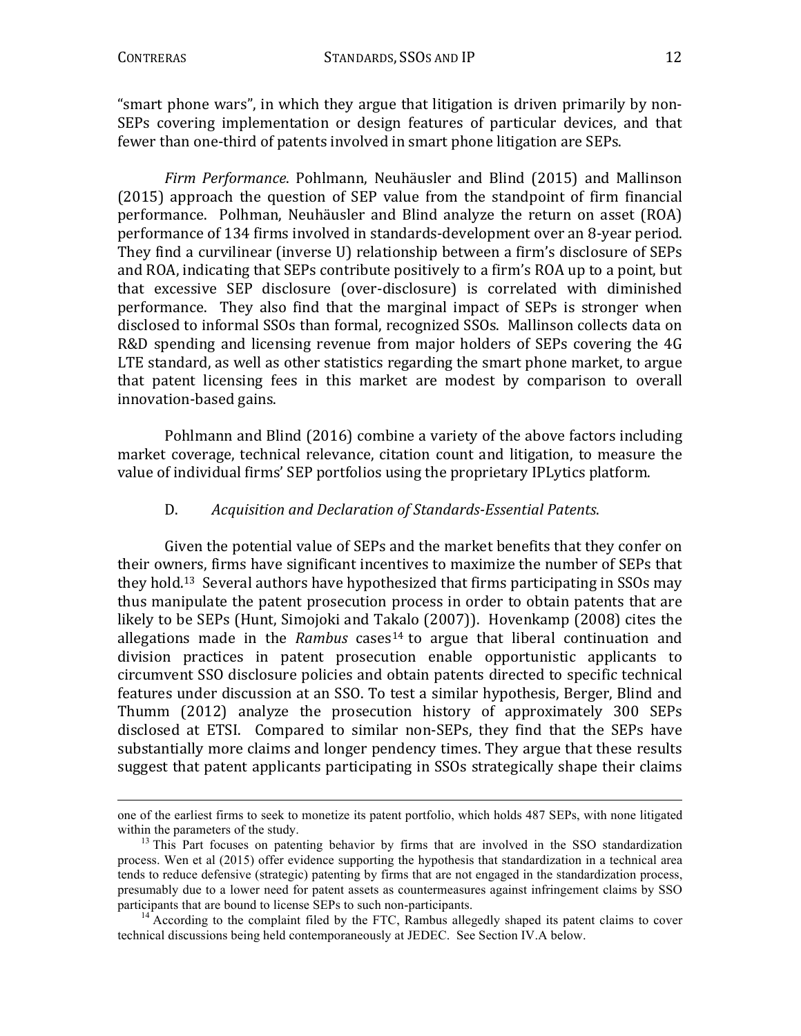"smart phone wars", in which they argue that litigation is driven primarily by non-SEPs covering implementation or design features of particular devices, and that fewer than one-third of patents involved in smart phone litigation are SEPs.

*Firm Performance*. Pohlmann, Neuhäusler and Blind (2015) and Mallinson (2015) approach the question of SEP value from the standpoint of firm financial performance. Polhman, Neuhäusler and Blind analyze the return on asset (ROA) performance of 134 firms involved in standards-development over an 8-year period. They find a curvilinear (inverse U) relationship between a firm's disclosure of SEPs and ROA, indicating that SEPs contribute positively to a firm's ROA up to a point, but that excessive SEP disclosure (over-disclosure) is correlated with diminished performance. They also find that the marginal impact of SEPs is stronger when disclosed to informal SSOs than formal, recognized SSOs. Mallinson collects data on R&D spending and licensing revenue from major holders of SEPs covering the 4G LTE standard, as well as other statistics regarding the smart phone market, to argue that patent licensing fees in this market are modest by comparison to overall innovation-based gains.

Pohlmann and Blind (2016) combine a variety of the above factors including market coverage, technical relevance, citation count and litigation, to measure the value of individual firms' SEP portfolios using the proprietary IPLytics platform.

### D. *Acquisition and Declaration of Standards-Essential Patents*.

Given the potential value of SEPs and the market benefits that they confer on their owners, firms have significant incentives to maximize the number of SEPs that they hold.[13] Several authors have hypothesized that firms participating in SSOs may thus manipulate the patent prosecution process in order to obtain patents that are likely to be SEPs (Hunt, Simojoki and Takalo (2007)). Hovenkamp (2008) cites the allegations made in the *Rambus* cases[14] to argue that liberal continuation and division practices in patent prosecution enable opportunistic applicants to circumvent SSO disclosure policies and obtain patents directed to specific technical features under discussion at an SSO. To test a similar hypothesis, Berger, Blind and Thumm (2012) analyze the prosecution history of approximately 300 SEPs disclosed at ETSI. Compared to similar non-SEPs, they find that the SEPs have substantially more claims and longer pendency times. They argue that these results suggest that patent applicants participating in SSOs strategically shape their claims

---

one of the earliest firms to seek to monetize its patent portfolio, which holds 487 SEPs, with none litigated within the parameters of the study.

[13] This Part focuses on patenting behavior by firms that are involved in the SSO standardization process. Wen et al (2015) offer evidence supporting the hypothesis that standardization in a technical area tends to reduce defensive (strategic) patenting by firms that are not engaged in the standardization process, presumably due to a lower need for patent assets as countermeasures against infringement claims by SSO participants that are bound to license SEPs to such non-participants.

[14] According to the complaint filed by the FTC, Rambus allegedly shaped its patent claims to cover technical discussions being held contemporaneously at JEDEC. See Section IV.A below.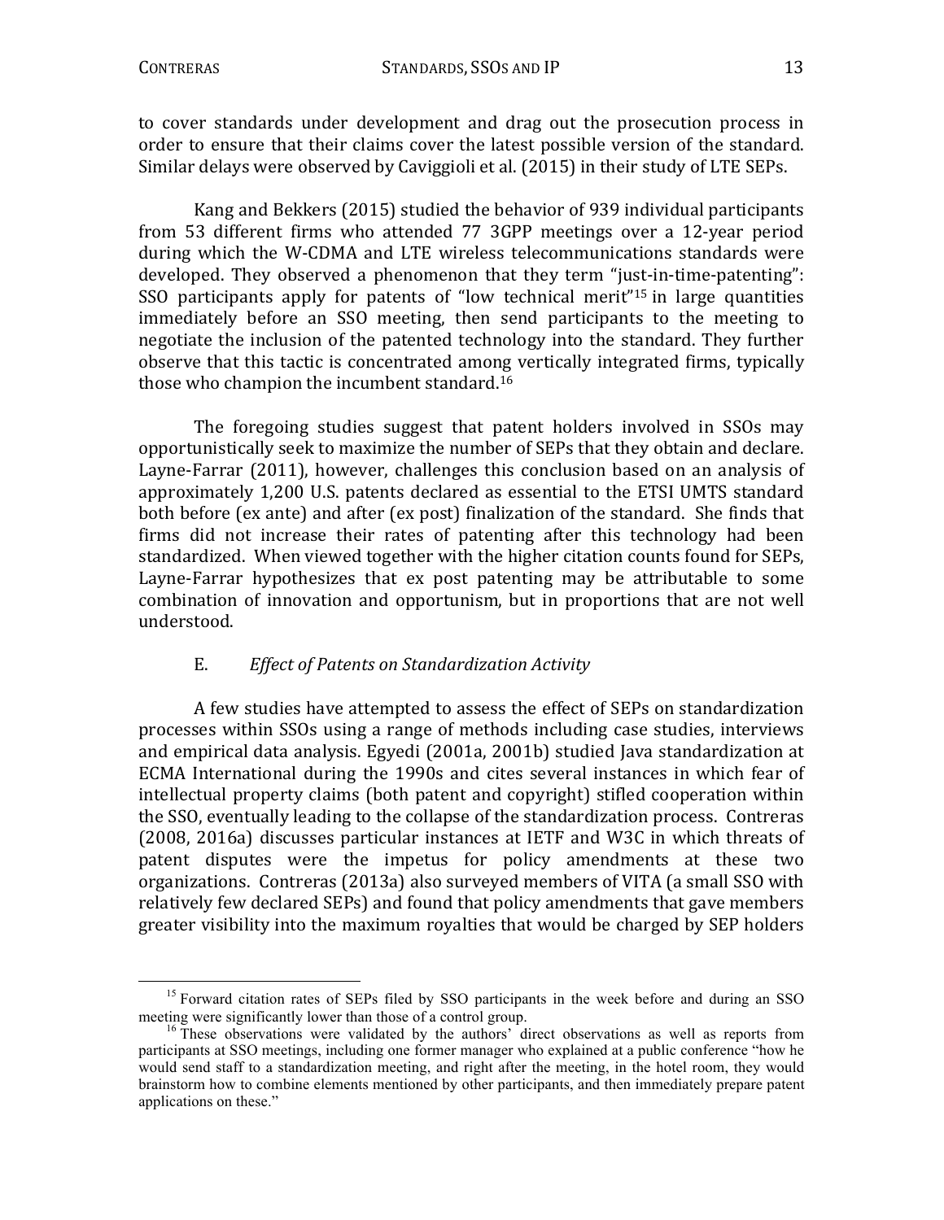to cover standards under development and drag out the prosecution process in order to ensure that their claims cover the latest possible version of the standard. Similar delays were observed by Caviggioli et al. (2015) in their study of LTE SEPs.

Kang and Bekkers (2015) studied the behavior of 939 individual participants from 53 different firms who attended 77 3GPP meetings over a 12-year period during which the W-CDMA and LTE wireless telecommunications standards were developed. They observed a phenomenon that they term "just-in-time-patenting": SSO participants apply for patents of "low technical merit"[15] in large quantities immediately before an SSO meeting, then send participants to the meeting to negotiate the inclusion of the patented technology into the standard. They further observe that this tactic is concentrated among vertically integrated firms, typically those who champion the incumbent standard.[16]

The foregoing studies suggest that patent holders involved in SSOs may opportunistically seek to maximize the number of SEPs that they obtain and declare. Layne-Farrar (2011), however, challenges this conclusion based on an analysis of approximately 1,200 U.S. patents declared as essential to the ETSI UMTS standard both before (ex ante) and after (ex post) finalization of the standard. She finds that firms did not increase their rates of patenting after this technology had been standardized. When viewed together with the higher citation counts found for SEPs, Layne-Farrar hypothesizes that ex post patenting may be attributable to some combination of innovation and opportunism, but in proportions that are not well understood.

### E. *Effect of Patents on Standardization Activity*

A few studies have attempted to assess the effect of SEPs on standardization processes within SSOs using a range of methods including case studies, interviews and empirical data analysis. Egyedi (2001a, 2001b) studied Java standardization at ECMA International during the 1990s and cites several instances in which fear of intellectual property claims (both patent and copyright) stifled cooperation within the SSO, eventually leading to the collapse of the standardization process. Contreras (2008, 2016a) discusses particular instances at IETF and W3C in which threats of patent disputes were the impetus for policy amendments at these two organizations. Contreras (2013a) also surveyed members of VITA (a small SSO with relatively few declared SEPs) and found that policy amendments that gave members greater visibility into the maximum royalties that would be charged by SEP holders

---

[15] Forward citation rates of SEPs filed by SSO participants in the week before and during an SSO meeting were significantly lower than those of a control group.

[16] These observations were validated by the authors' direct observations as well as reports from participants at SSO meetings, including one former manager who explained at a public conference "how he would send staff to a standardization meeting, and right after the meeting, in the hotel room, they would brainstorm how to combine elements mentioned by other participants, and then immediately prepare patent applications on these."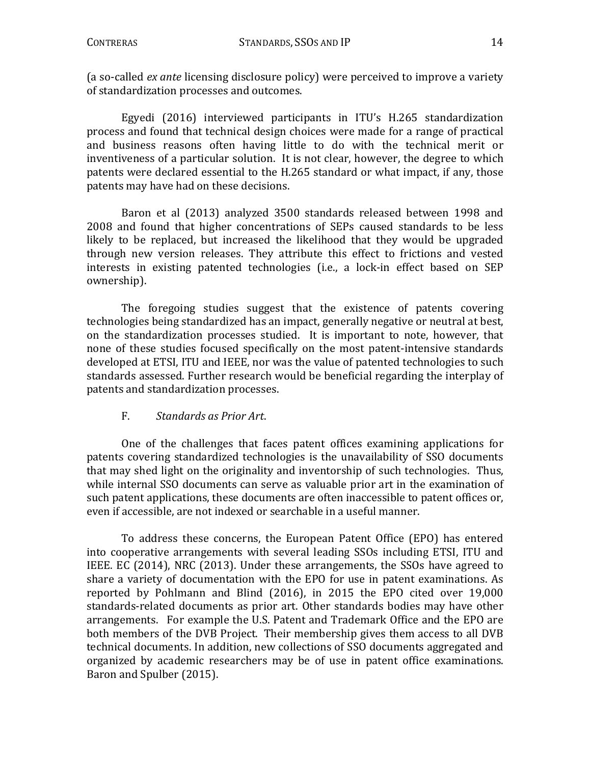(a so-called *ex ante* licensing disclosure policy) were perceived to improve a variety of standardization processes and outcomes.

Egyedi (2016) interviewed participants in ITU's H.265 standardization process and found that technical design choices were made for a range of practical and business reasons often having little to do with the technical merit or inventiveness of a particular solution. It is not clear, however, the degree to which patents were declared essential to the H.265 standard or what impact, if any, those patents may have had on these decisions.

Baron et al (2013) analyzed 3500 standards released between 1998 and 2008 and found that higher concentrations of SEPs caused standards to be less likely to be replaced, but increased the likelihood that they would be upgraded through new version releases. They attribute this effect to frictions and vested interests in existing patented technologies (i.e., a lock-in effect based on SEP ownership).

The foregoing studies suggest that the existence of patents covering technologies being standardized has an impact, generally negative or neutral at best, on the standardization processes studied. It is important to note, however, that none of these studies focused specifically on the most patent-intensive standards developed at ETSI, ITU and IEEE, nor was the value of patented technologies to such standards assessed. Further research would be beneficial regarding the interplay of patents and standardization processes.

### F. *Standards as Prior Art*.

One of the challenges that faces patent offices examining applications for patents covering standardized technologies is the unavailability of SSO documents that may shed light on the originality and inventorship of such technologies. Thus, while internal SSO documents can serve as valuable prior art in the examination of such patent applications, these documents are often inaccessible to patent offices or, even if accessible, are not indexed or searchable in a useful manner.

To address these concerns, the European Patent Office (EPO) has entered into cooperative arrangements with several leading SSOs including ETSI, ITU and IEEE. EC (2014), NRC (2013). Under these arrangements, the SSOs have agreed to share a variety of documentation with the EPO for use in patent examinations. As reported by Pohlmann and Blind (2016), in 2015 the EPO cited over 19,000 standards-related documents as prior art. Other standards bodies may have other arrangements. For example the U.S. Patent and Trademark Office and the EPO are both members of the DVB Project. Their membership gives them access to all DVB technical documents. In addition, new collections of SSO documents aggregated and organized by academic researchers may be of use in patent office examinations. Baron and Spulber (2015).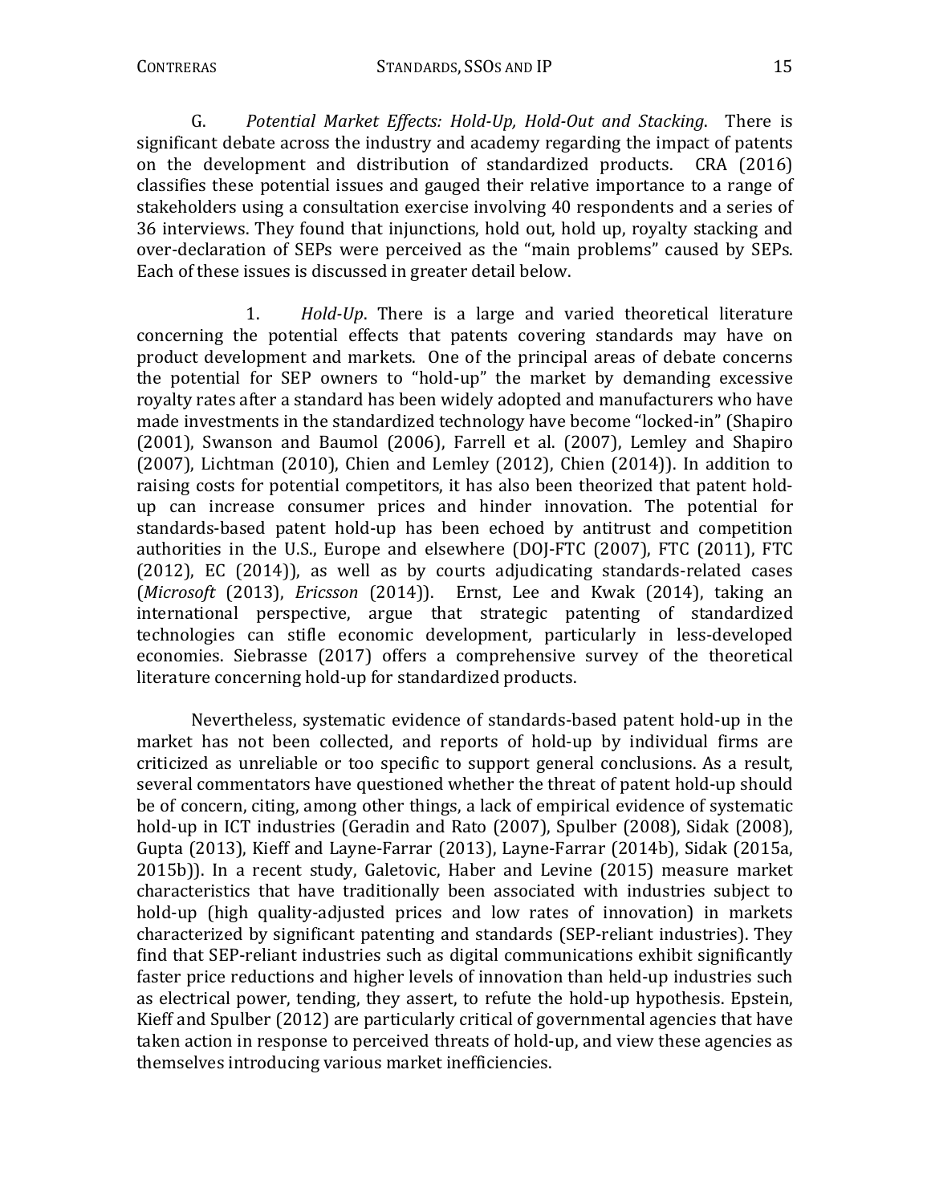G. *Potential Market Effects: Hold-Up, Hold-Out and Stacking*. There is significant debate across the industry and academy regarding the impact of patents on the development and distribution of standardized products. CRA (2016) classifies these potential issues and gauged their relative importance to a range of stakeholders using a consultation exercise involving 40 respondents and a series of 36 interviews. They found that injunctions, hold out, hold up, royalty stacking and over-declaration of SEPs were perceived as the "main problems" caused by SEPs. Each of these issues is discussed in greater detail below.

1. *Hold-Up*. There is a large and varied theoretical literature concerning the potential effects that patents covering standards may have on product development and markets. One of the principal areas of debate concerns the potential for SEP owners to "hold-up" the market by demanding excessive royalty rates after a standard has been widely adopted and manufacturers who have made investments in the standardized technology have become "locked-in" (Shapiro (2001), Swanson and Baumol (2006), Farrell et al. (2007), Lemley and Shapiro (2007), Lichtman (2010), Chien and Lemley (2012), Chien (2014)). In addition to raising costs for potential competitors, it has also been theorized that patent hold-up can increase consumer prices and hinder innovation. The potential for standards-based patent hold-up has been echoed by antitrust and competition authorities in the U.S., Europe and elsewhere (DOJ-FTC (2007), FTC (2011), FTC (2012), EC (2014)), as well as by courts adjudicating standards-related cases (*Microsoft* (2013), *Ericsson* (2014)). Ernst, Lee and Kwak (2014), taking an international perspective, argue that strategic patenting of standardized technologies can stifle economic development, particularly in less-developed economies. Siebrasse (2017) offers a comprehensive survey of the theoretical literature concerning hold-up for standardized products.

Nevertheless, systematic evidence of standards-based patent hold-up in the market has not been collected, and reports of hold-up by individual firms are criticized as unreliable or too specific to support general conclusions. As a result, several commentators have questioned whether the threat of patent hold-up should be of concern, citing, among other things, a lack of empirical evidence of systematic hold-up in ICT industries (Geradin and Rato (2007), Spulber (2008), Sidak (2008), Gupta (2013), Kieff and Layne-Farrar (2013), Layne-Farrar (2014b), Sidak (2015a, 2015b)). In a recent study, Galetovic, Haber and Levine (2015) measure market characteristics that have traditionally been associated with industries subject to hold-up (high quality-adjusted prices and low rates of innovation) in markets characterized by significant patenting and standards (SEP-reliant industries). They find that SEP-reliant industries such as digital communications exhibit significantly faster price reductions and higher levels of innovation than held-up industries such as electrical power, tending, they assert, to refute the hold-up hypothesis. Epstein, Kieff and Spulber (2012) are particularly critical of governmental agencies that have taken action in response to perceived threats of hold-up, and view these agencies as themselves introducing various market inefficiencies.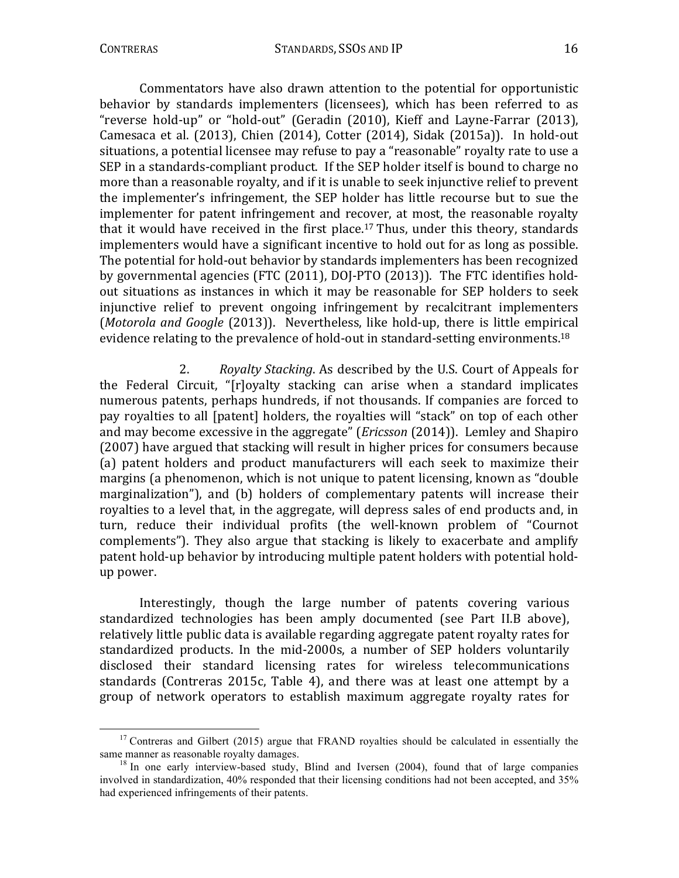Commentators have also drawn attention to the potential for opportunistic behavior by standards implementers (licensees), which has been referred to as "reverse hold-up" or "hold-out" (Geradin (2010), Kieff and Layne-Farrar (2013), Camesaca et al. (2013), Chien (2014), Cotter (2014), Sidak (2015a)). In hold-out situations, a potential licensee may refuse to pay a "reasonable" royalty rate to use a SEP in a standards-compliant product. If the SEP holder itself is bound to charge no more than a reasonable royalty, and if it is unable to seek injunctive relief to prevent the implementer's infringement, the SEP holder has little recourse but to sue the implementer for patent infringement and recover, at most, the reasonable royalty that it would have received in the first place.[17] Thus, under this theory, standards implementers would have a significant incentive to hold out for as long as possible. The potential for hold-out behavior by standards implementers has been recognized by governmental agencies (FTC (2011), DOJ-PTO (2013)). The FTC identifies hold-out situations as instances in which it may be reasonable for SEP holders to seek injunctive relief to prevent ongoing infringement by recalcitrant implementers (*Motorola and Google* (2013)). Nevertheless, like hold-up, there is little empirical evidence relating to the prevalence of hold-out in standard-setting environments.[18]

2. *Royalty Stacking*. As described by the U.S. Court of Appeals for the Federal Circuit, "[r]oyalty stacking can arise when a standard implicates numerous patents, perhaps hundreds, if not thousands. If companies are forced to pay royalties to all [patent] holders, the royalties will "stack" on top of each other and may become excessive in the aggregate" (*Ericsson* (2014)). Lemley and Shapiro (2007) have argued that stacking will result in higher prices for consumers because (a) patent holders and product manufacturers will each seek to maximize their margins (a phenomenon, which is not unique to patent licensing, known as "double marginalization"), and (b) holders of complementary patents will increase their royalties to a level that, in the aggregate, will depress sales of end products and, in turn, reduce their individual profits (the well-known problem of "Cournot complements"). They also argue that stacking is likely to exacerbate and amplify patent hold-up behavior by introducing multiple patent holders with potential hold-up power.

Interestingly, though the large number of patents covering various standardized technologies has been amply documented (see Part II.B above), relatively little public data is available regarding aggregate patent royalty rates for standardized products. In the mid-2000s, a number of SEP holders voluntarily disclosed their standard licensing rates for wireless telecommunications standards (Contreras 2015c, Table 4), and there was at least one attempt by a group of network operators to establish maximum aggregate royalty rates for

[17] Contreras and Gilbert (2015) argue that FRAND royalties should be calculated in essentially the same manner as reasonable royalty damages.

[18] In one early interview-based study, Blind and Iversen (2004), found that of large companies involved in standardization, 40% responded that their licensing conditions had not been accepted, and 35% had experienced infringements of their patents.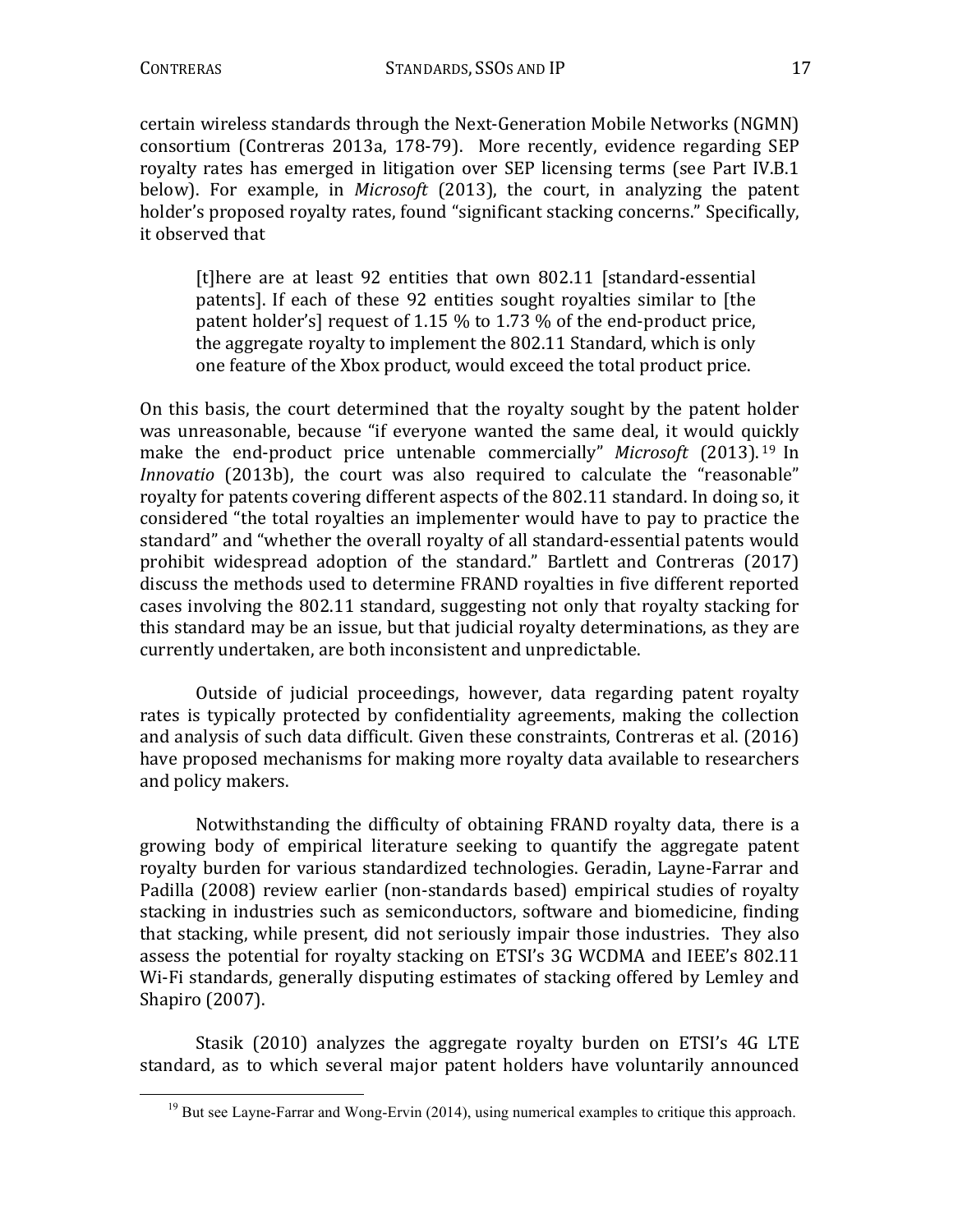certain wireless standards through the Next-Generation Mobile Networks (NGMN) consortium (Contreras 2013a, 178-79). More recently, evidence regarding SEP royalty rates has emerged in litigation over SEP licensing terms (see Part IV.B.1 below). For example, in *Microsoft* (2013), the court, in analyzing the patent holder's proposed royalty rates, found "significant stacking concerns." Specifically, it observed that

> [t]here are at least 92 entities that own 802.11 [standard-essential patents]. If each of these 92 entities sought royalties similar to [the patent holder's] request of 1.15 % to 1.73 % of the end-product price, the aggregate royalty to implement the 802.11 Standard, which is only one feature of the Xbox product, would exceed the total product price.

On this basis, the court determined that the royalty sought by the patent holder was unreasonable, because "if everyone wanted the same deal, it would quickly make the end-product price untenable commercially" *Microsoft* (2013).[19] In *Innovatio* (2013b), the court was also required to calculate the "reasonable" royalty for patents covering different aspects of the 802.11 standard. In doing so, it considered "the total royalties an implementer would have to pay to practice the standard" and "whether the overall royalty of all standard-essential patents would prohibit widespread adoption of the standard." Bartlett and Contreras (2017) discuss the methods used to determine FRAND royalties in five different reported cases involving the 802.11 standard, suggesting not only that royalty stacking for this standard may be an issue, but that judicial royalty determinations, as they are currently undertaken, are both inconsistent and unpredictable.

Outside of judicial proceedings, however, data regarding patent royalty rates is typically protected by confidentiality agreements, making the collection and analysis of such data difficult. Given these constraints, Contreras et al. (2016) have proposed mechanisms for making more royalty data available to researchers and policy makers.

Notwithstanding the difficulty of obtaining FRAND royalty data, there is a growing body of empirical literature seeking to quantify the aggregate patent royalty burden for various standardized technologies. Geradin, Layne-Farrar and Padilla (2008) review earlier (non-standards based) empirical studies of royalty stacking in industries such as semiconductors, software and biomedicine, finding that stacking, while present, did not seriously impair those industries. They also assess the potential for royalty stacking on ETSI's 3G WCDMA and IEEE's 802.11 Wi-Fi standards, generally disputing estimates of stacking offered by Lemley and Shapiro (2007).

Stasik (2010) analyzes the aggregate royalty burden on ETSI's 4G LTE standard, as to which several major patent holders have voluntarily announced

[19] But see Layne-Farrar and Wong-Ervin (2014), using numerical examples to critique this approach.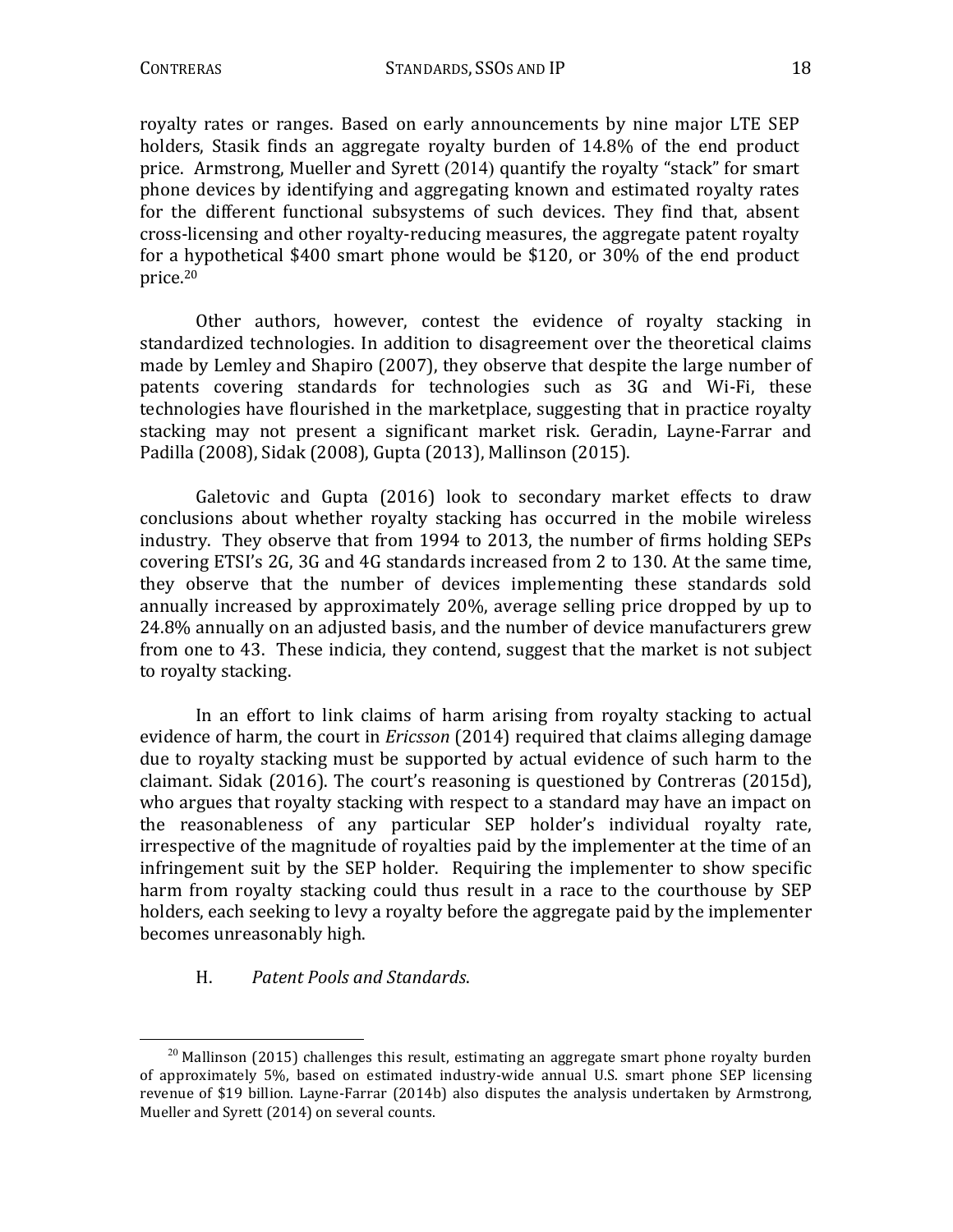royalty rates or ranges. Based on early announcements by nine major LTE SEP holders, Stasik finds an aggregate royalty burden of 14.8% of the end product price. Armstrong, Mueller and Syrett (2014) quantify the royalty "stack" for smart phone devices by identifying and aggregating known and estimated royalty rates for the different functional subsystems of such devices. They find that, absent cross-licensing and other royalty-reducing measures, the aggregate patent royalty for a hypothetical $400 smart phone would be $120, or 30% of the end product price.[20]

Other authors, however, contest the evidence of royalty stacking in standardized technologies. In addition to disagreement over the theoretical claims made by Lemley and Shapiro (2007), they observe that despite the large number of patents covering standards for technologies such as 3G and Wi-Fi, these technologies have flourished in the marketplace, suggesting that in practice royalty stacking may not present a significant market risk. Geradin, Layne-Farrar and Padilla (2008), Sidak (2008), Gupta (2013), Mallinson (2015).

Galetovic and Gupta (2016) look to secondary market effects to draw conclusions about whether royalty stacking has occurred in the mobile wireless industry. They observe that from 1994 to 2013, the number of firms holding SEPs covering ETSI's 2G, 3G and 4G standards increased from 2 to 130. At the same time, they observe that the number of devices implementing these standards sold annually increased by approximately 20%, average selling price dropped by up to 24.8% annually on an adjusted basis, and the number of device manufacturers grew from one to 43. These indicia, they contend, suggest that the market is not subject to royalty stacking.

In an effort to link claims of harm arising from royalty stacking to actual evidence of harm, the court in *Ericsson* (2014) required that claims alleging damage due to royalty stacking must be supported by actual evidence of such harm to the claimant. Sidak (2016). The court's reasoning is questioned by Contreras (2015d), who argues that royalty stacking with respect to a standard may have an impact on the reasonableness of any particular SEP holder's individual royalty rate, irrespective of the magnitude of royalties paid by the implementer at the time of an infringement suit by the SEP holder. Requiring the implementer to show specific harm from royalty stacking could thus result in a race to the courthouse by SEP holders, each seeking to levy a royalty before the aggregate paid by the implementer becomes unreasonably high.

### H. *Patent Pools and Standards*.

---

[20] Mallinson (2015) challenges this result, estimating an aggregate smart phone royalty burden of approximately 5%, based on estimated industry-wide annual U.S. smart phone SEP licensing revenue of $19 billion. Layne-Farrar (2014b) also disputes the analysis undertaken by Armstrong, Mueller and Syrett (2014) on several counts.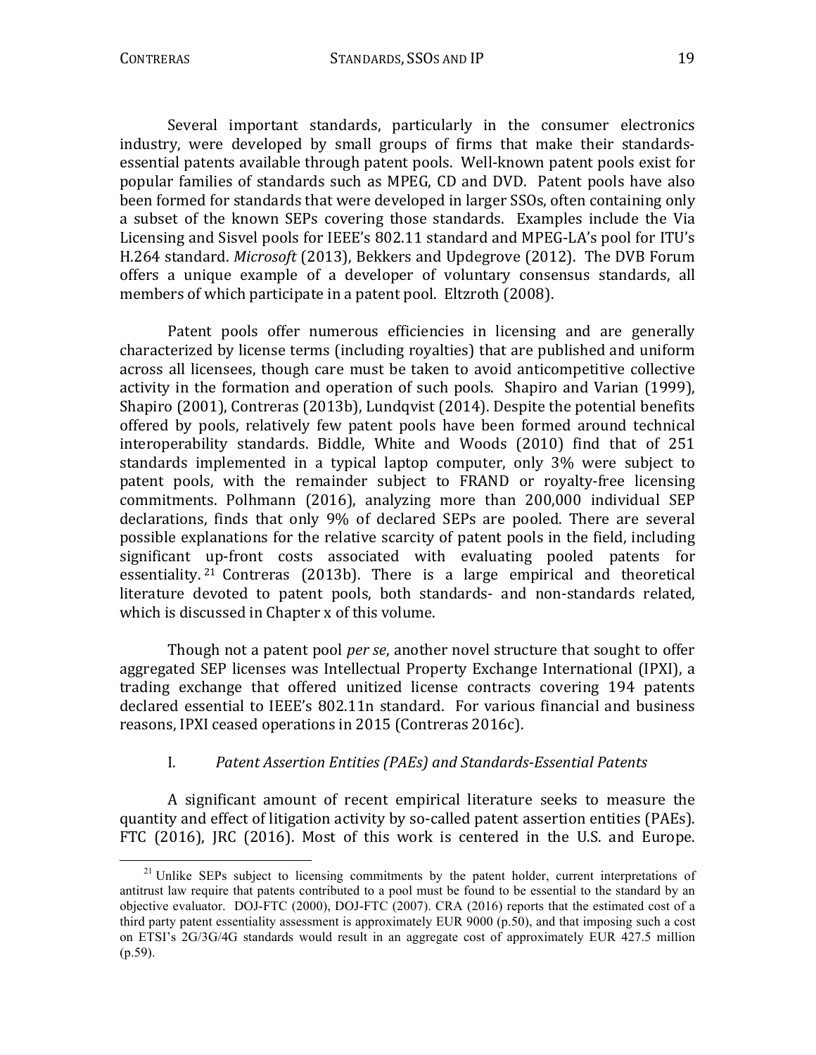Several important standards, particularly in the consumer electronics industry, were developed by small groups of firms that make their standards-essential patents available through patent pools. Well-known patent pools exist for popular families of standards such as MPEG, CD and DVD. Patent pools have also been formed for standards that were developed in larger SSOs, often containing only a subset of the known SEPs covering those standards. Examples include the Via Licensing and Sisvel pools for IEEE's 802.11 standard and MPEG-LA's pool for ITU's H.264 standard. *Microsoft* (2013), Bekkers and Updegrove (2012). The DVB Forum offers a unique example of a developer of voluntary consensus standards, all members of which participate in a patent pool. Eltzroth (2008).

Patent pools offer numerous efficiencies in licensing and are generally characterized by license terms (including royalties) that are published and uniform across all licensees, though care must be taken to avoid anticompetitive collective activity in the formation and operation of such pools. Shapiro and Varian (1999), Shapiro (2001), Contreras (2013b), Lundqvist (2014). Despite the potential benefits offered by pools, relatively few patent pools have been formed around technical interoperability standards. Biddle, White and Woods (2010) find that of 251 standards implemented in a typical laptop computer, only 3% were subject to patent pools, with the remainder subject to FRAND or royalty-free licensing commitments. Polhmann (2016), analyzing more than 200,000 individual SEP declarations, finds that only 9% of declared SEPs are pooled. There are several possible explanations for the relative scarcity of patent pools in the field, including significant up-front costs associated with evaluating pooled patents for essentiality.[21] Contreras (2013b). There is a large empirical and theoretical literature devoted to patent pools, both standards- and non-standards related, which is discussed in Chapter x of this volume.

Though not a patent pool *per se*, another novel structure that sought to offer aggregated SEP licenses was Intellectual Property Exchange International (IPXI), a trading exchange that offered unitized license contracts covering 194 patents declared essential to IEEE's 802.11n standard. For various financial and business reasons, IPXI ceased operations in 2015 (Contreras 2016c).

## I. *Patent Assertion Entities (PAEs) and Standards-Essential Patents*

A significant amount of recent empirical literature seeks to measure the quantity and effect of litigation activity by so-called patent assertion entities (PAEs). FTC (2016), JRC (2016). Most of this work is centered in the U.S. and Europe.

---

[21] Unlike SEPs subject to licensing commitments by the patent holder, current interpretations of antitrust law require that patents contributed to a pool must be found to be essential to the standard by an objective evaluator. DOJ-FTC (2000), DOJ-FTC (2007). CRA (2016) reports that the estimated cost of a third party patent essentiality assessment is approximately EUR 9000 (p.50), and that imposing such a cost on ETSI's 2G/3G/4G standards would result in an aggregate cost of approximately EUR 427.5 million (p.59).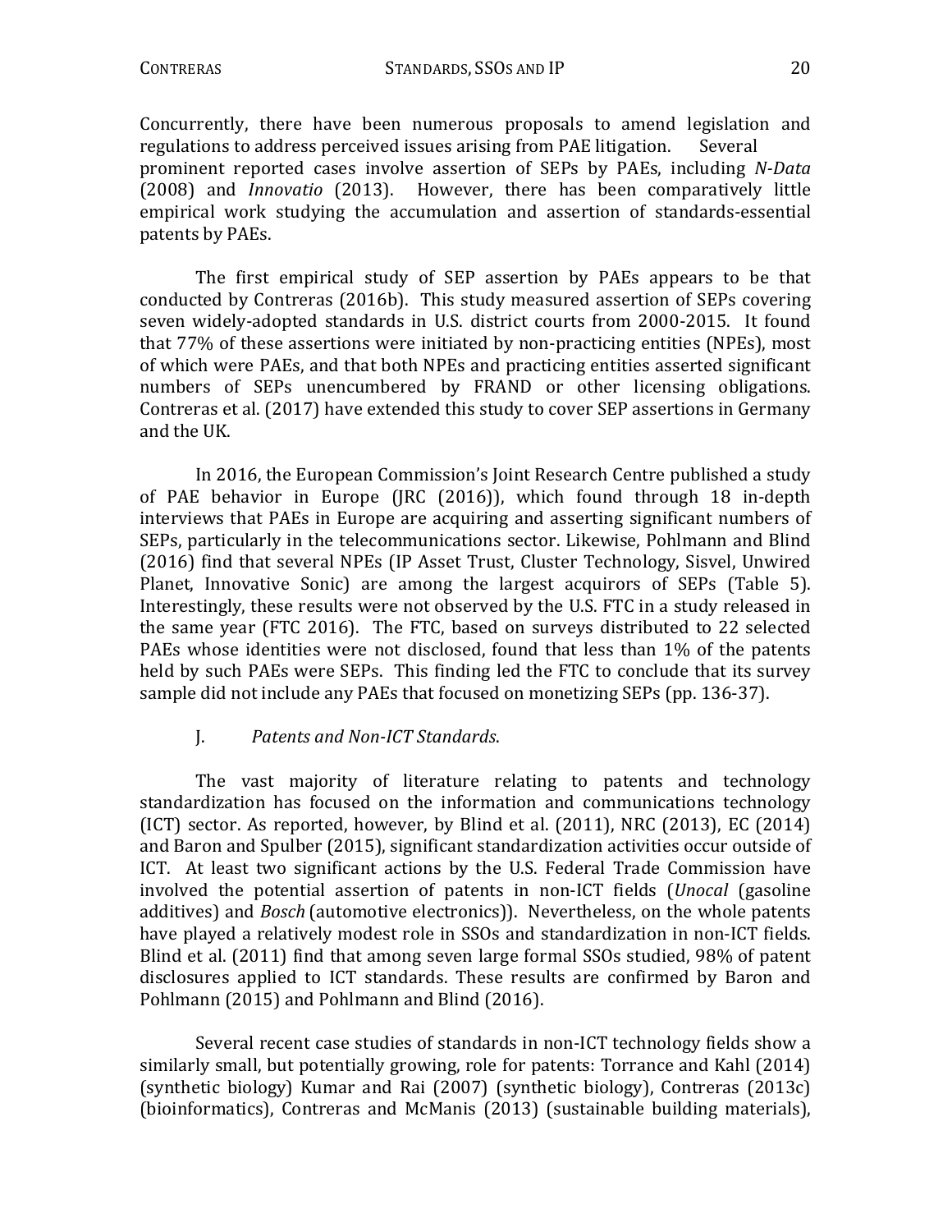Concurrently, there have been numerous proposals to amend legislation and regulations to address perceived issues arising from PAE litigation. Several prominent reported cases involve assertion of SEPs by PAEs, including *N-Data* (2008) and *Innovatio* (2013). However, there has been comparatively little empirical work studying the accumulation and assertion of standards-essential patents by PAEs.

The first empirical study of SEP assertion by PAEs appears to be that conducted by Contreras (2016b). This study measured assertion of SEPs covering seven widely-adopted standards in U.S. district courts from 2000-2015. It found that 77% of these assertions were initiated by non-practicing entities (NPEs), most of which were PAEs, and that both NPEs and practicing entities asserted significant numbers of SEPs unencumbered by FRAND or other licensing obligations. Contreras et al. (2017) have extended this study to cover SEP assertions in Germany and the UK.

In 2016, the European Commission's Joint Research Centre published a study of PAE behavior in Europe (JRC (2016)), which found through 18 in-depth interviews that PAEs in Europe are acquiring and asserting significant numbers of SEPs, particularly in the telecommunications sector. Likewise, Pohlmann and Blind (2016) find that several NPEs (IP Asset Trust, Cluster Technology, Sisvel, Unwired Planet, Innovative Sonic) are among the largest acquirors of SEPs (Table 5). Interestingly, these results were not observed by the U.S. FTC in a study released in the same year (FTC 2016). The FTC, based on surveys distributed to 22 selected PAEs whose identities were not disclosed, found that less than 1% of the patents held by such PAEs were SEPs. This finding led the FTC to conclude that its survey sample did not include any PAEs that focused on monetizing SEPs (pp. 136-37).

### J. *Patents and Non-ICT Standards*.

The vast majority of literature relating to patents and technology standardization has focused on the information and communications technology (ICT) sector. As reported, however, by Blind et al. (2011), NRC (2013), EC (2014) and Baron and Spulber (2015), significant standardization activities occur outside of ICT. At least two significant actions by the U.S. Federal Trade Commission have involved the potential assertion of patents in non-ICT fields (*Unocal* (gasoline additives) and *Bosch* (automotive electronics)). Nevertheless, on the whole patents have played a relatively modest role in SSOs and standardization in non-ICT fields. Blind et al. (2011) find that among seven large formal SSOs studied, 98% of patent disclosures applied to ICT standards. These results are confirmed by Baron and Pohlmann (2015) and Pohlmann and Blind (2016).

Several recent case studies of standards in non-ICT technology fields show a similarly small, but potentially growing, role for patents: Torrance and Kahl (2014) (synthetic biology) Kumar and Rai (2007) (synthetic biology), Contreras (2013c) (bioinformatics), Contreras and McManis (2013) (sustainable building materials),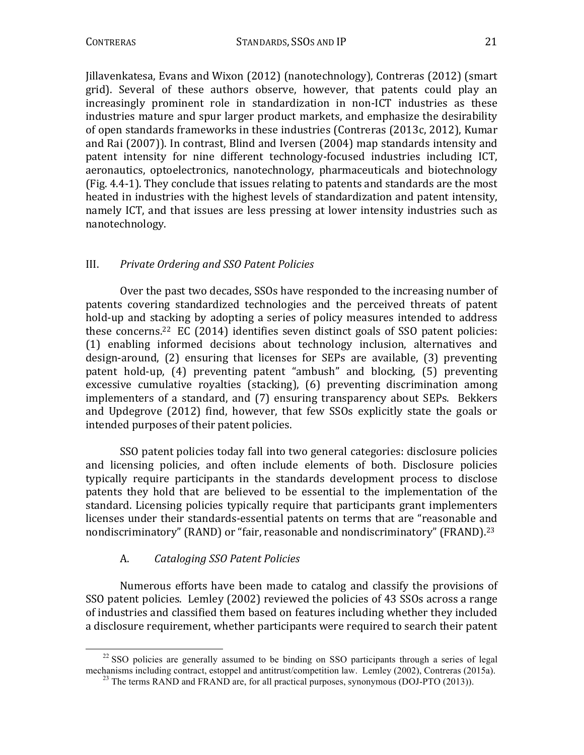Jillavenkatesa, Evans and Wixon (2012) (nanotechnology), Contreras (2012) (smart grid). Several of these authors observe, however, that patents could play an increasingly prominent role in standardization in non-ICT industries as these industries mature and spur larger product markets, and emphasize the desirability of open standards frameworks in these industries (Contreras (2013c, 2012), Kumar and Rai (2007)). In contrast, Blind and Iversen (2004) map standards intensity and patent intensity for nine different technology-focused industries including ICT, aeronautics, optoelectronics, nanotechnology, pharmaceuticals and biotechnology (Fig. 4.4-1). They conclude that issues relating to patents and standards are the most heated in industries with the highest levels of standardization and patent intensity, namely ICT, and that issues are less pressing at lower intensity industries such as nanotechnology.

## III. *Private Ordering and SSO Patent Policies*

Over the past two decades, SSOs have responded to the increasing number of patents covering standardized technologies and the perceived threats of patent hold-up and stacking by adopting a series of policy measures intended to address these concerns.[22] EC (2014) identifies seven distinct goals of SSO patent policies: (1) enabling informed decisions about technology inclusion, alternatives and design-around, (2) ensuring that licenses for SEPs are available, (3) preventing patent hold-up, (4) preventing patent "ambush" and blocking, (5) preventing excessive cumulative royalties (stacking), (6) preventing discrimination among implementers of a standard, and (7) ensuring transparency about SEPs. Bekkers and Updegrove (2012) find, however, that few SSOs explicitly state the goals or intended purposes of their patent policies.

SSO patent policies today fall into two general categories: disclosure policies and licensing policies, and often include elements of both. Disclosure policies typically require participants in the standards development process to disclose patents they hold that are believed to be essential to the implementation of the standard. Licensing policies typically require that participants grant implementers licenses under their standards-essential patents on terms that are "reasonable and nondiscriminatory" (RAND) or "fair, reasonable and nondiscriminatory" (FRAND).[23]

### A. *Cataloging SSO Patent Policies*

Numerous efforts have been made to catalog and classify the provisions of SSO patent policies. Lemley (2002) reviewed the policies of 43 SSOs across a range of industries and classified them based on features including whether they included a disclosure requirement, whether participants were required to search their patent

[22] SSO policies are generally assumed to be binding on SSO participants through a series of legal mechanisms including contract, estoppel and antitrust/competition law. Lemley (2002), Contreras (2015a).

[23] The terms RAND and FRAND are, for all practical purposes, synonymous (DOJ-PTO (2013)).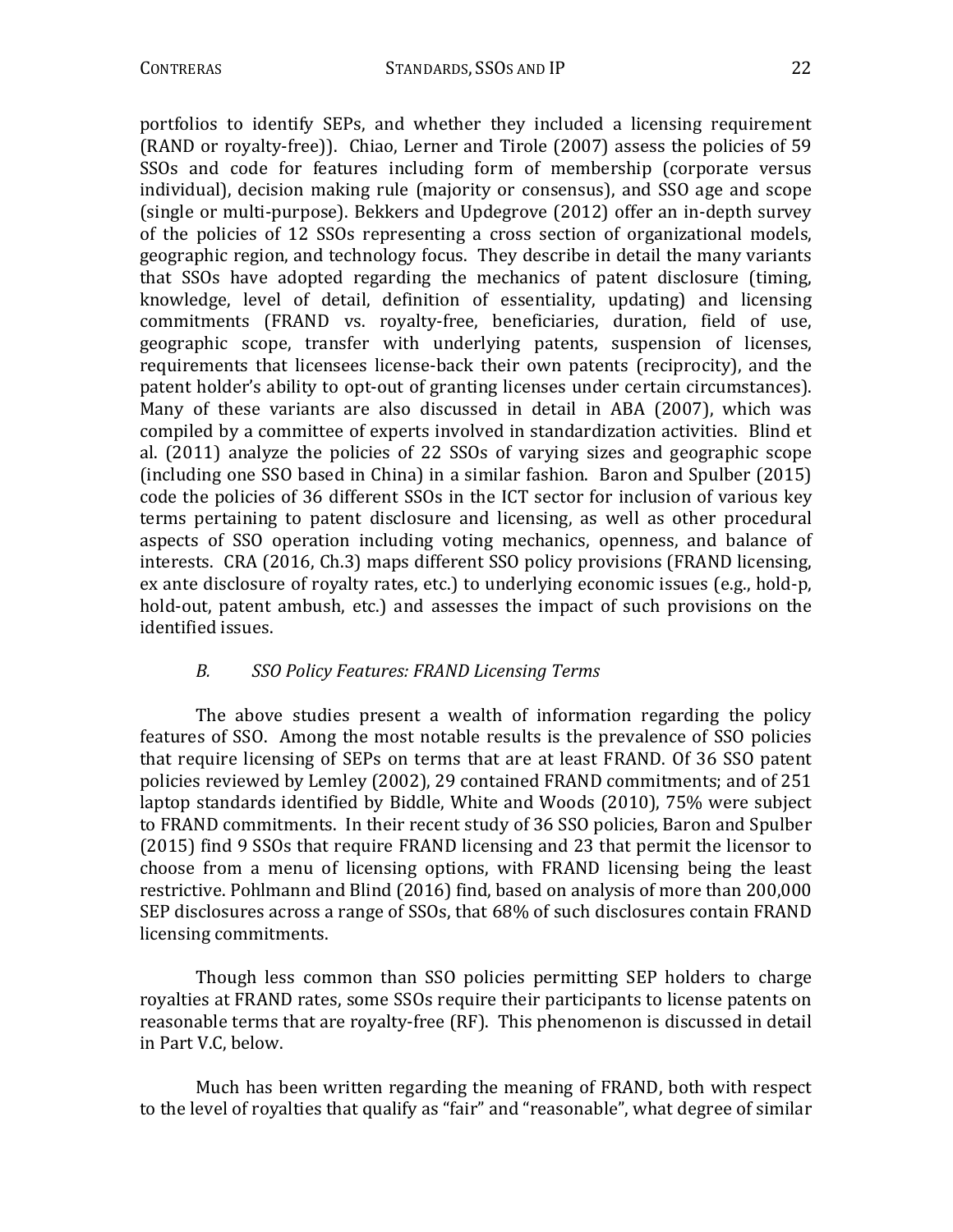portfolios to identify SEPs, and whether they included a licensing requirement (RAND or royalty-free)). Chiao, Lerner and Tirole (2007) assess the policies of 59 SSOs and code for features including form of membership (corporate versus individual), decision making rule (majority or consensus), and SSO age and scope (single or multi-purpose). Bekkers and Updegrove (2012) offer an in-depth survey of the policies of 12 SSOs representing a cross section of organizational models, geographic region, and technology focus. They describe in detail the many variants that SSOs have adopted regarding the mechanics of patent disclosure (timing, knowledge, level of detail, definition of essentiality, updating) and licensing commitments (FRAND vs. royalty-free, beneficiaries, duration, field of use, geographic scope, transfer with underlying patents, suspension of licenses, requirements that licensees license-back their own patents (reciprocity), and the patent holder's ability to opt-out of granting licenses under certain circumstances). Many of these variants are also discussed in detail in ABA (2007), which was compiled by a committee of experts involved in standardization activities. Blind et al. (2011) analyze the policies of 22 SSOs of varying sizes and geographic scope (including one SSO based in China) in a similar fashion. Baron and Spulber (2015) code the policies of 36 different SSOs in the ICT sector for inclusion of various key terms pertaining to patent disclosure and licensing, as well as other procedural aspects of SSO operation including voting mechanics, openness, and balance of interests. CRA (2016, Ch.3) maps different SSO policy provisions (FRAND licensing, ex ante disclosure of royalty rates, etc.) to underlying economic issues (e.g., hold-p, hold-out, patent ambush, etc.) and assesses the impact of such provisions on the identified issues.

### *B. SSO Policy Features: FRAND Licensing Terms*

The above studies present a wealth of information regarding the policy features of SSO. Among the most notable results is the prevalence of SSO policies that require licensing of SEPs on terms that are at least FRAND. Of 36 SSO patent policies reviewed by Lemley (2002), 29 contained FRAND commitments; and of 251 laptop standards identified by Biddle, White and Woods (2010), 75% were subject to FRAND commitments. In their recent study of 36 SSO policies, Baron and Spulber (2015) find 9 SSOs that require FRAND licensing and 23 that permit the licensor to choose from a menu of licensing options, with FRAND licensing being the least restrictive. Pohlmann and Blind (2016) find, based on analysis of more than 200,000 SEP disclosures across a range of SSOs, that 68% of such disclosures contain FRAND licensing commitments.

Though less common than SSO policies permitting SEP holders to charge royalties at FRAND rates, some SSOs require their participants to license patents on reasonable terms that are royalty-free (RF). This phenomenon is discussed in detail in Part V.C, below.

Much has been written regarding the meaning of FRAND, both with respect to the level of royalties that qualify as "fair" and "reasonable", what degree of similar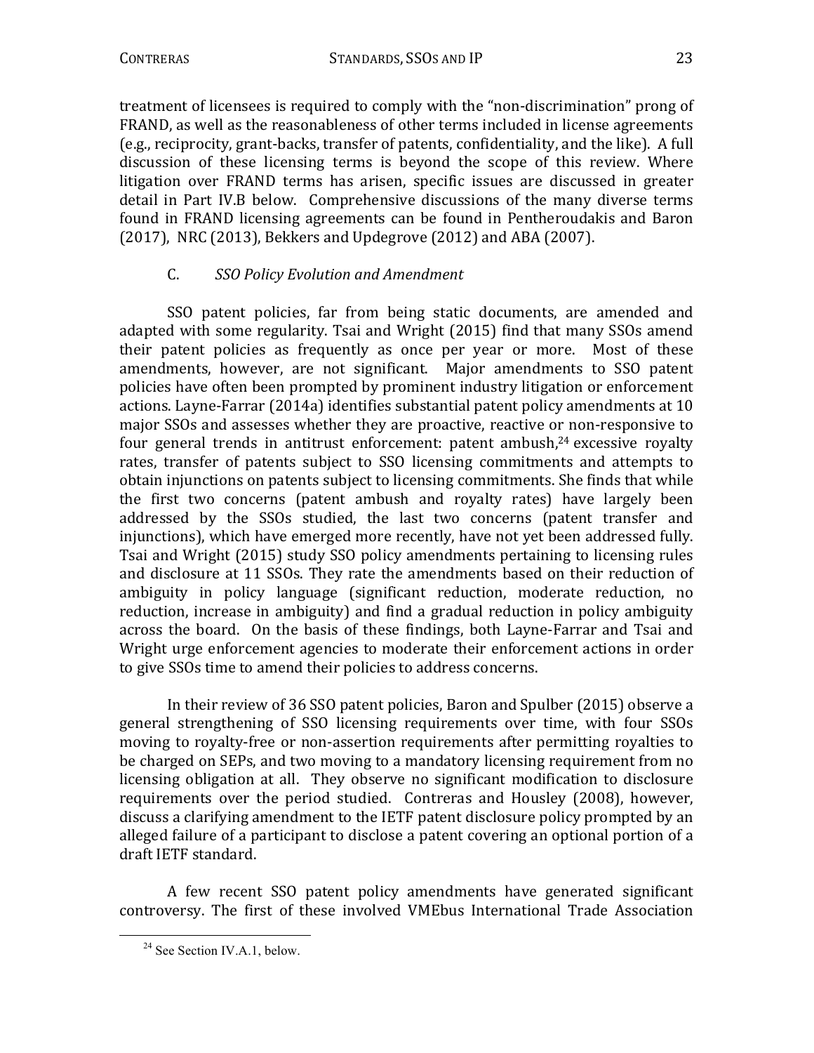treatment of licensees is required to comply with the "non-discrimination" prong of FRAND, as well as the reasonableness of other terms included in license agreements (e.g., reciprocity, grant-backs, transfer of patents, confidentiality, and the like). A full discussion of these licensing terms is beyond the scope of this review. Where litigation over FRAND terms has arisen, specific issues are discussed in greater detail in Part IV.B below. Comprehensive discussions of the many diverse terms found in FRAND licensing agreements can be found in Pentheroudakis and Baron (2017), NRC (2013), Bekkers and Updegrove (2012) and ABA (2007).

### C. *SSO Policy Evolution and Amendment*

SSO patent policies, far from being static documents, are amended and adapted with some regularity. Tsai and Wright (2015) find that many SSOs amend their patent policies as frequently as once per year or more. Most of these amendments, however, are not significant. Major amendments to SSO patent policies have often been prompted by prominent industry litigation or enforcement actions. Layne-Farrar (2014a) identifies substantial patent policy amendments at 10 major SSOs and assesses whether they are proactive, reactive or non-responsive to four general trends in antitrust enforcement: patent ambush,[24] excessive royalty rates, transfer of patents subject to SSO licensing commitments and attempts to obtain injunctions on patents subject to licensing commitments. She finds that while the first two concerns (patent ambush and royalty rates) have largely been addressed by the SSOs studied, the last two concerns (patent transfer and injunctions), which have emerged more recently, have not yet been addressed fully. Tsai and Wright (2015) study SSO policy amendments pertaining to licensing rules and disclosure at 11 SSOs. They rate the amendments based on their reduction of ambiguity in policy language (significant reduction, moderate reduction, no reduction, increase in ambiguity) and find a gradual reduction in policy ambiguity across the board. On the basis of these findings, both Layne-Farrar and Tsai and Wright urge enforcement agencies to moderate their enforcement actions in order to give SSOs time to amend their policies to address concerns.

In their review of 36 SSO patent policies, Baron and Spulber (2015) observe a general strengthening of SSO licensing requirements over time, with four SSOs moving to royalty-free or non-assertion requirements after permitting royalties to be charged on SEPs, and two moving to a mandatory licensing requirement from no licensing obligation at all. They observe no significant modification to disclosure requirements over the period studied. Contreras and Housley (2008), however, discuss a clarifying amendment to the IETF patent disclosure policy prompted by an alleged failure of a participant to disclose a patent covering an optional portion of a draft IETF standard.

A few recent SSO patent policy amendments have generated significant controversy. The first of these involved VMEbus International Trade Association

[24] See Section IV.A.1, below.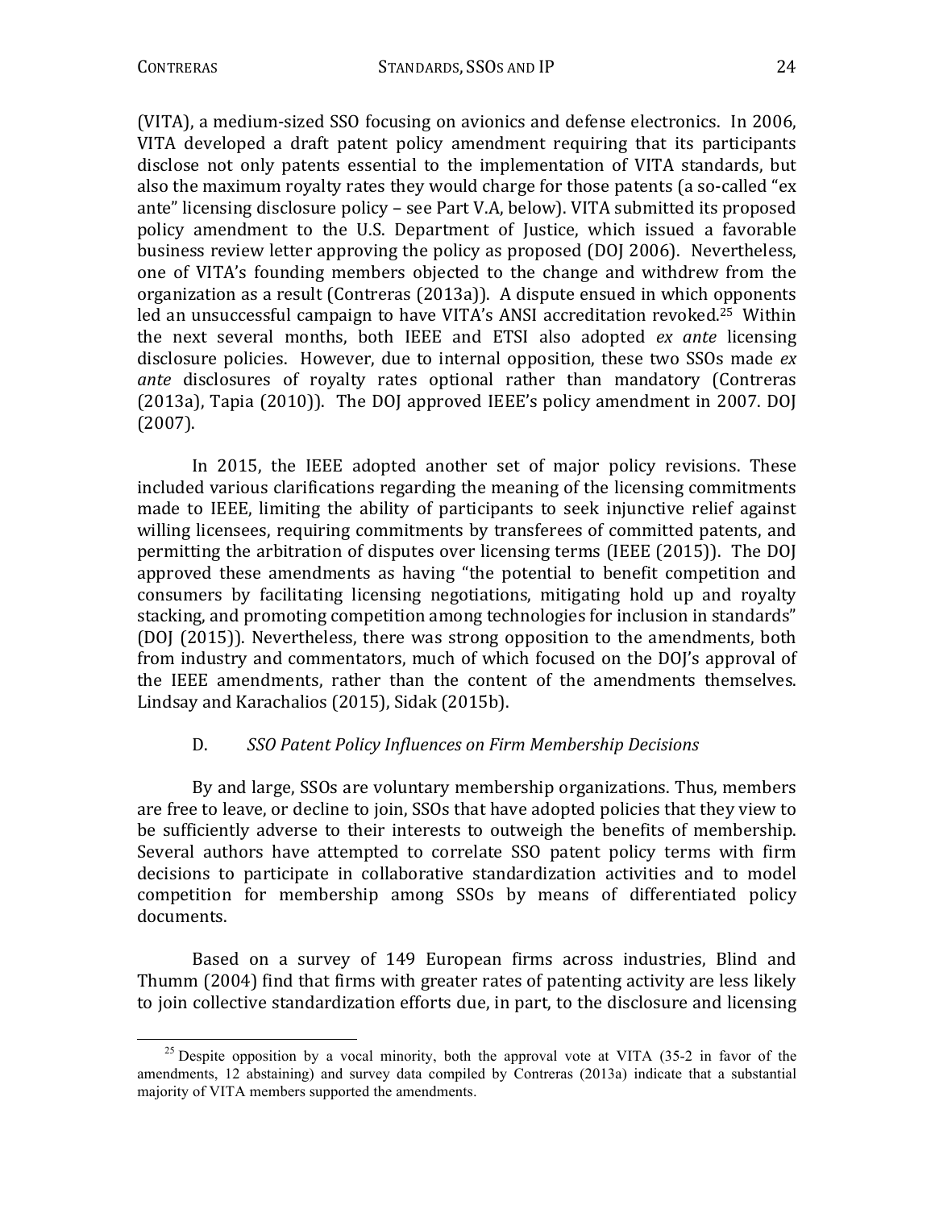(VITA), a medium-sized SSO focusing on avionics and defense electronics. In 2006, VITA developed a draft patent policy amendment requiring that its participants disclose not only patents essential to the implementation of VITA standards, but also the maximum royalty rates they would charge for those patents (a so-called "ex ante" licensing disclosure policy – see Part V.A, below). VITA submitted its proposed policy amendment to the U.S. Department of Justice, which issued a favorable business review letter approving the policy as proposed (DOJ 2006). Nevertheless, one of VITA's founding members objected to the change and withdrew from the organization as a result (Contreras (2013a)). A dispute ensued in which opponents led an unsuccessful campaign to have VITA's ANSI accreditation revoked.[25] Within the next several months, both IEEE and ETSI also adopted *ex ante* licensing disclosure policies. However, due to internal opposition, these two SSOs made *ex ante* disclosures of royalty rates optional rather than mandatory (Contreras (2013a), Tapia (2010)). The DOJ approved IEEE's policy amendment in 2007. DOJ (2007).

In 2015, the IEEE adopted another set of major policy revisions. These included various clarifications regarding the meaning of the licensing commitments made to IEEE, limiting the ability of participants to seek injunctive relief against willing licensees, requiring commitments by transferees of committed patents, and permitting the arbitration of disputes over licensing terms (IEEE (2015)). The DOJ approved these amendments as having "the potential to benefit competition and consumers by facilitating licensing negotiations, mitigating hold up and royalty stacking, and promoting competition among technologies for inclusion in standards" (DOJ (2015)). Nevertheless, there was strong opposition to the amendments, both from industry and commentators, much of which focused on the DOJ's approval of the IEEE amendments, rather than the content of the amendments themselves. Lindsay and Karachalios (2015), Sidak (2015b).

### D. *SSO Patent Policy Influences on Firm Membership Decisions*

By and large, SSOs are voluntary membership organizations. Thus, members are free to leave, or decline to join, SSOs that have adopted policies that they view to be sufficiently adverse to their interests to outweigh the benefits of membership. Several authors have attempted to correlate SSO patent policy terms with firm decisions to participate in collaborative standardization activities and to model competition for membership among SSOs by means of differentiated policy documents.

Based on a survey of 149 European firms across industries, Blind and Thumm (2004) find that firms with greater rates of patenting activity are less likely to join collective standardization efforts due, in part, to the disclosure and licensing

[25] Despite opposition by a vocal minority, both the approval vote at VITA (35-2 in favor of the amendments, 12 abstaining) and survey data compiled by Contreras (2013a) indicate that a substantial majority of VITA members supported the amendments.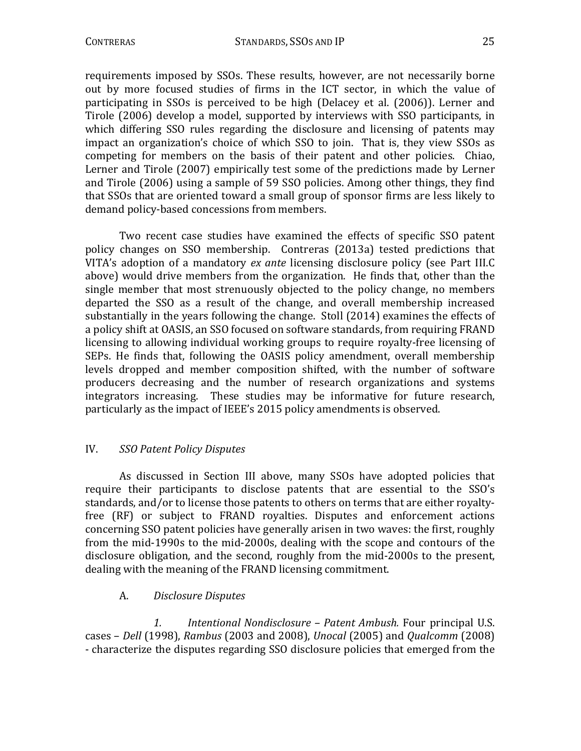requirements imposed by SSOs. These results, however, are not necessarily borne out by more focused studies of firms in the ICT sector, in which the value of participating in SSOs is perceived to be high (Delacey et al. (2006)). Lerner and Tirole (2006) develop a model, supported by interviews with SSO participants, in which differing SSO rules regarding the disclosure and licensing of patents may impact an organization's choice of which SSO to join. That is, they view SSOs as competing for members on the basis of their patent and other policies. Chiao, Lerner and Tirole (2007) empirically test some of the predictions made by Lerner and Tirole (2006) using a sample of 59 SSO policies. Among other things, they find that SSOs that are oriented toward a small group of sponsor firms are less likely to demand policy-based concessions from members.

Two recent case studies have examined the effects of specific SSO patent policy changes on SSO membership. Contreras (2013a) tested predictions that VITA's adoption of a mandatory *ex ante* licensing disclosure policy (see Part III.C above) would drive members from the organization. He finds that, other than the single member that most strenuously objected to the policy change, no members departed the SSO as a result of the change, and overall membership increased substantially in the years following the change. Stoll (2014) examines the effects of a policy shift at OASIS, an SSO focused on software standards, from requiring FRAND licensing to allowing individual working groups to require royalty-free licensing of SEPs. He finds that, following the OASIS policy amendment, overall membership levels dropped and member composition shifted, with the number of software producers decreasing and the number of research organizations and systems integrators increasing. These studies may be informative for future research, particularly as the impact of IEEE's 2015 policy amendments is observed.

## IV. *SSO Patent Policy Disputes*

As discussed in Section III above, many SSOs have adopted policies that require their participants to disclose patents that are essential to the SSO's standards, and/or to license those patents to others on terms that are either royalty-free (RF) or subject to FRAND royalties. Disputes and enforcement actions concerning SSO patent policies have generally arisen in two waves: the first, roughly from the mid-1990s to the mid-2000s, dealing with the scope and contours of the disclosure obligation, and the second, roughly from the mid-2000s to the present, dealing with the meaning of the FRAND licensing commitment.

### A. *Disclosure Disputes*

*1. Intentional Nondisclosure – Patent Ambush.* Four principal U.S. cases – *Dell* (1998), *Rambus* (2003 and 2008), *Unocal* (2005) and *Qualcomm* (2008) - characterize the disputes regarding SSO disclosure policies that emerged from the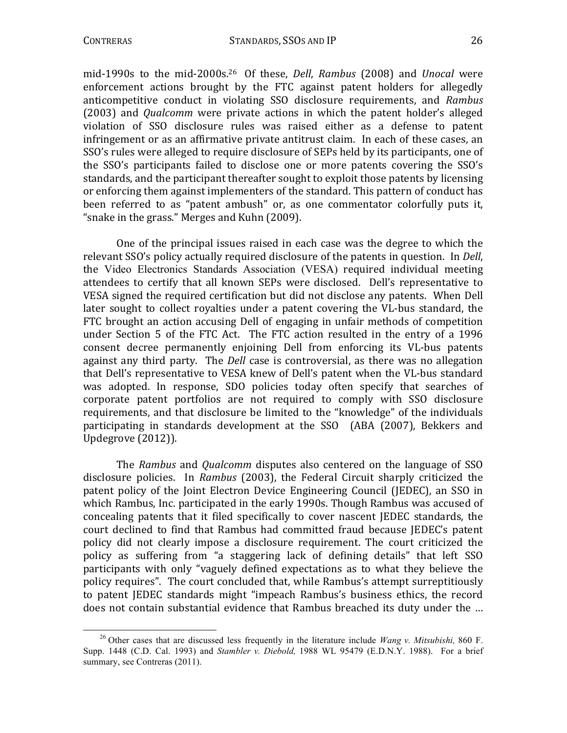mid-1990s to the mid-2000s.[26] Of these, *Dell*, *Rambus* (2008) and *Unocal* were enforcement actions brought by the FTC against patent holders for allegedly anticompetitive conduct in violating SSO disclosure requirements, and *Rambus* (2003) and *Qualcomm* were private actions in which the patent holder's alleged violation of SSO disclosure rules was raised either as a defense to patent infringement or as an affirmative private antitrust claim. In each of these cases, an SSO's rules were alleged to require disclosure of SEPs held by its participants, one of the SSO's participants failed to disclose one or more patents covering the SSO's standards, and the participant thereafter sought to exploit those patents by licensing or enforcing them against implementers of the standard. This pattern of conduct has been referred to as "patent ambush" or, as one commentator colorfully puts it, "snake in the grass." Merges and Kuhn (2009).

One of the principal issues raised in each case was the degree to which the relevant SSO's policy actually required disclosure of the patents in question. In *Dell*, the Video Electronics Standards Association (VESA) required individual meeting attendees to certify that all known SEPs were disclosed. Dell's representative to VESA signed the required certification but did not disclose any patents. When Dell later sought to collect royalties under a patent covering the VL-bus standard, the FTC brought an action accusing Dell of engaging in unfair methods of competition under Section 5 of the FTC Act. The FTC action resulted in the entry of a 1996 consent decree permanently enjoining Dell from enforcing its VL-bus patents against any third party. The *Dell* case is controversial, as there was no allegation that Dell's representative to VESA knew of Dell's patent when the VL-bus standard was adopted. In response, SDO policies today often specify that searches of corporate patent portfolios are not required to comply with SSO disclosure requirements, and that disclosure be limited to the "knowledge" of the individuals participating in standards development at the SSO (ABA (2007), Bekkers and Updegrove (2012)).

The *Rambus* and *Qualcomm* disputes also centered on the language of SSO disclosure policies. In *Rambus* (2003), the Federal Circuit sharply criticized the patent policy of the Joint Electron Device Engineering Council (JEDEC), an SSO in which Rambus, Inc. participated in the early 1990s. Though Rambus was accused of concealing patents that it filed specifically to cover nascent JEDEC standards, the court declined to find that Rambus had committed fraud because JEDEC's patent policy did not clearly impose a disclosure requirement. The court criticized the policy as suffering from "a staggering lack of defining details" that left SSO participants with only "vaguely defined expectations as to what they believe the policy requires". The court concluded that, while Rambus's attempt surreptitiously to patent JEDEC standards might "impeach Rambus's business ethics, the record does not contain substantial evidence that Rambus breached its duty under the ...

[26] Other cases that are discussed less frequently in the literature include *Wang v. Mitsubishi*, 860 F. Supp. 1448 (C.D. Cal. 1993) and *Stambler v. Diebold*, 1988 WL 95479 (E.D.N.Y. 1988). For a brief summary, see Contreras (2011).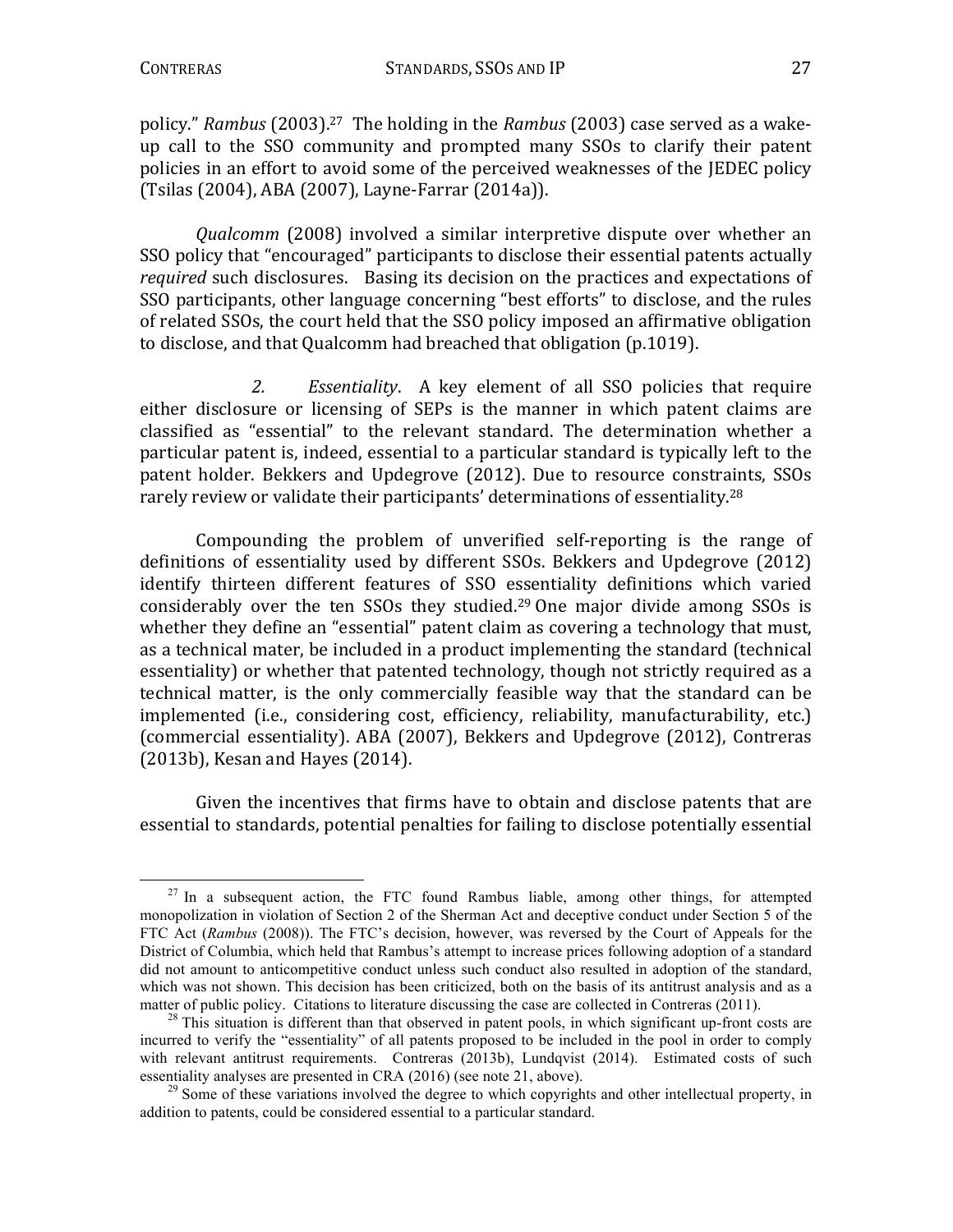policy." *Rambus* (2003).[27] The holding in the *Rambus* (2003) case served as a wake-up call to the SSO community and prompted many SSOs to clarify their patent policies in an effort to avoid some of the perceived weaknesses of the JEDEC policy (Tsilas (2004), ABA (2007), Layne-Farrar (2014a)).

*Qualcomm* (2008) involved a similar interpretive dispute over whether an SSO policy that "encouraged" participants to disclose their essential patents actually *required* such disclosures. Basing its decision on the practices and expectations of SSO participants, other language concerning "best efforts" to disclose, and the rules of related SSOs, the court held that the SSO policy imposed an affirmative obligation to disclose, and that Qualcomm had breached that obligation (p.1019).

*2. Essentiality*. A key element of all SSO policies that require either disclosure or licensing of SEPs is the manner in which patent claims are classified as "essential" to the relevant standard. The determination whether a particular patent is, indeed, essential to a particular standard is typically left to the patent holder. Bekkers and Updegrove (2012). Due to resource constraints, SSOs rarely review or validate their participants' determinations of essentiality.[28]

Compounding the problem of unverified self-reporting is the range of definitions of essentiality used by different SSOs. Bekkers and Updegrove (2012) identify thirteen different features of SSO essentiality definitions which varied considerably over the ten SSOs they studied.[29] One major divide among SSOs is whether they define an "essential" patent claim as covering a technology that must, as a technical mater, be included in a product implementing the standard (technical essentiality) or whether that patented technology, though not strictly required as a technical matter, is the only commercially feasible way that the standard can be implemented (i.e., considering cost, efficiency, reliability, manufacturability, etc.) (commercial essentiality). ABA (2007), Bekkers and Updegrove (2012), Contreras (2013b), Kesan and Hayes (2014).

Given the incentives that firms have to obtain and disclose patents that are essential to standards, potential penalties for failing to disclose potentially essential

---

[27] In a subsequent action, the FTC found Rambus liable, among other things, for attempted monopolization in violation of Section 2 of the Sherman Act and deceptive conduct under Section 5 of the FTC Act (*Rambus* (2008)). The FTC's decision, however, was reversed by the Court of Appeals for the District of Columbia, which held that Rambus's attempt to increase prices following adoption of a standard did not amount to anticompetitive conduct unless such conduct also resulted in adoption of the standard, which was not shown. This decision has been criticized, both on the basis of its antitrust analysis and as a matter of public policy. Citations to literature discussing the case are collected in Contreras (2011).

[28] This situation is different than that observed in patent pools, in which significant up-front costs are incurred to verify the "essentiality" of all patents proposed to be included in the pool in order to comply with relevant antitrust requirements. Contreras (2013b), Lundqvist (2014). Estimated costs of such essentiality analyses are presented in CRA (2016) (see note 21, above).

[29] Some of these variations involved the degree to which copyrights and other intellectual property, in addition to patents, could be considered essential to a particular standard.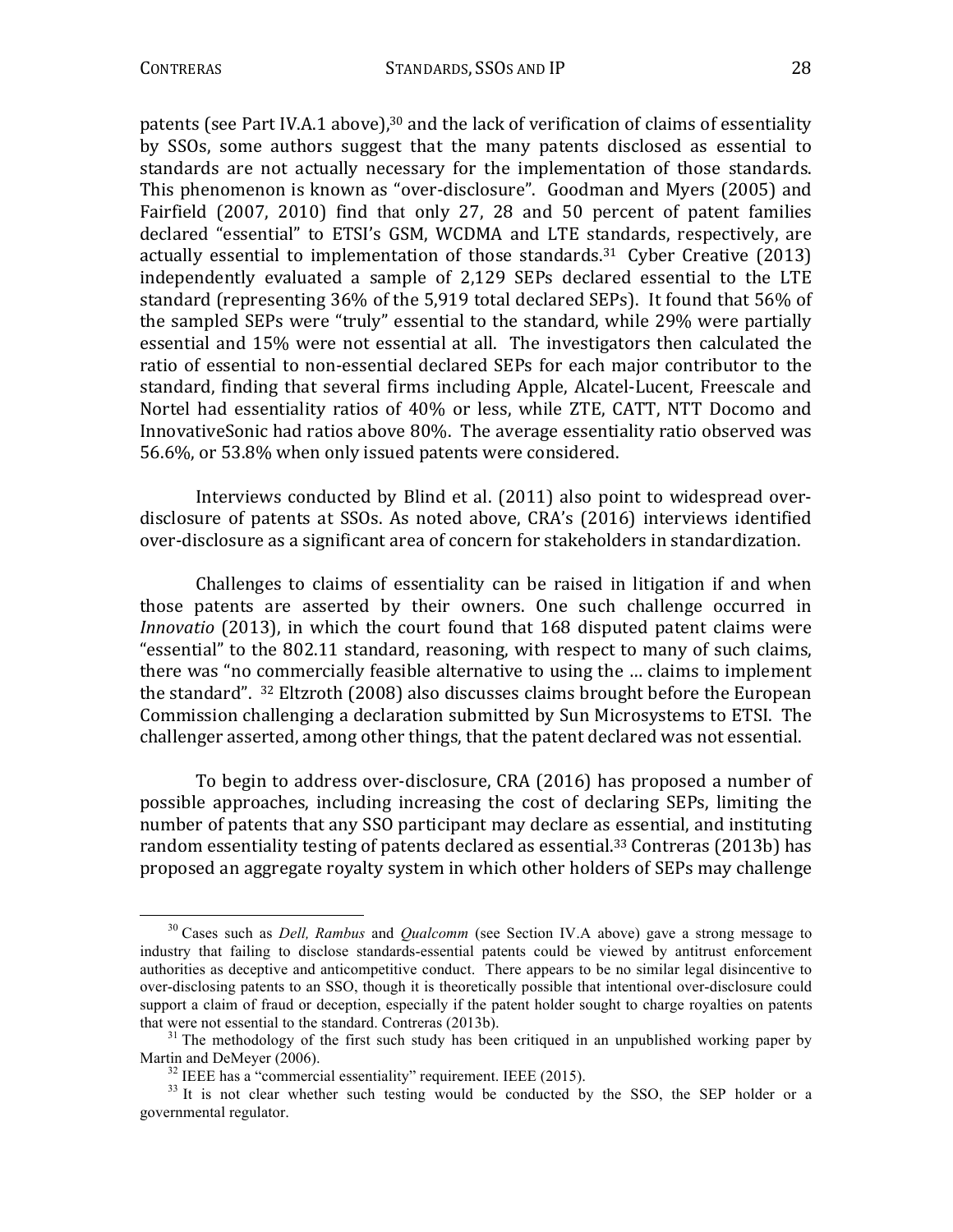patents (see Part IV.A.1 above),[30] and the lack of verification of claims of essentiality by SSOs, some authors suggest that the many patents disclosed as essential to standards are not actually necessary for the implementation of those standards. This phenomenon is known as "over-disclosure". Goodman and Myers (2005) and Fairfield (2007, 2010) find that only 27, 28 and 50 percent of patent families declared "essential" to ETSI's GSM, WCDMA and LTE standards, respectively, are actually essential to implementation of those standards.[31] Cyber Creative (2013) independently evaluated a sample of 2,129 SEPs declared essential to the LTE standard (representing 36% of the 5,919 total declared SEPs). It found that 56% of the sampled SEPs were "truly" essential to the standard, while 29% were partially essential and 15% were not essential at all. The investigators then calculated the ratio of essential to non-essential declared SEPs for each major contributor to the standard, finding that several firms including Apple, Alcatel-Lucent, Freescale and Nortel had essentiality ratios of 40% or less, while ZTE, CATT, NTT Docomo and InnovativeSonic had ratios above 80%. The average essentiality ratio observed was 56.6%, or 53.8% when only issued patents were considered.

Interviews conducted by Blind et al. (2011) also point to widespread over-disclosure of patents at SSOs. As noted above, CRA's (2016) interviews identified over-disclosure as a significant area of concern for stakeholders in standardization.

Challenges to claims of essentiality can be raised in litigation if and when those patents are asserted by their owners. One such challenge occurred in *Innovatio* (2013), in which the court found that 168 disputed patent claims were "essential" to the 802.11 standard, reasoning, with respect to many of such claims, there was "no commercially feasible alternative to using the … claims to implement the standard". [32] Eltzroth (2008) also discusses claims brought before the European Commission challenging a declaration submitted by Sun Microsystems to ETSI. The challenger asserted, among other things, that the patent declared was not essential.

To begin to address over-disclosure, CRA (2016) has proposed a number of possible approaches, including increasing the cost of declaring SEPs, limiting the number of patents that any SSO participant may declare as essential, and instituting random essentiality testing of patents declared as essential.[33] Contreras (2013b) has proposed an aggregate royalty system in which other holders of SEPs may challenge

---

[30] Cases such as *Dell, Rambus* and *Qualcomm* (see Section IV.A above) gave a strong message to industry that failing to disclose standards-essential patents could be viewed by antitrust enforcement authorities as deceptive and anticompetitive conduct. There appears to be no similar legal disincentive to over-disclosing patents to an SSO, though it is theoretically possible that intentional over-disclosure could support a claim of fraud or deception, especially if the patent holder sought to charge royalties on patents that were not essential to the standard. Contreras (2013b).

[31] The methodology of the first such study has been critiqued in an unpublished working paper by Martin and DeMeyer (2006).

[32] IEEE has a "commercial essentiality" requirement. IEEE (2015).

[33] It is not clear whether such testing would be conducted by the SSO, the SEP holder or a governmental regulator.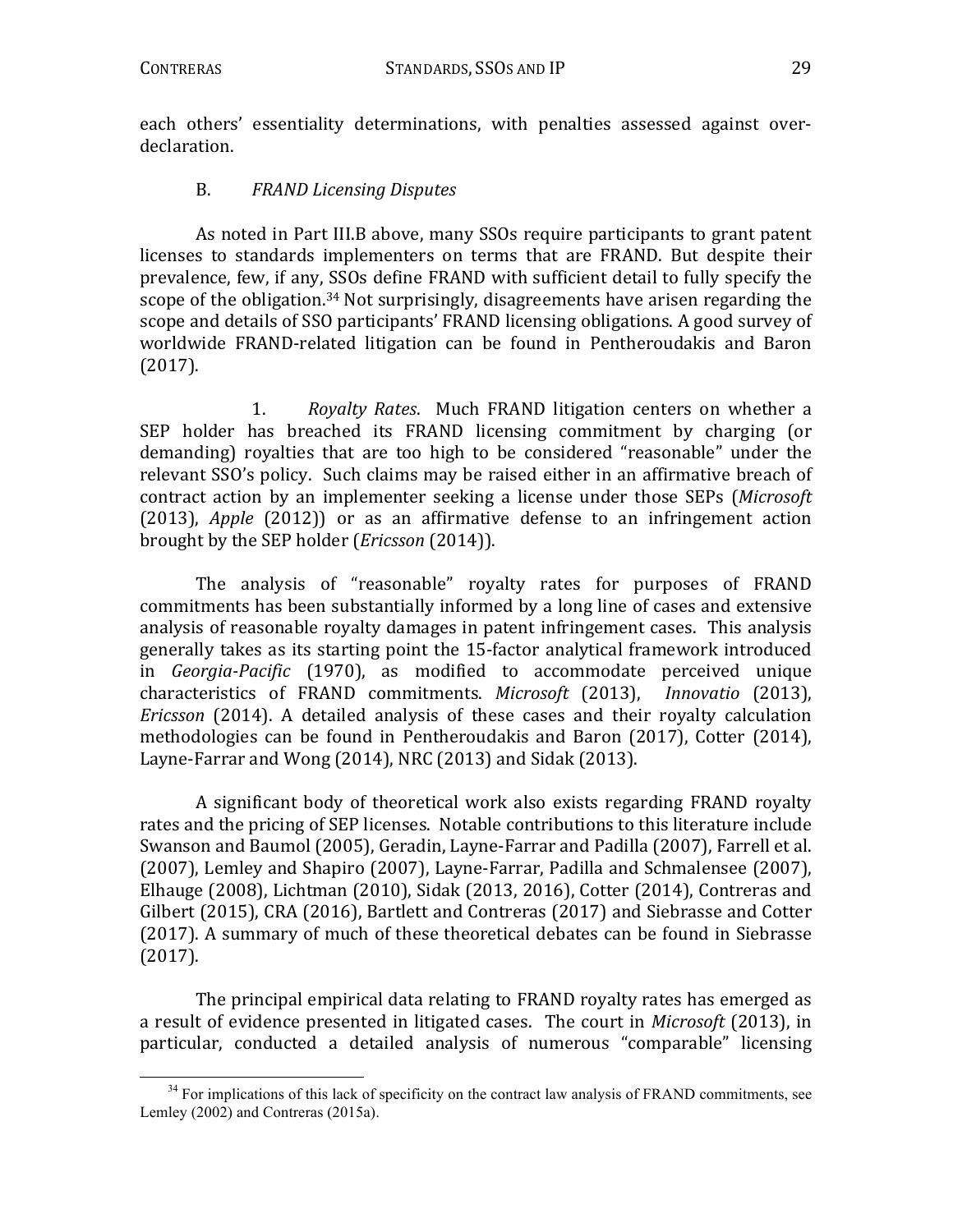each others' essentiality determinations, with penalties assessed against over-declaration.

### B. *FRAND Licensing Disputes*

As noted in Part III.B above, many SSOs require participants to grant patent licenses to standards implementers on terms that are FRAND. But despite their prevalence, few, if any, SSOs define FRAND with sufficient detail to fully specify the scope of the obligation.[34] Not surprisingly, disagreements have arisen regarding the scope and details of SSO participants' FRAND licensing obligations. A good survey of worldwide FRAND-related litigation can be found in Pentheroudakis and Baron (2017).

1. *Royalty Rates*. Much FRAND litigation centers on whether a SEP holder has breached its FRAND licensing commitment by charging (or demanding) royalties that are too high to be considered "reasonable" under the relevant SSO's policy. Such claims may be raised either in an affirmative breach of contract action by an implementer seeking a license under those SEPs (*Microsoft* (2013), *Apple* (2012)) or as an affirmative defense to an infringement action brought by the SEP holder (*Ericsson* (2014)).

The analysis of "reasonable" royalty rates for purposes of FRAND commitments has been substantially informed by a long line of cases and extensive analysis of reasonable royalty damages in patent infringement cases. This analysis generally takes as its starting point the 15-factor analytical framework introduced in *Georgia-Pacific* (1970), as modified to accommodate perceived unique characteristics of FRAND commitments. *Microsoft* (2013), *Innovatio* (2013), *Ericsson* (2014). A detailed analysis of these cases and their royalty calculation methodologies can be found in Pentheroudakis and Baron (2017), Cotter (2014), Layne-Farrar and Wong (2014), NRC (2013) and Sidak (2013).

A significant body of theoretical work also exists regarding FRAND royalty rates and the pricing of SEP licenses. Notable contributions to this literature include Swanson and Baumol (2005), Geradin, Layne-Farrar and Padilla (2007), Farrell et al. (2007), Lemley and Shapiro (2007), Layne-Farrar, Padilla and Schmalensee (2007), Elhauge (2008), Lichtman (2010), Sidak (2013, 2016), Cotter (2014), Contreras and Gilbert (2015), CRA (2016), Bartlett and Contreras (2017) and Siebrasse and Cotter (2017). A summary of much of these theoretical debates can be found in Siebrasse (2017).

The principal empirical data relating to FRAND royalty rates has emerged as a result of evidence presented in litigated cases. The court in *Microsoft* (2013), in particular, conducted a detailed analysis of numerous "comparable" licensing

[34] For implications of this lack of specificity on the contract law analysis of FRAND commitments, see Lemley (2002) and Contreras (2015a).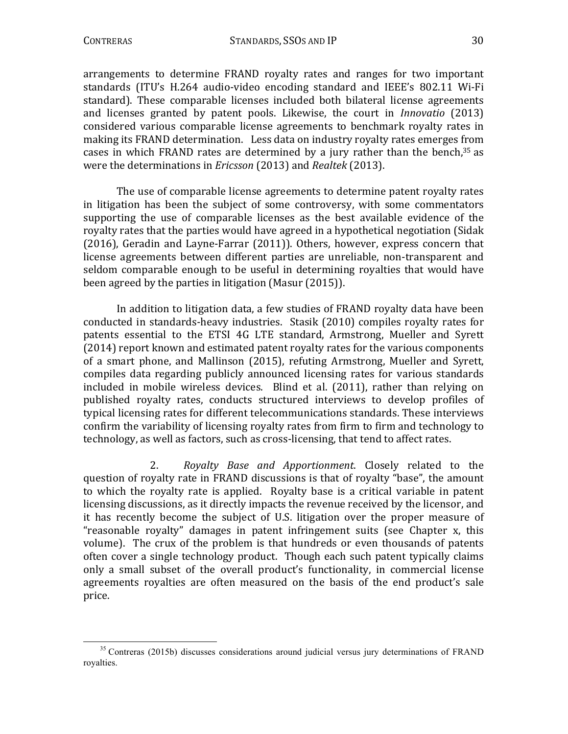arrangements to determine FRAND royalty rates and ranges for two important standards (ITU's H.264 audio-video encoding standard and IEEE's 802.11 Wi-Fi standard). These comparable licenses included both bilateral license agreements and licenses granted by patent pools. Likewise, the court in *Innovatio* (2013) considered various comparable license agreements to benchmark royalty rates in making its FRAND determination. Less data on industry royalty rates emerges from cases in which FRAND rates are determined by a jury rather than the bench,[35] as were the determinations in *Ericsson* (2013) and *Realtek* (2013).

The use of comparable license agreements to determine patent royalty rates in litigation has been the subject of some controversy, with some commentators supporting the use of comparable licenses as the best available evidence of the royalty rates that the parties would have agreed in a hypothetical negotiation (Sidak (2016), Geradin and Layne-Farrar (2011)). Others, however, express concern that license agreements between different parties are unreliable, non-transparent and seldom comparable enough to be useful in determining royalties that would have been agreed by the parties in litigation (Masur (2015)).

In addition to litigation data, a few studies of FRAND royalty data have been conducted in standards-heavy industries. Stasik (2010) compiles royalty rates for patents essential to the ETSI 4G LTE standard, Armstrong, Mueller and Syrett (2014) report known and estimated patent royalty rates for the various components of a smart phone, and Mallinson (2015), refuting Armstrong, Mueller and Syrett, compiles data regarding publicly announced licensing rates for various standards included in mobile wireless devices. Blind et al. (2011), rather than relying on published royalty rates, conducts structured interviews to develop profiles of typical licensing rates for different telecommunications standards. These interviews confirm the variability of licensing royalty rates from firm to firm and technology to technology, as well as factors, such as cross-licensing, that tend to affect rates.

2. *Royalty Base and Apportionment*. Closely related to the question of royalty rate in FRAND discussions is that of royalty "base", the amount to which the royalty rate is applied. Royalty base is a critical variable in patent licensing discussions, as it directly impacts the revenue received by the licensor, and it has recently become the subject of U.S. litigation over the proper measure of "reasonable royalty" damages in patent infringement suits (see Chapter x, this volume). The crux of the problem is that hundreds or even thousands of patents often cover a single technology product. Though each such patent typically claims only a small subset of the overall product's functionality, in commercial license agreements royalties are often measured on the basis of the end product's sale price.

[35] Contreras (2015b) discusses considerations around judicial versus jury determinations of FRAND royalties.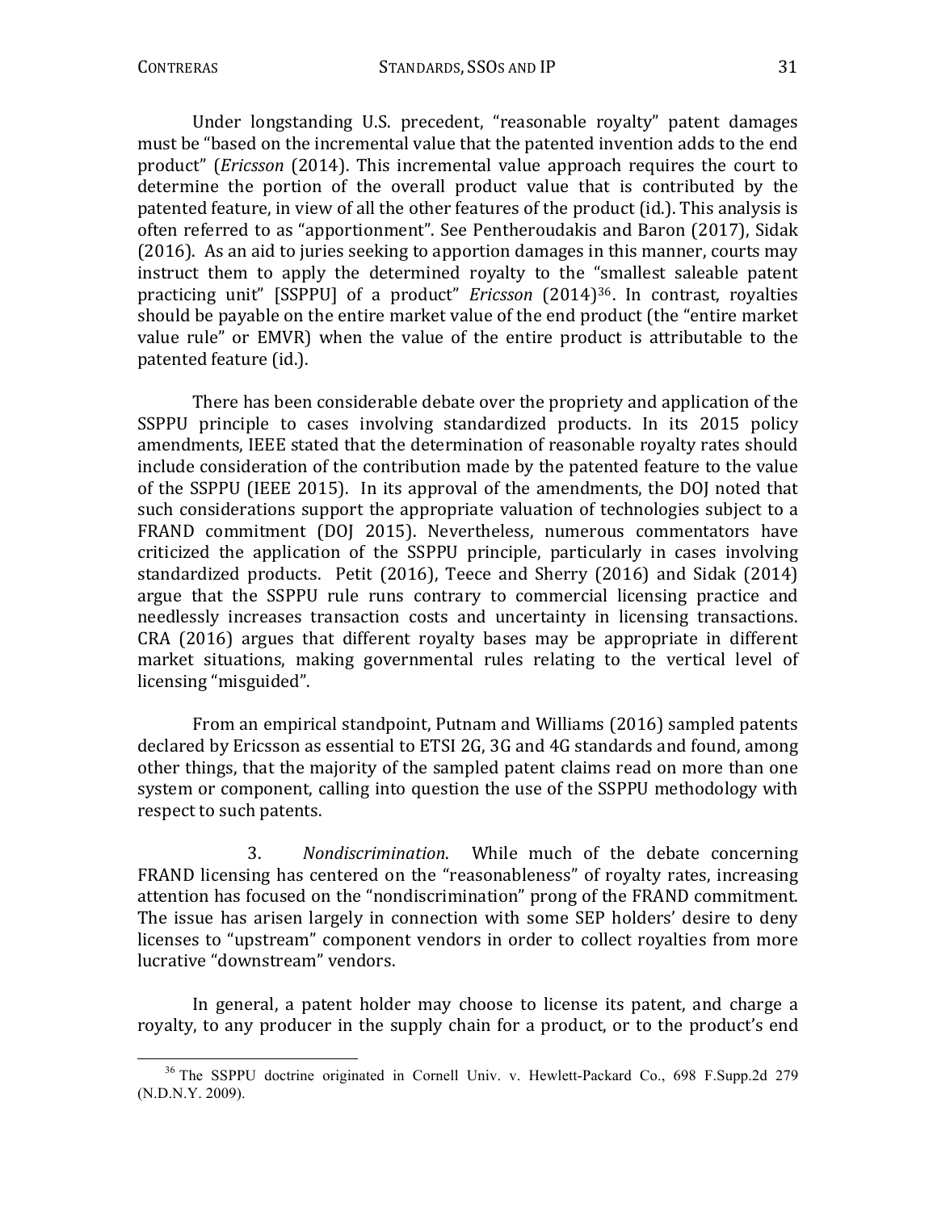Under longstanding U.S. precedent, "reasonable royalty" patent damages must be "based on the incremental value that the patented invention adds to the end product" (*Ericsson* (2014). This incremental value approach requires the court to determine the portion of the overall product value that is contributed by the patented feature, in view of all the other features of the product (id.). This analysis is often referred to as "apportionment". See Pentheroudakis and Baron (2017), Sidak (2016). As an aid to juries seeking to apportion damages in this manner, courts may instruct them to apply the determined royalty to the "smallest saleable patent practicing unit" [SSPPU] of a product" *Ericsson* (2014)[36]. In contrast, royalties should be payable on the entire market value of the end product (the "entire market value rule" or EMVR) when the value of the entire product is attributable to the patented feature (id.).

There has been considerable debate over the propriety and application of the SSPPU principle to cases involving standardized products. In its 2015 policy amendments, IEEE stated that the determination of reasonable royalty rates should include consideration of the contribution made by the patented feature to the value of the SSPPU (IEEE 2015). In its approval of the amendments, the DOJ noted that such considerations support the appropriate valuation of technologies subject to a FRAND commitment (DOJ 2015). Nevertheless, numerous commentators have criticized the application of the SSPPU principle, particularly in cases involving standardized products. Petit (2016), Teece and Sherry (2016) and Sidak (2014) argue that the SSPPU rule runs contrary to commercial licensing practice and needlessly increases transaction costs and uncertainty in licensing transactions. CRA (2016) argues that different royalty bases may be appropriate in different market situations, making governmental rules relating to the vertical level of licensing "misguided".

From an empirical standpoint, Putnam and Williams (2016) sampled patents declared by Ericsson as essential to ETSI 2G, 3G and 4G standards and found, among other things, that the majority of the sampled patent claims read on more than one system or component, calling into question the use of the SSPPU methodology with respect to such patents.

3. *Nondiscrimination*. While much of the debate concerning FRAND licensing has centered on the "reasonableness" of royalty rates, increasing attention has focused on the "nondiscrimination" prong of the FRAND commitment. The issue has arisen largely in connection with some SEP holders' desire to deny licenses to "upstream" component vendors in order to collect royalties from more lucrative "downstream" vendors.

In general, a patent holder may choose to license its patent, and charge a royalty, to any producer in the supply chain for a product, or to the product's end

[36] The SSPPU doctrine originated in Cornell Univ. v. Hewlett-Packard Co., 698 F.Supp.2d 279 (N.D.N.Y. 2009).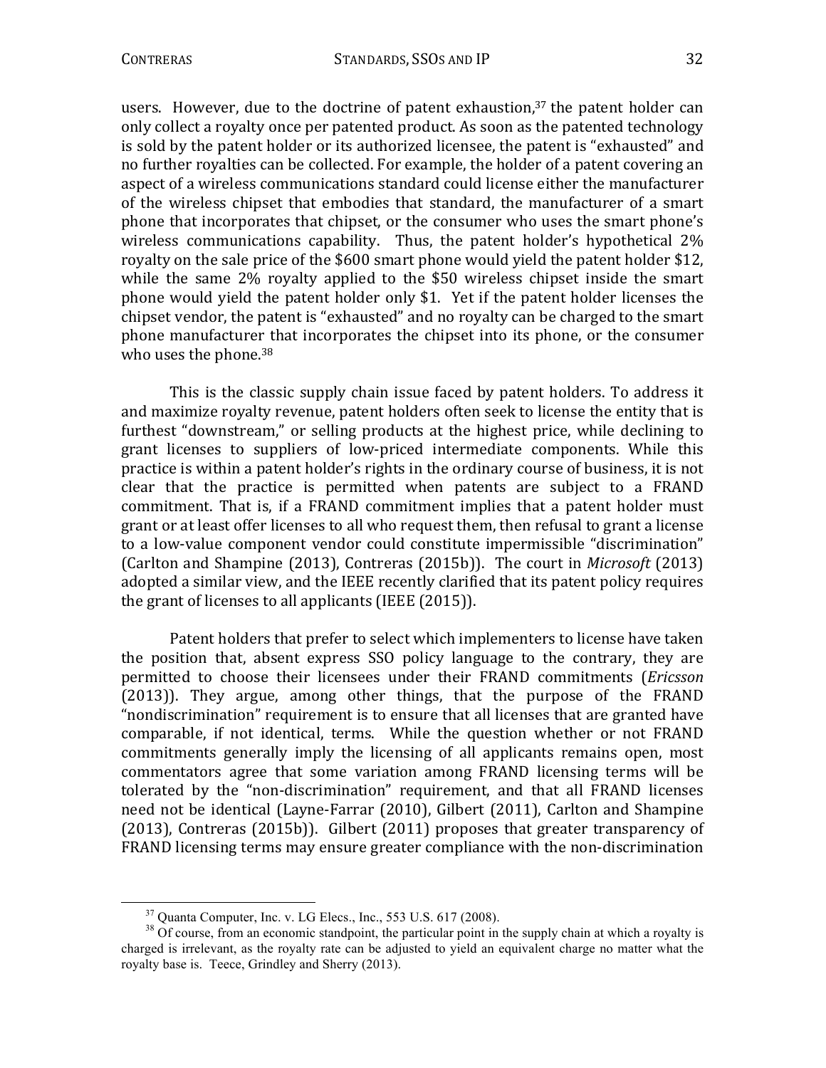users. However, due to the doctrine of patent exhaustion,[37] the patent holder can only collect a royalty once per patented product. As soon as the patented technology is sold by the patent holder or its authorized licensee, the patent is "exhausted" and no further royalties can be collected. For example, the holder of a patent covering an aspect of a wireless communications standard could license either the manufacturer of the wireless chipset that embodies that standard, the manufacturer of a smart phone that incorporates that chipset, or the consumer who uses the smart phone's wireless communications capability. Thus, the patent holder's hypothetical 2% royalty on the sale price of the $600 smart phone would yield the patent holder $12, while the same 2% royalty applied to the $50 wireless chipset inside the smart phone would yield the patent holder only $1. Yet if the patent holder licenses the chipset vendor, the patent is "exhausted" and no royalty can be charged to the smart phone manufacturer that incorporates the chipset into its phone, or the consumer who uses the phone.[38]

This is the classic supply chain issue faced by patent holders. To address it and maximize royalty revenue, patent holders often seek to license the entity that is furthest "downstream," or selling products at the highest price, while declining to grant licenses to suppliers of low-priced intermediate components. While this practice is within a patent holder's rights in the ordinary course of business, it is not clear that the practice is permitted when patents are subject to a FRAND commitment. That is, if a FRAND commitment implies that a patent holder must grant or at least offer licenses to all who request them, then refusal to grant a license to a low-value component vendor could constitute impermissible "discrimination" (Carlton and Shampine (2013), Contreras (2015b)). The court in *Microsoft* (2013) adopted a similar view, and the IEEE recently clarified that its patent policy requires the grant of licenses to all applicants (IEEE (2015)).

Patent holders that prefer to select which implementers to license have taken the position that, absent express SSO policy language to the contrary, they are permitted to choose their licensees under their FRAND commitments (*Ericsson* (2013)). They argue, among other things, that the purpose of the FRAND "nondiscrimination" requirement is to ensure that all licenses that are granted have comparable, if not identical, terms. While the question whether or not FRAND commitments generally imply the licensing of all applicants remains open, most commentators agree that some variation among FRAND licensing terms will be tolerated by the "non-discrimination" requirement, and that all FRAND licenses need not be identical (Layne-Farrar (2010), Gilbert (2011), Carlton and Shampine (2013), Contreras (2015b)). Gilbert (2011) proposes that greater transparency of FRAND licensing terms may ensure greater compliance with the non-discrimination

[37] Quanta Computer, Inc. v. LG Elecs., Inc., 553 U.S. 617 (2008).

[38] Of course, from an economic standpoint, the particular point in the supply chain at which a royalty is charged is irrelevant, as the royalty rate can be adjusted to yield an equivalent charge no matter what the royalty base is. Teece, Grindley and Sherry (2013).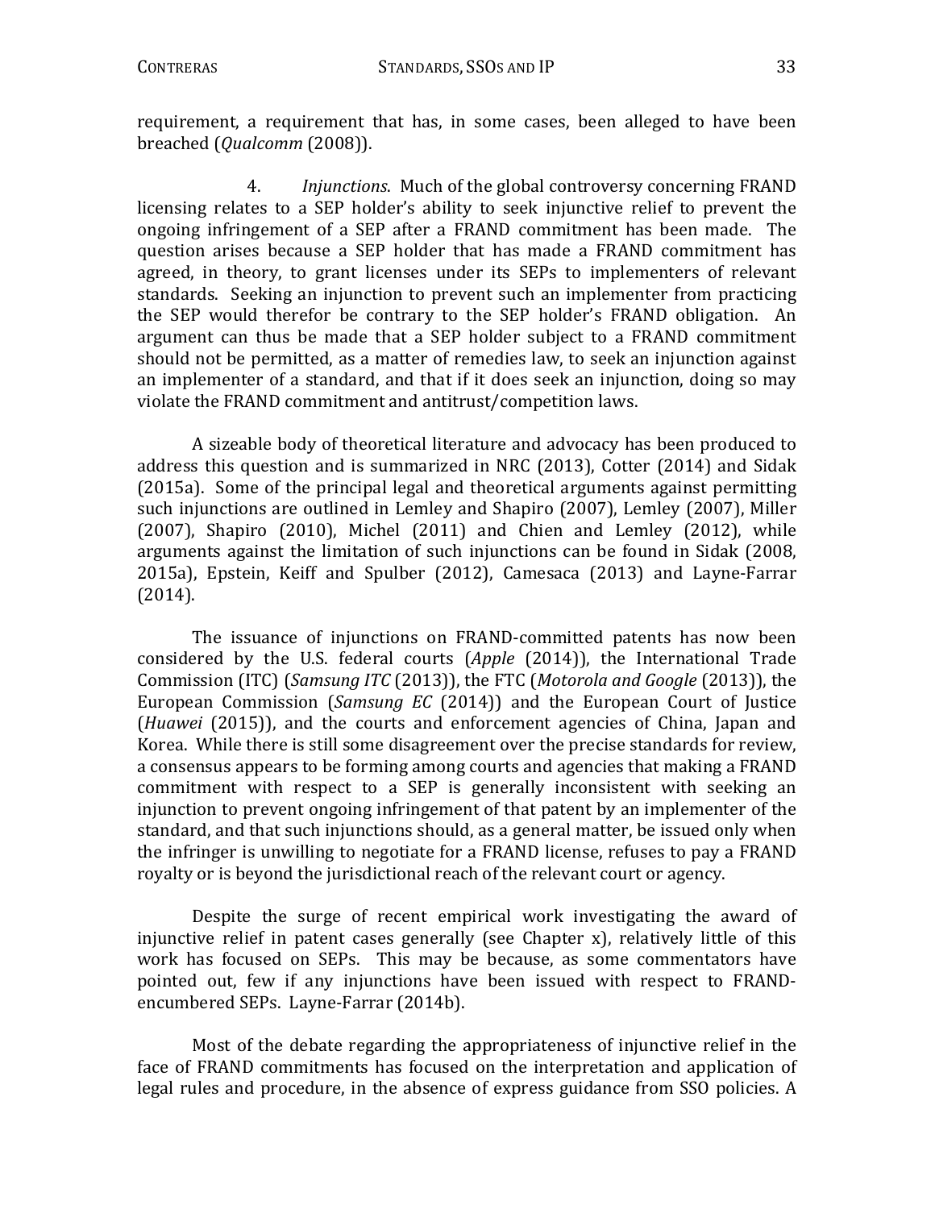requirement, a requirement that has, in some cases, been alleged to have been breached (*Qualcomm* (2008)).

4. *Injunctions*. Much of the global controversy concerning FRAND licensing relates to a SEP holder's ability to seek injunctive relief to prevent the ongoing infringement of a SEP after a FRAND commitment has been made. The question arises because a SEP holder that has made a FRAND commitment has agreed, in theory, to grant licenses under its SEPs to implementers of relevant standards. Seeking an injunction to prevent such an implementer from practicing the SEP would therefor be contrary to the SEP holder's FRAND obligation. An argument can thus be made that a SEP holder subject to a FRAND commitment should not be permitted, as a matter of remedies law, to seek an injunction against an implementer of a standard, and that if it does seek an injunction, doing so may violate the FRAND commitment and antitrust/competition laws.

A sizeable body of theoretical literature and advocacy has been produced to address this question and is summarized in NRC (2013), Cotter (2014) and Sidak (2015a). Some of the principal legal and theoretical arguments against permitting such injunctions are outlined in Lemley and Shapiro (2007), Lemley (2007), Miller (2007), Shapiro (2010), Michel (2011) and Chien and Lemley (2012), while arguments against the limitation of such injunctions can be found in Sidak (2008, 2015a), Epstein, Keiff and Spulber (2012), Camesaca (2013) and Layne-Farrar (2014).

The issuance of injunctions on FRAND-committed patents has now been considered by the U.S. federal courts (*Apple* (2014)), the International Trade Commission (ITC) (*Samsung ITC* (2013)), the FTC (*Motorola and Google* (2013)), the European Commission (*Samsung EC* (2014)) and the European Court of Justice (*Huawei* (2015)), and the courts and enforcement agencies of China, Japan and Korea. While there is still some disagreement over the precise standards for review, a consensus appears to be forming among courts and agencies that making a FRAND commitment with respect to a SEP is generally inconsistent with seeking an injunction to prevent ongoing infringement of that patent by an implementer of the standard, and that such injunctions should, as a general matter, be issued only when the infringer is unwilling to negotiate for a FRAND license, refuses to pay a FRAND royalty or is beyond the jurisdictional reach of the relevant court or agency.

Despite the surge of recent empirical work investigating the award of injunctive relief in patent cases generally (see Chapter x), relatively little of this work has focused on SEPs. This may be because, as some commentators have pointed out, few if any injunctions have been issued with respect to FRAND-encumbered SEPs. Layne-Farrar (2014b).

Most of the debate regarding the appropriateness of injunctive relief in the face of FRAND commitments has focused on the interpretation and application of legal rules and procedure, in the absence of express guidance from SSO policies. A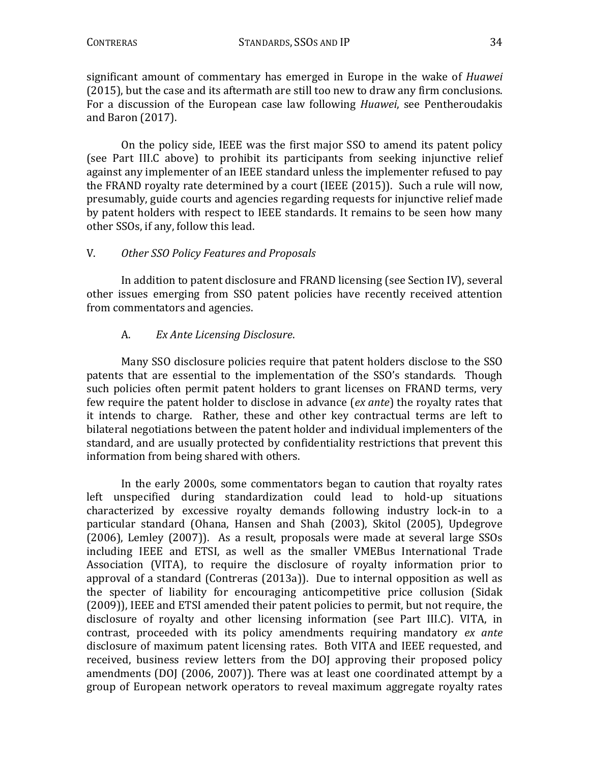significant amount of commentary has emerged in Europe in the wake of *Huawei* (2015), but the case and its aftermath are still too new to draw any firm conclusions. For a discussion of the European case law following *Huawei*, see Pentheroudakis and Baron (2017).

On the policy side, IEEE was the first major SSO to amend its patent policy (see Part III.C above) to prohibit its participants from seeking injunctive relief against any implementer of an IEEE standard unless the implementer refused to pay the FRAND royalty rate determined by a court (IEEE (2015)). Such a rule will now, presumably, guide courts and agencies regarding requests for injunctive relief made by patent holders with respect to IEEE standards. It remains to be seen how many other SSOs, if any, follow this lead.

## V. *Other SSO Policy Features and Proposals*

In addition to patent disclosure and FRAND licensing (see Section IV), several other issues emerging from SSO patent policies have recently received attention from commentators and agencies.

### A. *Ex Ante Licensing Disclosure*.

Many SSO disclosure policies require that patent holders disclose to the SSO patents that are essential to the implementation of the SSO's standards. Though such policies often permit patent holders to grant licenses on FRAND terms, very few require the patent holder to disclose in advance (*ex ante*) the royalty rates that it intends to charge. Rather, these and other key contractual terms are left to bilateral negotiations between the patent holder and individual implementers of the standard, and are usually protected by confidentiality restrictions that prevent this information from being shared with others.

In the early 2000s, some commentators began to caution that royalty rates left unspecified during standardization could lead to hold-up situations characterized by excessive royalty demands following industry lock-in to a particular standard (Ohana, Hansen and Shah (2003), Skitol (2005), Updegrove (2006), Lemley (2007)). As a result, proposals were made at several large SSOs including IEEE and ETSI, as well as the smaller VMEBus International Trade Association (VITA), to require the disclosure of royalty information prior to approval of a standard (Contreras (2013a)). Due to internal opposition as well as the specter of liability for encouraging anticompetitive price collusion (Sidak (2009)), IEEE and ETSI amended their patent policies to permit, but not require, the disclosure of royalty and other licensing information (see Part III.C). VITA, in contrast, proceeded with its policy amendments requiring mandatory *ex ante* disclosure of maximum patent licensing rates. Both VITA and IEEE requested, and received, business review letters from the DOJ approving their proposed policy amendments (DOJ (2006, 2007)). There was at least one coordinated attempt by a group of European network operators to reveal maximum aggregate royalty rates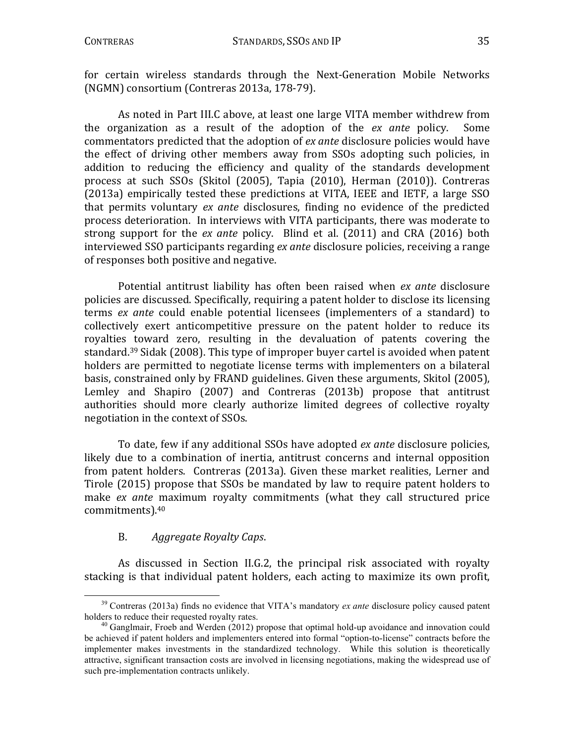for certain wireless standards through the Next-Generation Mobile Networks (NGMN) consortium (Contreras 2013a, 178-79).

As noted in Part III.C above, at least one large VITA member withdrew from the organization as a result of the adoption of the *ex ante* policy. Some commentators predicted that the adoption of *ex ante* disclosure policies would have the effect of driving other members away from SSOs adopting such policies, in addition to reducing the efficiency and quality of the standards development process at such SSOs (Skitol (2005), Tapia (2010), Herman (2010)). Contreras (2013a) empirically tested these predictions at VITA, IEEE and IETF, a large SSO that permits voluntary *ex ante* disclosures, finding no evidence of the predicted process deterioration. In interviews with VITA participants, there was moderate to strong support for the *ex ante* policy. Blind et al. (2011) and CRA (2016) both interviewed SSO participants regarding *ex ante* disclosure policies, receiving a range of responses both positive and negative.

Potential antitrust liability has often been raised when *ex ante* disclosure policies are discussed. Specifically, requiring a patent holder to disclose its licensing terms *ex ante* could enable potential licensees (implementers of a standard) to collectively exert anticompetitive pressure on the patent holder to reduce its royalties toward zero, resulting in the devaluation of patents covering the standard.[39] Sidak (2008). This type of improper buyer cartel is avoided when patent holders are permitted to negotiate license terms with implementers on a bilateral basis, constrained only by FRAND guidelines. Given these arguments, Skitol (2005), Lemley and Shapiro (2007) and Contreras (2013b) propose that antitrust authorities should more clearly authorize limited degrees of collective royalty negotiation in the context of SSOs.

To date, few if any additional SSOs have adopted *ex ante* disclosure policies, likely due to a combination of inertia, antitrust concerns and internal opposition from patent holders. Contreras (2013a). Given these market realities, Lerner and Tirole (2015) propose that SSOs be mandated by law to require patent holders to make *ex ante* maximum royalty commitments (what they call structured price commitments).[40]

### B. *Aggregate Royalty Caps*.

As discussed in Section II.G.2, the principal risk associated with royalty stacking is that individual patent holders, each acting to maximize its own profit,

---

[39] Contreras (2013a) finds no evidence that VITA's mandatory *ex ante* disclosure policy caused patent holders to reduce their requested royalty rates.

[40] Ganglmair, Froeb and Werden (2012) propose that optimal hold-up avoidance and innovation could be achieved if patent holders and implementers entered into formal "option-to-license" contracts before the implementer makes investments in the standardized technology. While this solution is theoretically attractive, significant transaction costs are involved in licensing negotiations, making the widespread use of such pre-implementation contracts unlikely.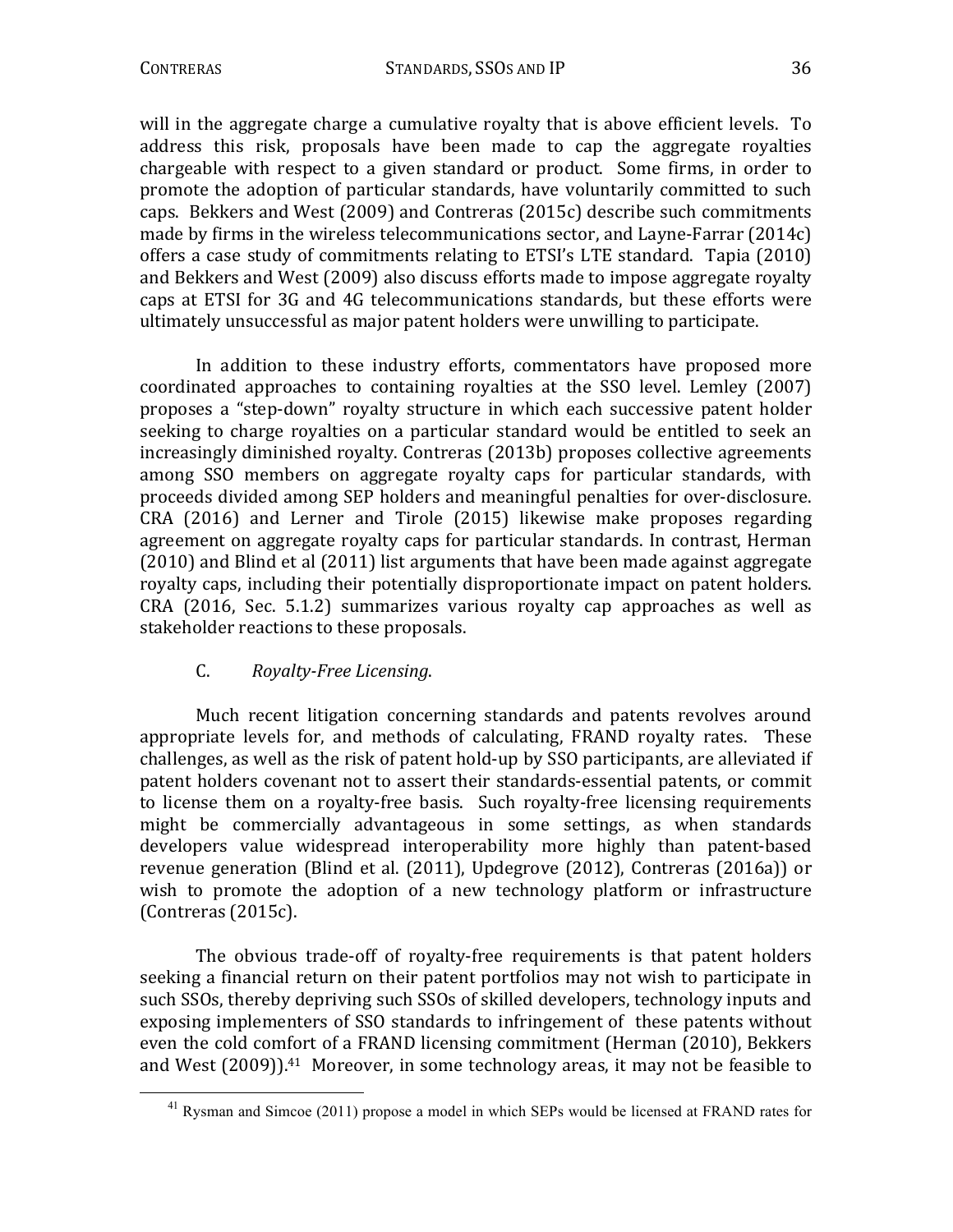will in the aggregate charge a cumulative royalty that is above efficient levels. To address this risk, proposals have been made to cap the aggregate royalties chargeable with respect to a given standard or product. Some firms, in order to promote the adoption of particular standards, have voluntarily committed to such caps. Bekkers and West (2009) and Contreras (2015c) describe such commitments made by firms in the wireless telecommunications sector, and Layne-Farrar (2014c) offers a case study of commitments relating to ETSI's LTE standard. Tapia (2010) and Bekkers and West (2009) also discuss efforts made to impose aggregate royalty caps at ETSI for 3G and 4G telecommunications standards, but these efforts were ultimately unsuccessful as major patent holders were unwilling to participate.

In addition to these industry efforts, commentators have proposed more coordinated approaches to containing royalties at the SSO level. Lemley (2007) proposes a "step-down" royalty structure in which each successive patent holder seeking to charge royalties on a particular standard would be entitled to seek an increasingly diminished royalty. Contreras (2013b) proposes collective agreements among SSO members on aggregate royalty caps for particular standards, with proceeds divided among SEP holders and meaningful penalties for over-disclosure. CRA (2016) and Lerner and Tirole (2015) likewise make proposes regarding agreement on aggregate royalty caps for particular standards. In contrast, Herman (2010) and Blind et al (2011) list arguments that have been made against aggregate royalty caps, including their potentially disproportionate impact on patent holders. CRA (2016, Sec. 5.1.2) summarizes various royalty cap approaches as well as stakeholder reactions to these proposals.

C. *Royalty-Free Licensing*.

Much recent litigation concerning standards and patents revolves around appropriate levels for, and methods of calculating, FRAND royalty rates. These challenges, as well as the risk of patent hold-up by SSO participants, are alleviated if patent holders covenant not to assert their standards-essential patents, or commit to license them on a royalty-free basis. Such royalty-free licensing requirements might be commercially advantageous in some settings, as when standards developers value widespread interoperability more highly than patent-based revenue generation (Blind et al. (2011), Updegrove (2012), Contreras (2016a)) or wish to promote the adoption of a new technology platform or infrastructure (Contreras (2015c).

The obvious trade-off of royalty-free requirements is that patent holders seeking a financial return on their patent portfolios may not wish to participate in such SSOs, thereby depriving such SSOs of skilled developers, technology inputs and exposing implementers of SSO standards to infringement of these patents without even the cold comfort of a FRAND licensing commitment (Herman (2010), Bekkers and West (2009)).[41] Moreover, in some technology areas, it may not be feasible to

[41] Rysman and Simcoe (2011) propose a model in which SEPs would be licensed at FRAND rates for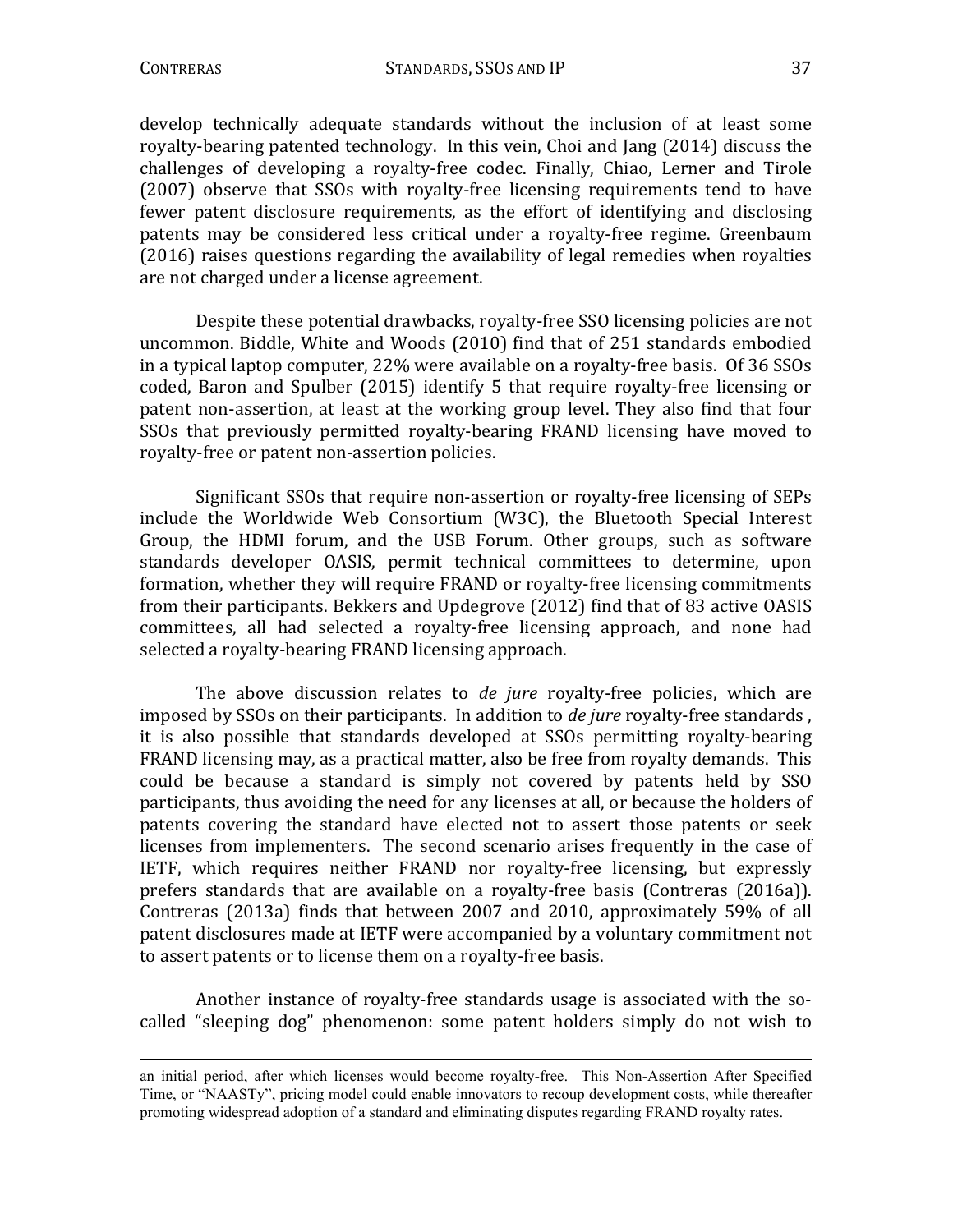develop technically adequate standards without the inclusion of at least some royalty-bearing patented technology. In this vein, Choi and Jang (2014) discuss the challenges of developing a royalty-free codec. Finally, Chiao, Lerner and Tirole (2007) observe that SSOs with royalty-free licensing requirements tend to have fewer patent disclosure requirements, as the effort of identifying and disclosing patents may be considered less critical under a royalty-free regime. Greenbaum (2016) raises questions regarding the availability of legal remedies when royalties are not charged under a license agreement.

Despite these potential drawbacks, royalty-free SSO licensing policies are not uncommon. Biddle, White and Woods (2010) find that of 251 standards embodied in a typical laptop computer, 22% were available on a royalty-free basis. Of 36 SSOs coded, Baron and Spulber (2015) identify 5 that require royalty-free licensing or patent non-assertion, at least at the working group level. They also find that four SSOs that previously permitted royalty-bearing FRAND licensing have moved to royalty-free or patent non-assertion policies.

Significant SSOs that require non-assertion or royalty-free licensing of SEPs include the Worldwide Web Consortium (W3C), the Bluetooth Special Interest Group, the HDMI forum, and the USB Forum. Other groups, such as software standards developer OASIS, permit technical committees to determine, upon formation, whether they will require FRAND or royalty-free licensing commitments from their participants. Bekkers and Updegrove (2012) find that of 83 active OASIS committees, all had selected a royalty-free licensing approach, and none had selected a royalty-bearing FRAND licensing approach.

The above discussion relates to *de jure* royalty-free policies, which are imposed by SSOs on their participants. In addition to *de jure* royalty-free standards , it is also possible that standards developed at SSOs permitting royalty-bearing FRAND licensing may, as a practical matter, also be free from royalty demands. This could be because a standard is simply not covered by patents held by SSO participants, thus avoiding the need for any licenses at all, or because the holders of patents covering the standard have elected not to assert those patents or seek licenses from implementers. The second scenario arises frequently in the case of IETF, which requires neither FRAND nor royalty-free licensing, but expressly prefers standards that are available on a royalty-free basis (Contreras (2016a)). Contreras (2013a) finds that between 2007 and 2010, approximately 59% of all patent disclosures made at IETF were accompanied by a voluntary commitment not to assert patents or to license them on a royalty-free basis.

Another instance of royalty-free standards usage is associated with the so-called "sleeping dog" phenomenon: some patent holders simply do not wish to

---

an initial period, after which licenses would become royalty-free. This Non-Assertion After Specified Time, or "NAASTy", pricing model could enable innovators to recoup development costs, while thereafter promoting widespread adoption of a standard and eliminating disputes regarding FRAND royalty rates.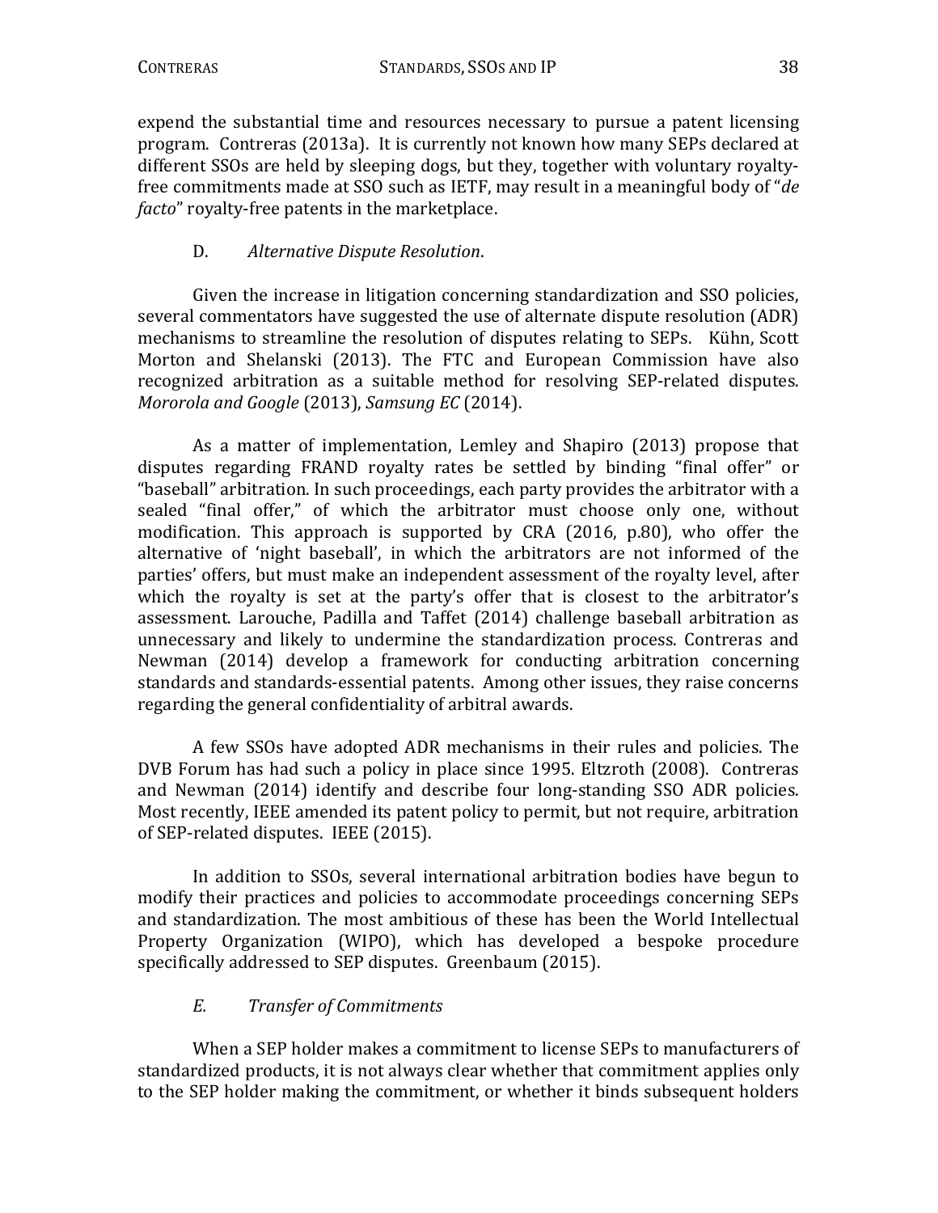expend the substantial time and resources necessary to pursue a patent licensing program. Contreras (2013a). It is currently not known how many SEPs declared at different SSOs are held by sleeping dogs, but they, together with voluntary royalty-free commitments made at SSO such as IETF, may result in a meaningful body of "*de facto*" royalty-free patents in the marketplace.

### D. *Alternative Dispute Resolution*.

Given the increase in litigation concerning standardization and SSO policies, several commentators have suggested the use of alternate dispute resolution (ADR) mechanisms to streamline the resolution of disputes relating to SEPs. Kühn, Scott Morton and Shelanski (2013). The FTC and European Commission have also recognized arbitration as a suitable method for resolving SEP-related disputes. *Mororola and Google* (2013), *Samsung EC* (2014).

As a matter of implementation, Lemley and Shapiro (2013) propose that disputes regarding FRAND royalty rates be settled by binding "final offer" or "baseball" arbitration. In such proceedings, each party provides the arbitrator with a sealed "final offer," of which the arbitrator must choose only one, without modification. This approach is supported by CRA (2016, p.80), who offer the alternative of 'night baseball', in which the arbitrators are not informed of the parties' offers, but must make an independent assessment of the royalty level, after which the royalty is set at the party's offer that is closest to the arbitrator's assessment. Larouche, Padilla and Taffet (2014) challenge baseball arbitration as unnecessary and likely to undermine the standardization process. Contreras and Newman (2014) develop a framework for conducting arbitration concerning standards and standards-essential patents. Among other issues, they raise concerns regarding the general confidentiality of arbitral awards.

A few SSOs have adopted ADR mechanisms in their rules and policies. The DVB Forum has had such a policy in place since 1995. Eltzroth (2008). Contreras and Newman (2014) identify and describe four long-standing SSO ADR policies. Most recently, IEEE amended its patent policy to permit, but not require, arbitration of SEP-related disputes. IEEE (2015).

In addition to SSOs, several international arbitration bodies have begun to modify their practices and policies to accommodate proceedings concerning SEPs and standardization. The most ambitious of these has been the World Intellectual Property Organization (WIPO), which has developed a bespoke procedure specifically addressed to SEP disputes. Greenbaum (2015).

### *E. Transfer of Commitments*

When a SEP holder makes a commitment to license SEPs to manufacturers of standardized products, it is not always clear whether that commitment applies only to the SEP holder making the commitment, or whether it binds subsequent holders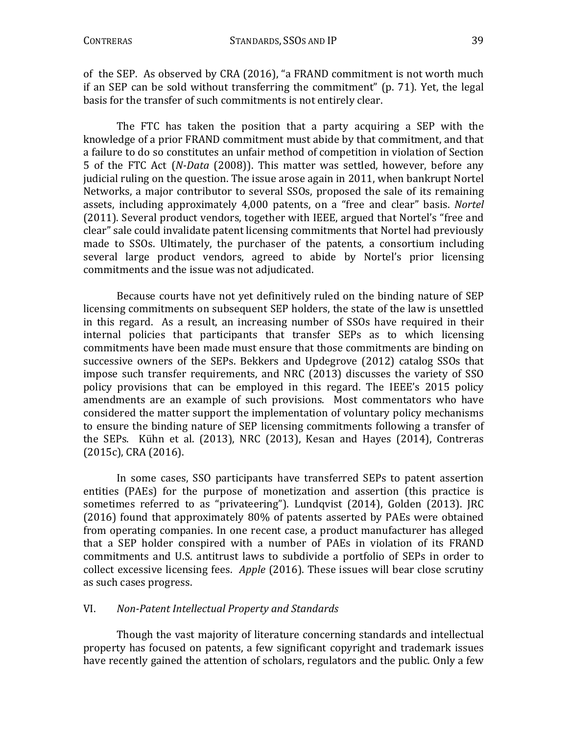of the SEP. As observed by CRA (2016), "a FRAND commitment is not worth much if an SEP can be sold without transferring the commitment" (p. 71). Yet, the legal basis for the transfer of such commitments is not entirely clear.

The FTC has taken the position that a party acquiring a SEP with the knowledge of a prior FRAND commitment must abide by that commitment, and that a failure to do so constitutes an unfair method of competition in violation of Section 5 of the FTC Act (*N-Data* (2008)). This matter was settled, however, before any judicial ruling on the question. The issue arose again in 2011, when bankrupt Nortel Networks, a major contributor to several SSOs, proposed the sale of its remaining assets, including approximately 4,000 patents, on a "free and clear" basis. *Nortel* (2011). Several product vendors, together with IEEE, argued that Nortel's "free and clear" sale could invalidate patent licensing commitments that Nortel had previously made to SSOs. Ultimately, the purchaser of the patents, a consortium including several large product vendors, agreed to abide by Nortel's prior licensing commitments and the issue was not adjudicated.

Because courts have not yet definitively ruled on the binding nature of SEP licensing commitments on subsequent SEP holders, the state of the law is unsettled in this regard. As a result, an increasing number of SSOs have required in their internal policies that participants that transfer SEPs as to which licensing commitments have been made must ensure that those commitments are binding on successive owners of the SEPs. Bekkers and Updegrove (2012) catalog SSOs that impose such transfer requirements, and NRC (2013) discusses the variety of SSO policy provisions that can be employed in this regard. The IEEE's 2015 policy amendments are an example of such provisions. Most commentators who have considered the matter support the implementation of voluntary policy mechanisms to ensure the binding nature of SEP licensing commitments following a transfer of the SEPs. Kühn et al. (2013), NRC (2013), Kesan and Hayes (2014), Contreras (2015c), CRA (2016).

In some cases, SSO participants have transferred SEPs to patent assertion entities (PAEs) for the purpose of monetization and assertion (this practice is sometimes referred to as "privateering"). Lundqvist (2014), Golden (2013). JRC (2016) found that approximately 80% of patents asserted by PAEs were obtained from operating companies. In one recent case, a product manufacturer has alleged that a SEP holder conspired with a number of PAEs in violation of its FRAND commitments and U.S. antitrust laws to subdivide a portfolio of SEPs in order to collect excessive licensing fees. *Apple* (2016). These issues will bear close scrutiny as such cases progress.

## VI. *Non-Patent Intellectual Property and Standards*

Though the vast majority of literature concerning standards and intellectual property has focused on patents, a few significant copyright and trademark issues have recently gained the attention of scholars, regulators and the public. Only a few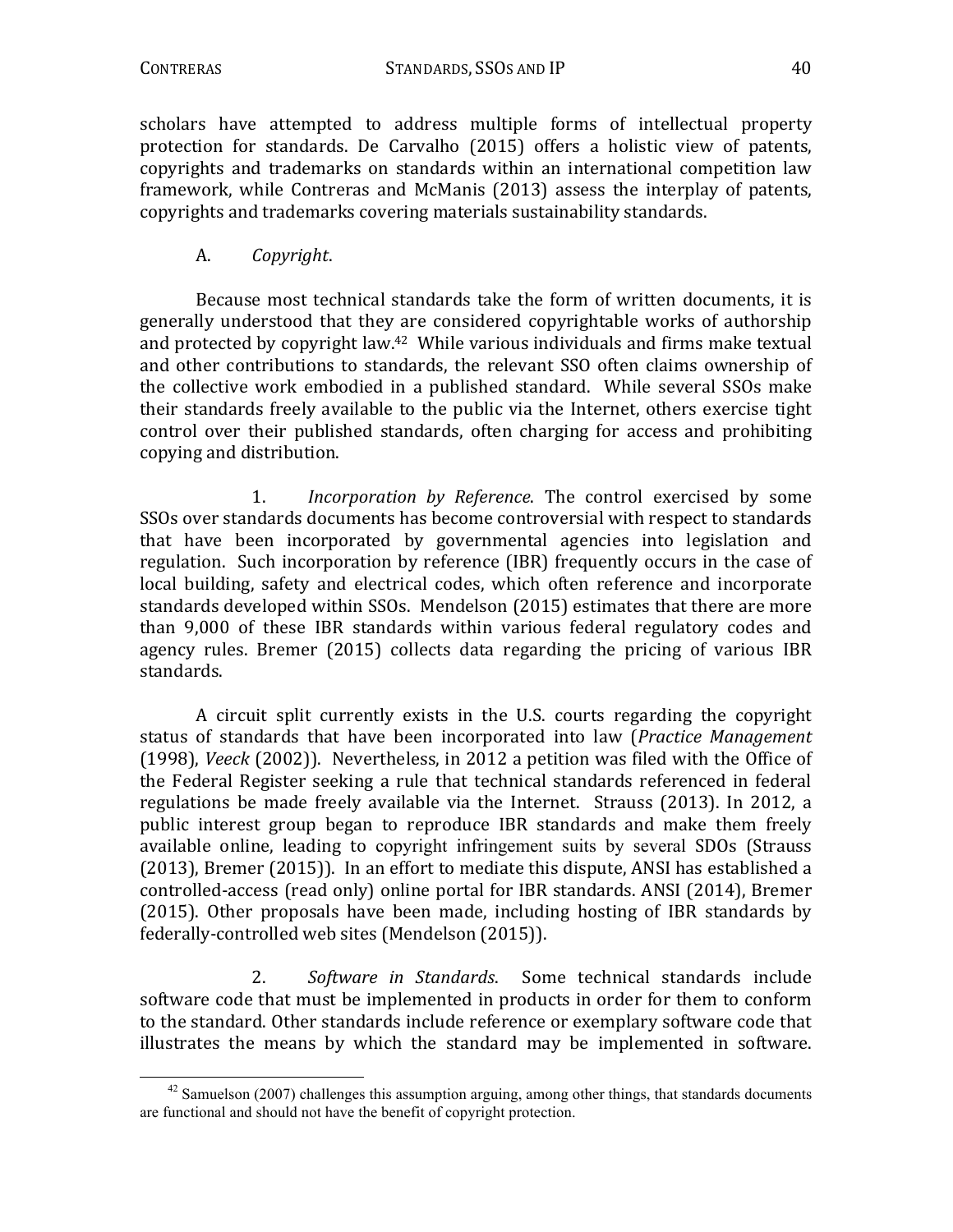scholars have attempted to address multiple forms of intellectual property protection for standards. De Carvalho (2015) offers a holistic view of patents, copyrights and trademarks on standards within an international competition law framework, while Contreras and McManis (2013) assess the interplay of patents, copyrights and trademarks covering materials sustainability standards.

### A. *Copyright*.

Because most technical standards take the form of written documents, it is generally understood that they are considered copyrightable works of authorship and protected by copyright law.[42] While various individuals and firms make textual and other contributions to standards, the relevant SSO often claims ownership of the collective work embodied in a published standard. While several SSOs make their standards freely available to the public via the Internet, others exercise tight control over their published standards, often charging for access and prohibiting copying and distribution.

1. *Incorporation by Reference*. The control exercised by some SSOs over standards documents has become controversial with respect to standards that have been incorporated by governmental agencies into legislation and regulation. Such incorporation by reference (IBR) frequently occurs in the case of local building, safety and electrical codes, which often reference and incorporate standards developed within SSOs. Mendelson (2015) estimates that there are more than 9,000 of these IBR standards within various federal regulatory codes and agency rules. Bremer (2015) collects data regarding the pricing of various IBR standards.

A circuit split currently exists in the U.S. courts regarding the copyright status of standards that have been incorporated into law (*Practice Management* (1998), *Veeck* (2002)). Nevertheless, in 2012 a petition was filed with the Office of the Federal Register seeking a rule that technical standards referenced in federal regulations be made freely available via the Internet. Strauss (2013). In 2012, a public interest group began to reproduce IBR standards and make them freely available online, leading to copyright infringement suits by several SDOs (Strauss (2013), Bremer (2015)). In an effort to mediate this dispute, ANSI has established a controlled-access (read only) online portal for IBR standards. ANSI (2014), Bremer (2015). Other proposals have been made, including hosting of IBR standards by federally-controlled web sites (Mendelson (2015)).

2. *Software in Standards*. Some technical standards include software code that must be implemented in products in order for them to conform to the standard. Other standards include reference or exemplary software code that illustrates the means by which the standard may be implemented in software.

---

[42] Samuelson (2007) challenges this assumption arguing, among other things, that standards documents are functional and should not have the benefit of copyright protection.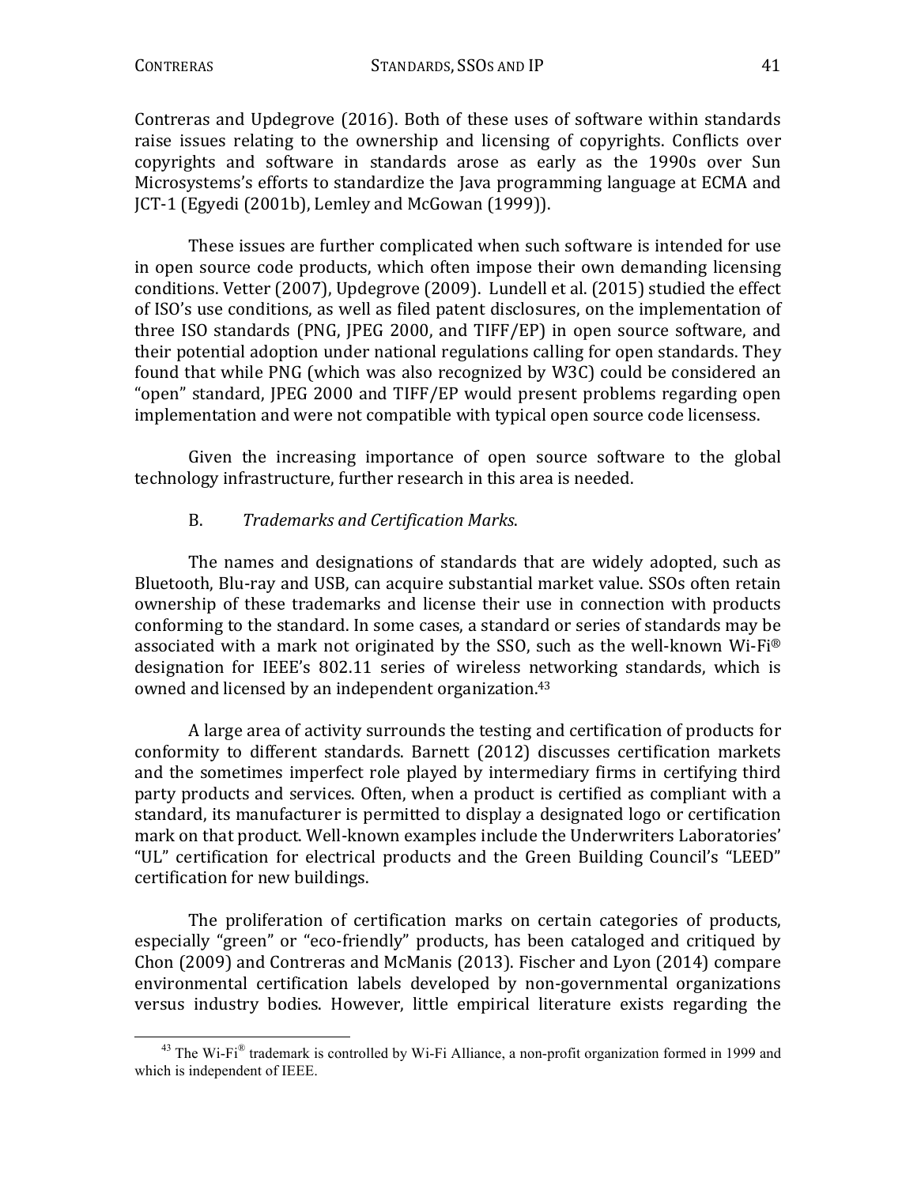Contreras and Updegrove (2016). Both of these uses of software within standards raise issues relating to the ownership and licensing of copyrights. Conflicts over copyrights and software in standards arose as early as the 1990s over Sun Microsystems's efforts to standardize the Java programming language at ECMA and JCT-1 (Egyedi (2001b), Lemley and McGowan (1999)).

These issues are further complicated when such software is intended for use in open source code products, which often impose their own demanding licensing conditions. Vetter (2007), Updegrove (2009). Lundell et al. (2015) studied the effect of ISO's use conditions, as well as filed patent disclosures, on the implementation of three ISO standards (PNG, JPEG 2000, and TIFF/EP) in open source software, and their potential adoption under national regulations calling for open standards. They found that while PNG (which was also recognized by W3C) could be considered an "open" standard, JPEG 2000 and TIFF/EP would present problems regarding open implementation and were not compatible with typical open source code licensess.

Given the increasing importance of open source software to the global technology infrastructure, further research in this area is needed.

### B. *Trademarks and Certification Marks*.

The names and designations of standards that are widely adopted, such as Bluetooth, Blu-ray and USB, can acquire substantial market value. SSOs often retain ownership of these trademarks and license their use in connection with products conforming to the standard. In some cases, a standard or series of standards may be associated with a mark not originated by the SSO, such as the well-known Wi-Fi® designation for IEEE's 802.11 series of wireless networking standards, which is owned and licensed by an independent organization.[43]

A large area of activity surrounds the testing and certification of products for conformity to different standards. Barnett (2012) discusses certification markets and the sometimes imperfect role played by intermediary firms in certifying third party products and services. Often, when a product is certified as compliant with a standard, its manufacturer is permitted to display a designated logo or certification mark on that product. Well-known examples include the Underwriters Laboratories' "UL" certification for electrical products and the Green Building Council's "LEED" certification for new buildings.

The proliferation of certification marks on certain categories of products, especially "green" or "eco-friendly" products, has been cataloged and critiqued by Chon (2009) and Contreras and McManis (2013). Fischer and Lyon (2014) compare environmental certification labels developed by non-governmental organizations versus industry bodies. However, little empirical literature exists regarding the

---

[43] The Wi-Fi® trademark is controlled by Wi-Fi Alliance, a non-profit organization formed in 1999 and which is independent of IEEE.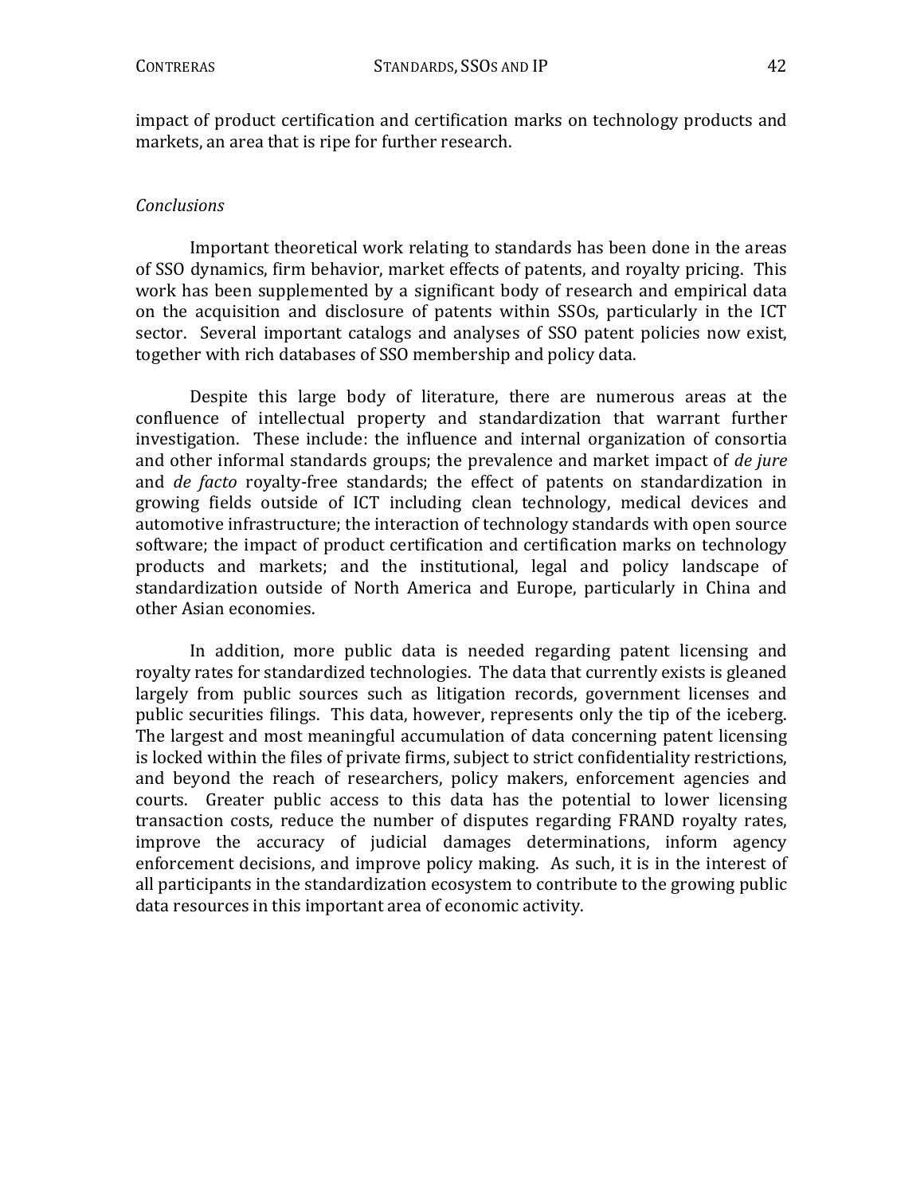impact of product certification and certification marks on technology products and markets, an area that is ripe for further research.

*Conclusions*

Important theoretical work relating to standards has been done in the areas of SSO dynamics, firm behavior, market effects of patents, and royalty pricing. This work has been supplemented by a significant body of research and empirical data on the acquisition and disclosure of patents within SSOs, particularly in the ICT sector. Several important catalogs and analyses of SSO patent policies now exist, together with rich databases of SSO membership and policy data.

Despite this large body of literature, there are numerous areas at the confluence of intellectual property and standardization that warrant further investigation. These include: the influence and internal organization of consortia and other informal standards groups; the prevalence and market impact of *de jure* and *de facto* royalty-free standards; the effect of patents on standardization in growing fields outside of ICT including clean technology, medical devices and automotive infrastructure; the interaction of technology standards with open source software; the impact of product certification and certification marks on technology products and markets; and the institutional, legal and policy landscape of standardization outside of North America and Europe, particularly in China and other Asian economies.

In addition, more public data is needed regarding patent licensing and royalty rates for standardized technologies. The data that currently exists is gleaned largely from public sources such as litigation records, government licenses and public securities filings. This data, however, represents only the tip of the iceberg. The largest and most meaningful accumulation of data concerning patent licensing is locked within the files of private firms, subject to strict confidentiality restrictions, and beyond the reach of researchers, policy makers, enforcement agencies and courts. Greater public access to this data has the potential to lower licensing transaction costs, reduce the number of disputes regarding FRAND royalty rates, improve the accuracy of judicial damages determinations, inform agency enforcement decisions, and improve policy making. As such, it is in the interest of all participants in the standardization ecosystem to contribute to the growing public data resources in this important area of economic activity.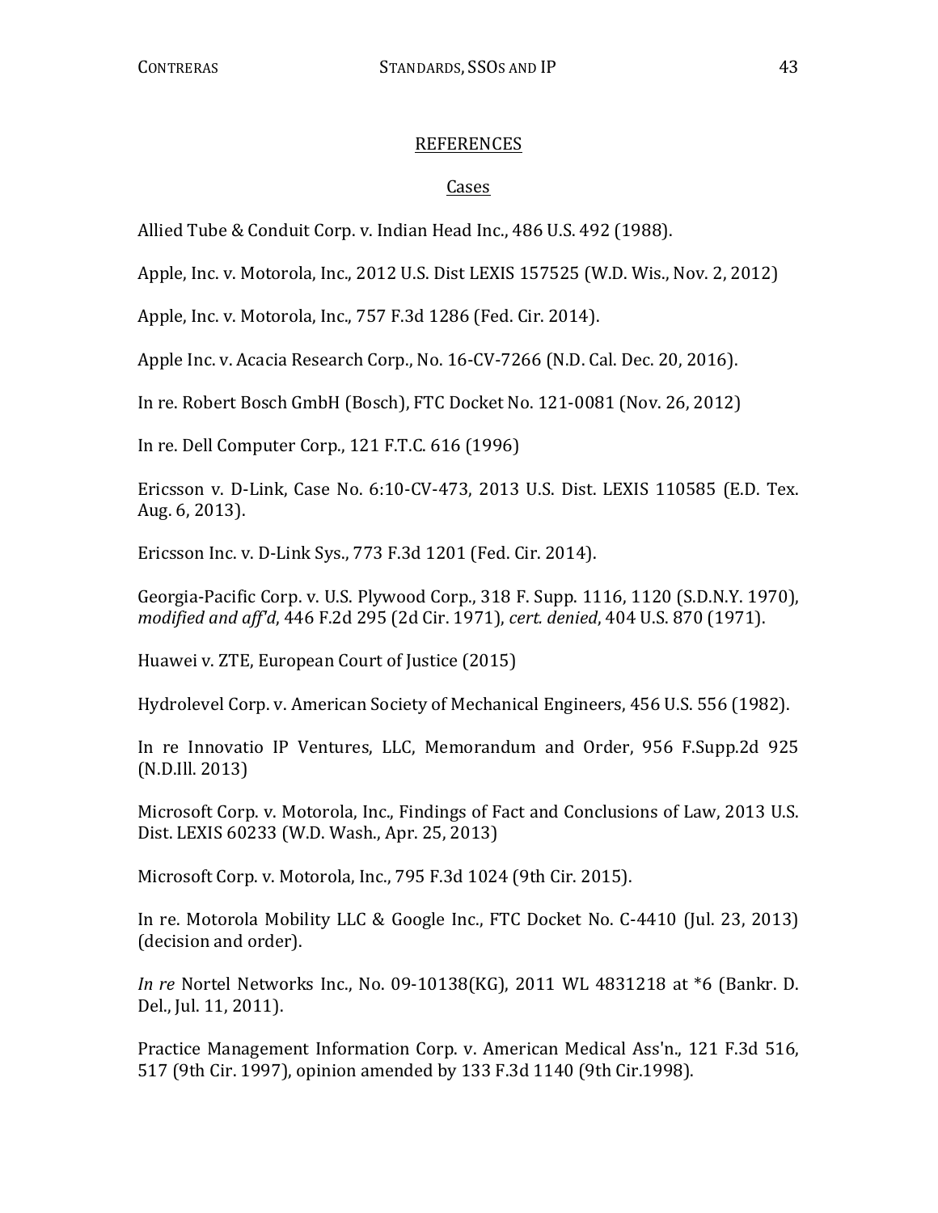## REFERENCES

### Cases

Allied Tube & Conduit Corp. v. Indian Head Inc., 486 U.S. 492 (1988).

Apple, Inc. v. Motorola, Inc., 2012 U.S. Dist LEXIS 157525 (W.D. Wis., Nov. 2, 2012)

Apple, Inc. v. Motorola, Inc., 757 F.3d 1286 (Fed. Cir. 2014).

Apple Inc. v. Acacia Research Corp., No. 16-CV-7266 (N.D. Cal. Dec. 20, 2016).

In re. Robert Bosch GmbH (Bosch), FTC Docket No. 121-0081 (Nov. 26, 2012)

In re. Dell Computer Corp., 121 F.T.C. 616 (1996)

Ericsson v. D-Link, Case No. 6:10-CV-473, 2013 U.S. Dist. LEXIS 110585 (E.D. Tex. Aug. 6, 2013).

Ericsson Inc. v. D-Link Sys., 773 F.3d 1201 (Fed. Cir. 2014).

Georgia-Pacific Corp. v. U.S. Plywood Corp., 318 F. Supp. 1116, 1120 (S.D.N.Y. 1970), *modified and aff'd*, 446 F.2d 295 (2d Cir. 1971), *cert. denied*, 404 U.S. 870 (1971).

Huawei v. ZTE, European Court of Justice (2015)

Hydrolevel Corp. v. American Society of Mechanical Engineers, 456 U.S. 556 (1982).

In re Innovatio IP Ventures, LLC, Memorandum and Order, 956 F.Supp.2d 925 (N.D.Ill. 2013)

Microsoft Corp. v. Motorola, Inc., Findings of Fact and Conclusions of Law, 2013 U.S. Dist. LEXIS 60233 (W.D. Wash., Apr. 25, 2013)

Microsoft Corp. v. Motorola, Inc., 795 F.3d 1024 (9th Cir. 2015).

In re. Motorola Mobility LLC & Google Inc., FTC Docket No. C-4410 (Jul. 23, 2013) (decision and order).

*In re* Nortel Networks Inc., No. 09-10138(KG), 2011 WL 4831218 at *6 (Bankr. D. Del., Jul. 11, 2011).

Practice Management Information Corp. v. American Medical Ass'n., 121 F.3d 516, 517 (9th Cir. 1997), opinion amended by 133 F.3d 1140 (9th Cir.1998).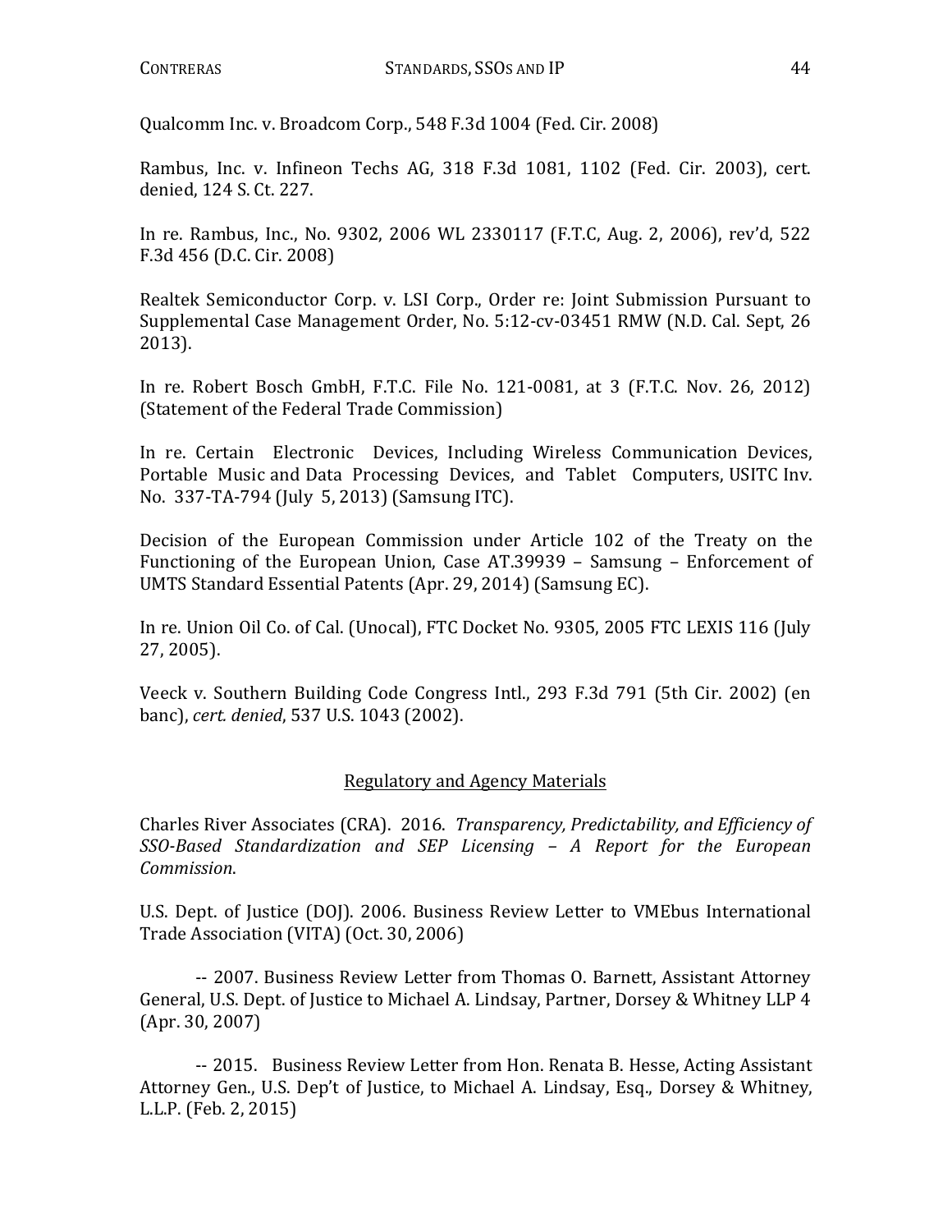Qualcomm Inc. v. Broadcom Corp., 548 F.3d 1004 (Fed. Cir. 2008)

Rambus, Inc. v. Infineon Techs AG, 318 F.3d 1081, 1102 (Fed. Cir. 2003), cert. denied, 124 S. Ct. 227.

In re. Rambus, Inc., No. 9302, 2006 WL 2330117 (F.T.C, Aug. 2, 2006), rev'd, 522 F.3d 456 (D.C. Cir. 2008)

Realtek Semiconductor Corp. v. LSI Corp., Order re: Joint Submission Pursuant to Supplemental Case Management Order, No. 5:12-cv-03451 RMW (N.D. Cal. Sept, 26 2013).

In re. Robert Bosch GmbH, F.T.C. File No. 121-0081, at 3 (F.T.C. Nov. 26, 2012) (Statement of the Federal Trade Commission)

In re. Certain Electronic Devices, Including Wireless Communication Devices, Portable Music and Data Processing Devices, and Tablet Computers, USITC Inv. No. 337-TA-794 (July 5, 2013) (Samsung ITC).

Decision of the European Commission under Article 102 of the Treaty on the Functioning of the European Union, Case AT.39939 – Samsung – Enforcement of UMTS Standard Essential Patents (Apr. 29, 2014) (Samsung EC).

In re. Union Oil Co. of Cal. (Unocal), FTC Docket No. 9305, 2005 FTC LEXIS 116 (July 27, 2005).

Veeck v. Southern Building Code Congress Intl., 293 F.3d 791 (5th Cir. 2002) (en banc), *cert. denied*, 537 U.S. 1043 (2002).

## Regulatory and Agency Materials

Charles River Associates (CRA). 2016. *Transparency, Predictability, and Efficiency of SSO-Based Standardization and SEP Licensing – A Report for the European Commission*.

U.S. Dept. of Justice (DOJ). 2006. Business Review Letter to VMEbus International Trade Association (VITA) (Oct. 30, 2006)

-- 2007. Business Review Letter from Thomas O. Barnett, Assistant Attorney General, U.S. Dept. of Justice to Michael A. Lindsay, Partner, Dorsey & Whitney LLP 4 (Apr. 30, 2007)

-- 2015. Business Review Letter from Hon. Renata B. Hesse, Acting Assistant Attorney Gen., U.S. Dep't of Justice, to Michael A. Lindsay, Esq., Dorsey & Whitney, L.L.P. (Feb. 2, 2015)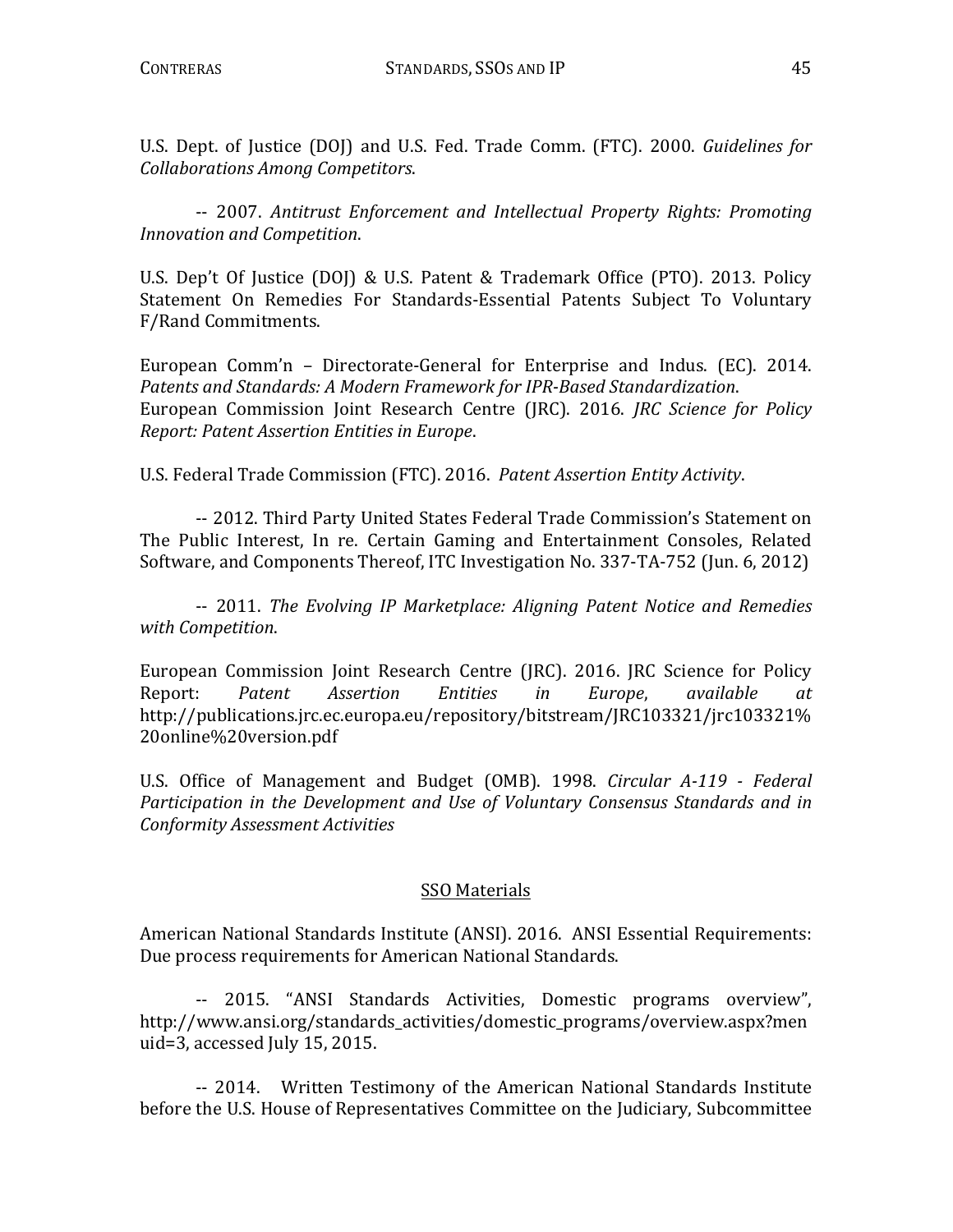U.S. Dept. of Justice (DOJ) and U.S. Fed. Trade Comm. (FTC). 2000. *Guidelines for Collaborations Among Competitors*.

-- 2007. *Antitrust Enforcement and Intellectual Property Rights: Promoting Innovation and Competition*.

U.S. Dep't Of Justice (DOJ) & U.S. Patent & Trademark Office (PTO). 2013. Policy Statement On Remedies For Standards-Essential Patents Subject To Voluntary F/Rand Commitments.

European Comm'n – Directorate-General for Enterprise and Indus. (EC). 2014. *Patents and Standards: A Modern Framework for IPR-Based Standardization*.
European Commission Joint Research Centre (JRC). 2016. *JRC Science for Policy Report: Patent Assertion Entities in Europe*.

U.S. Federal Trade Commission (FTC). 2016. *Patent Assertion Entity Activity*.

-- 2012. Third Party United States Federal Trade Commission's Statement on The Public Interest, In re. Certain Gaming and Entertainment Consoles, Related Software, and Components Thereof, ITC Investigation No. 337-TA-752 (Jun. 6, 2012)

-- 2011. *The Evolving IP Marketplace: Aligning Patent Notice and Remedies with Competition*.

European Commission Joint Research Centre (JRC). 2016. JRC Science for Policy Report: *Patent Assertion Entities in Europe*, *available at* http://publications.jrc.ec.europa.eu/repository/bitstream/JRC103321/jrc103321%20online%20version.pdf

U.S. Office of Management and Budget (OMB). 1998. *Circular A-119 - Federal Participation in the Development and Use of Voluntary Consensus Standards and in Conformity Assessment Activities*

## SSO Materials

American National Standards Institute (ANSI). 2016. ANSI Essential Requirements: Due process requirements for American National Standards.

-- 2015. "ANSI Standards Activities, Domestic programs overview", http://www.ansi.org/standards_activities/domestic_programs/overview.aspx?menuid=3, accessed July 15, 2015.

-- 2014. Written Testimony of the American National Standards Institute before the U.S. House of Representatives Committee on the Judiciary, Subcommittee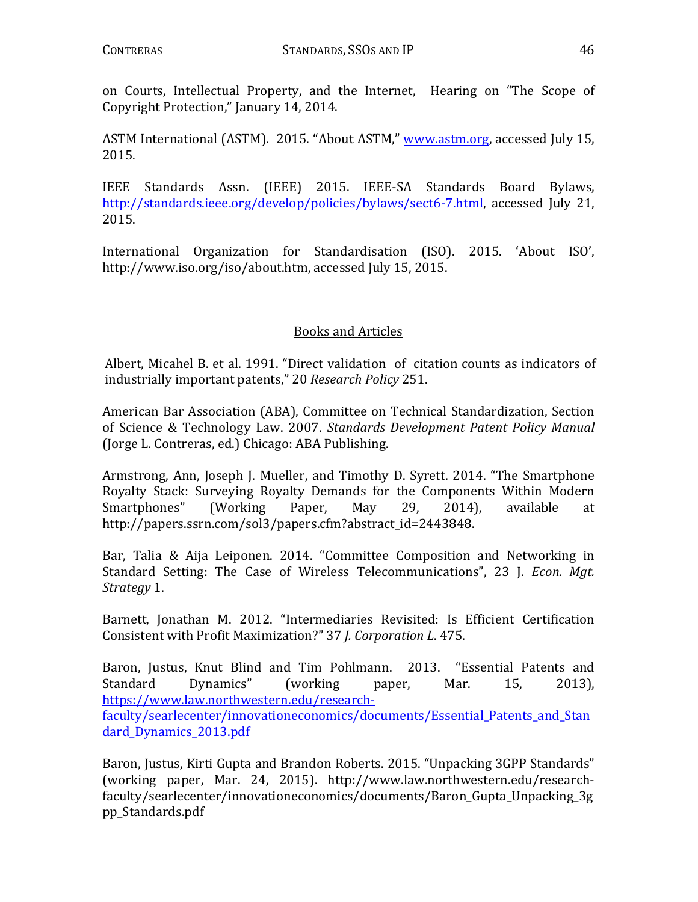on Courts, Intellectual Property, and the Internet, Hearing on "The Scope of Copyright Protection," January 14, 2014.

ASTM International (ASTM). 2015. "About ASTM," www.astm.org, accessed July 15, 2015.

IEEE Standards Assn. (IEEE) 2015. IEEE-SA Standards Board Bylaws, http://standards.ieee.org/develop/policies/bylaws/sect6-7.html, accessed July 21, 2015.

International Organization for Standardisation (ISO). 2015. 'About ISO', http://www.iso.org/iso/about.htm, accessed July 15, 2015.

## Books and Articles

Albert, Micahel B. et al. 1991. "Direct validation of citation counts as indicators of industrially important patents," 20 *Research Policy* 251.

American Bar Association (ABA), Committee on Technical Standardization, Section of Science & Technology Law. 2007. *Standards Development Patent Policy Manual* (Jorge L. Contreras, ed.) Chicago: ABA Publishing.

Armstrong, Ann, Joseph J. Mueller, and Timothy D. Syrett. 2014. "The Smartphone Royalty Stack: Surveying Royalty Demands for the Components Within Modern Smartphones" (Working Paper, May 29, 2014), available at http://papers.ssrn.com/sol3/papers.cfm?abstract_id=2443848.

Bar, Talia & Aija Leiponen. 2014. "Committee Composition and Networking in Standard Setting: The Case of Wireless Telecommunications", 23 J. *Econ. Mgt. Strategy* 1.

Barnett, Jonathan M. 2012. "Intermediaries Revisited: Is Efficient Certification Consistent with Profit Maximization?" 37 *J. Corporation L.* 475.

Baron, Justus, Knut Blind and Tim Pohlmann. 2013. "Essential Patents and Standard Dynamics" (working paper, Mar. 15, 2013), https://www.law.northwestern.edu/research-faculty/searlecenter/innovationeconomics/documents/Essential_Patents_and_Standard_Dynamics_2013.pdf

Baron, Justus, Kirti Gupta and Brandon Roberts. 2015. "Unpacking 3GPP Standards" (working paper, Mar. 24, 2015). http://www.law.northwestern.edu/research-faculty/searlecenter/innovationeconomics/documents/Baron_Gupta_Unpacking_3gpp_Standards.pdf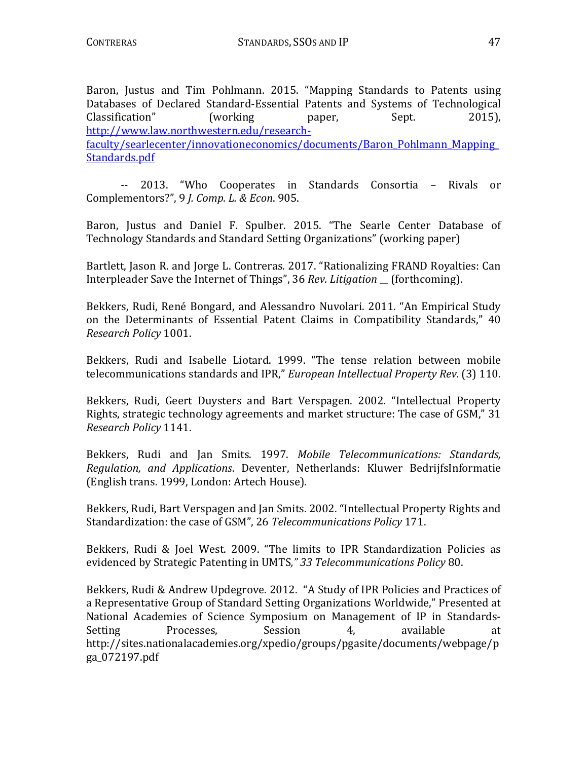Baron, Justus and Tim Pohlmann. 2015. "Mapping Standards to Patents using Databases of Declared Standard-Essential Patents and Systems of Technological Classification" (working paper, Sept. 2015), http://www.law.northwestern.edu/research-faculty/searlecenter/innovationeconomics/documents/Baron_Pohlmann_Mapping_Standards.pdf

-- 2013. "Who Cooperates in Standards Consortia – Rivals or Complementors?", 9 *J. Comp. L. & Econ*. 905.

Baron, Justus and Daniel F. Spulber. 2015. "The Searle Center Database of Technology Standards and Standard Setting Organizations" (working paper)

Bartlett, Jason R. and Jorge L. Contreras. 2017. "Rationalizing FRAND Royalties: Can Interpleader Save the Internet of Things", 36 *Rev. Litigation* __ (forthcoming).

Bekkers, Rudi, René Bongard, and Alessandro Nuvolari. 2011. "An Empirical Study on the Determinants of Essential Patent Claims in Compatibility Standards," 40 *Research Policy* 1001.

Bekkers, Rudi and Isabelle Liotard. 1999. "The tense relation between mobile telecommunications standards and IPR," *European Intellectual Property Rev.* (3) 110.

Bekkers, Rudi, Geert Duysters and Bart Verspagen. 2002. "Intellectual Property Rights, strategic technology agreements and market structure: The case of GSM," 31 *Research Policy* 1141.

Bekkers, Rudi and Jan Smits. 1997. *Mobile Telecommunications: Standards, Regulation, and Applications*. Deventer, Netherlands: Kluwer BedrijfsInformatie (English trans. 1999, London: Artech House).

Bekkers, Rudi, Bart Verspagen and Jan Smits. 2002. "Intellectual Property Rights and Standardization: the case of GSM", 26 *Telecommunications Policy* 171.

Bekkers, Rudi & Joel West. 2009. "The limits to IPR Standardization Policies as evidenced by Strategic Patenting in UMTS," *33 Telecommunications Policy* 80.

Bekkers, Rudi & Andrew Updegrove. 2012. "A Study of IPR Policies and Practices of a Representative Group of Standard Setting Organizations Worldwide," Presented at National Academies of Science Symposium on Management of IP in Standards-Setting Processes, Session 4, available at http://sites.nationalacademies.org/xpedio/groups/pgasite/documents/webpage/pga_072197.pdf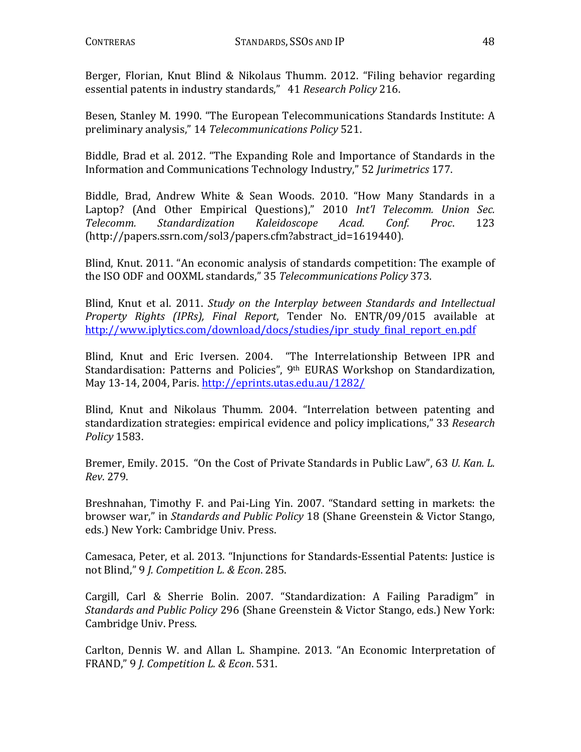Berger, Florian, Knut Blind & Nikolaus Thumm. 2012. "Filing behavior regarding essential patents in industry standards," 41 *Research Policy* 216.

Besen, Stanley M. 1990. "The European Telecommunications Standards Institute: A preliminary analysis," 14 *Telecommunications Policy* 521.

Biddle, Brad et al. 2012. "The Expanding Role and Importance of Standards in the Information and Communications Technology Industry," 52 *Jurimetrics* 177.

Biddle, Brad, Andrew White & Sean Woods. 2010. "How Many Standards in a Laptop? (And Other Empirical Questions)," 2010 *Int'l Telecomm. Union Sec. Telecomm. Standardization Kaleidoscope Acad. Conf. Proc*. 123 (http://papers.ssrn.com/sol3/papers.cfm?abstract_id=1619440).

Blind, Knut. 2011. "An economic analysis of standards competition: The example of the ISO ODF and OOXML standards," 35 *Telecommunications Policy* 373.

Blind, Knut et al. 2011. *Study on the Interplay between Standards and Intellectual Property Rights (IPRs), Final Report*, Tender No. ENTR/09/015 available at http://www.iplytics.com/download/docs/studies/ipr_study_final_report_en.pdf

Blind, Knut and Eric Iversen. 2004. "The Interrelationship Between IPR and Standardisation: Patterns and Policies", 9th EURAS Workshop on Standardization, May 13-14, 2004, Paris. http://eprints.utas.edu.au/1282/

Blind, Knut and Nikolaus Thumm. 2004. "Interrelation between patenting and standardization strategies: empirical evidence and policy implications," 33 *Research Policy* 1583.

Bremer, Emily. 2015. "On the Cost of Private Standards in Public Law", 63 *U. Kan. L. Rev*. 279.

Breshnahan, Timothy F. and Pai-Ling Yin. 2007. "Standard setting in markets: the browser war," in *Standards and Public Policy* 18 (Shane Greenstein & Victor Stango, eds.) New York: Cambridge Univ. Press.

Camesaca, Peter, et al. 2013. "Injunctions for Standards-Essential Patents: Justice is not Blind," 9 *J. Competition L. & Econ*. 285.

Cargill, Carl & Sherrie Bolin. 2007. "Standardization: A Failing Paradigm" in *Standards and Public Policy* 296 (Shane Greenstein & Victor Stango, eds.) New York: Cambridge Univ. Press.

Carlton, Dennis W. and Allan L. Shampine. 2013. "An Economic Interpretation of FRAND," 9 *J. Competition L. & Econ*. 531.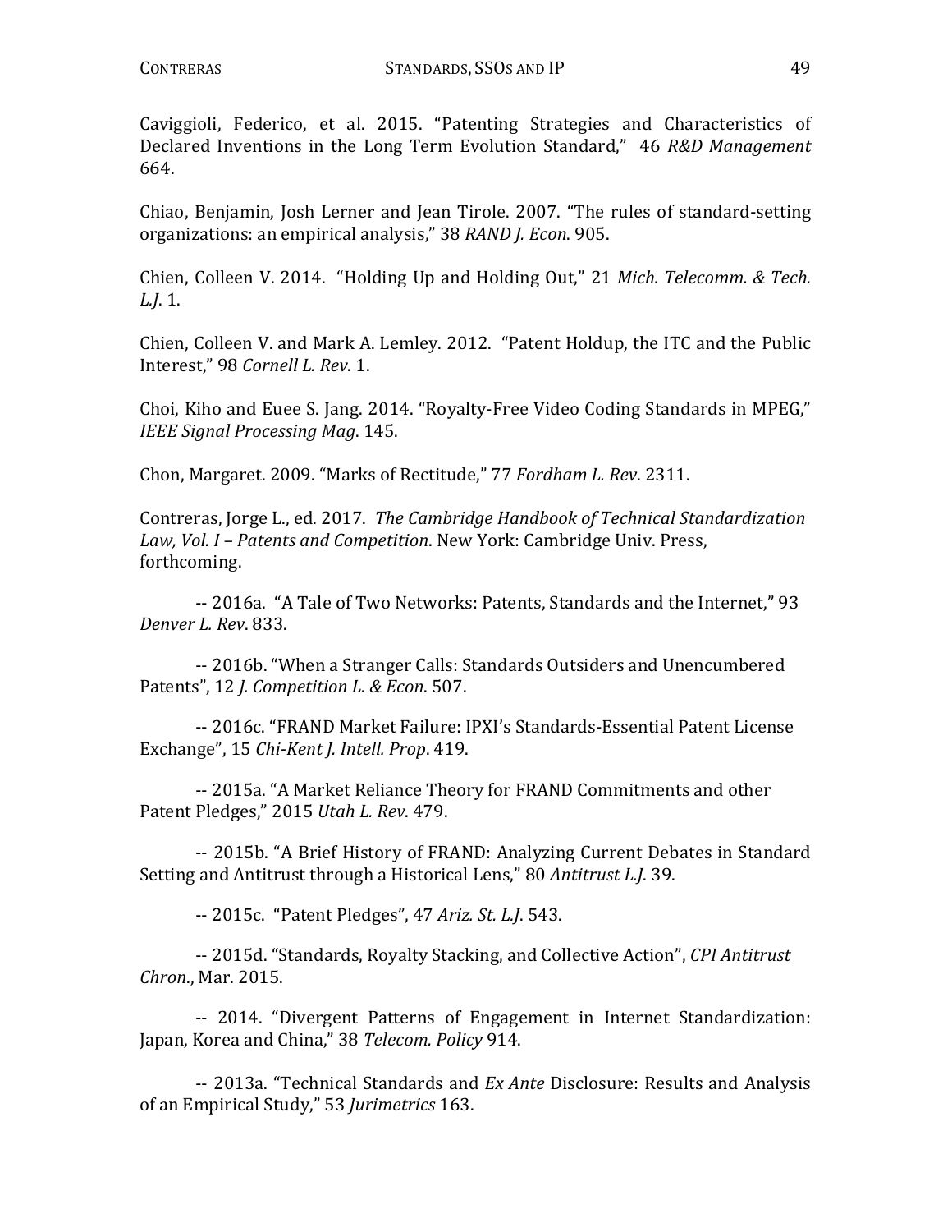Caviggioli, Federico, et al. 2015. "Patenting Strategies and Characteristics of Declared Inventions in the Long Term Evolution Standard," 46 *R&D Management* 664.

Chiao, Benjamin, Josh Lerner and Jean Tirole. 2007. "The rules of standard-setting organizations: an empirical analysis," 38 *RAND J. Econ*. 905.

Chien, Colleen V. 2014. "Holding Up and Holding Out," 21 *Mich. Telecomm. & Tech. L.J*. 1.

Chien, Colleen V. and Mark A. Lemley. 2012. "Patent Holdup, the ITC and the Public Interest," 98 *Cornell L. Rev*. 1.

Choi, Kiho and Euee S. Jang. 2014. "Royalty-Free Video Coding Standards in MPEG," *IEEE Signal Processing Mag*. 145.

Chon, Margaret. 2009. "Marks of Rectitude," 77 *Fordham L. Rev*. 2311.

Contreras, Jorge L., ed. 2017. *The Cambridge Handbook of Technical Standardization Law, Vol. I – Patents and Competition*. New York: Cambridge Univ. Press, forthcoming.

-- 2016a. "A Tale of Two Networks: Patents, Standards and the Internet," 93 *Denver L. Rev*. 833.

-- 2016b. "When a Stranger Calls: Standards Outsiders and Unencumbered Patents", 12 *J. Competition L. & Econ*. 507.

-- 2016c. "FRAND Market Failure: IPXI's Standards-Essential Patent License Exchange", 15 *Chi-Kent J. Intell. Prop*. 419.

-- 2015a. "A Market Reliance Theory for FRAND Commitments and other Patent Pledges," 2015 *Utah L. Rev*. 479.

-- 2015b. "A Brief History of FRAND: Analyzing Current Debates in Standard Setting and Antitrust through a Historical Lens," 80 *Antitrust L.J*. 39.

-- 2015c. "Patent Pledges", 47 *Ariz. St. L.J*. 543.

-- 2015d. "Standards, Royalty Stacking, and Collective Action", *CPI Antitrust Chron*., Mar. 2015.

-- 2014. "Divergent Patterns of Engagement in Internet Standardization: Japan, Korea and China," 38 *Telecom. Policy* 914.

-- 2013a. "Technical Standards and *Ex Ante* Disclosure: Results and Analysis of an Empirical Study," 53 *Jurimetrics* 163.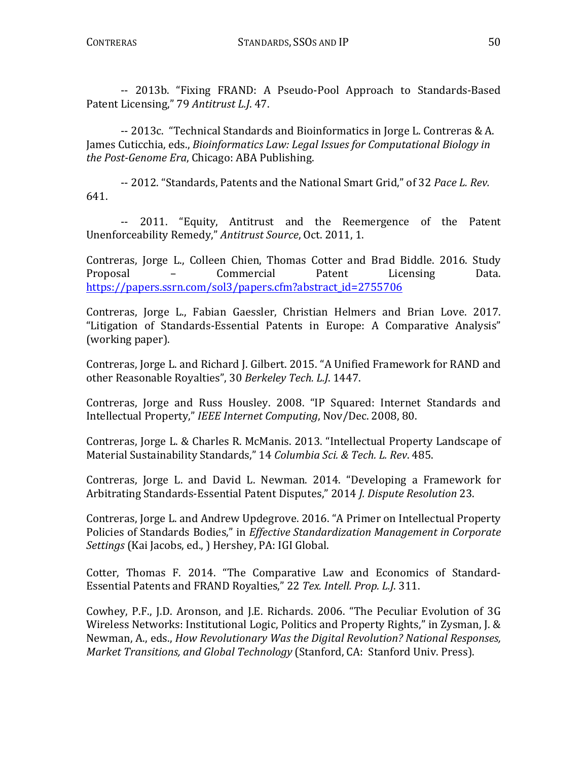-- 2013b. "Fixing FRAND: A Pseudo-Pool Approach to Standards-Based Patent Licensing," 79 *Antitrust L.J*. 47.

-- 2013c. "Technical Standards and Bioinformatics in Jorge L. Contreras & A. James Cuticchia, eds., *Bioinformatics Law: Legal Issues for Computational Biology in the Post-Genome Era*, Chicago: ABA Publishing.

-- 2012. "Standards, Patents and the National Smart Grid," of 32 *Pace L. Rev.* 641.

-- 2011. "Equity, Antitrust and the Reemergence of the Patent Unenforceability Remedy," *Antitrust Source*, Oct. 2011, 1.

Contreras, Jorge L., Colleen Chien, Thomas Cotter and Brad Biddle. 2016. Study Proposal – Commercial Patent Licensing Data. https://papers.ssrn.com/sol3/papers.cfm?abstract_id=2755706

Contreras, Jorge L., Fabian Gaessler, Christian Helmers and Brian Love. 2017. "Litigation of Standards-Essential Patents in Europe: A Comparative Analysis" (working paper).

Contreras, Jorge L. and Richard J. Gilbert. 2015. "A Unified Framework for RAND and other Reasonable Royalties", 30 *Berkeley Tech. L.J*. 1447.

Contreras, Jorge and Russ Housley. 2008. "IP Squared: Internet Standards and Intellectual Property," *IEEE Internet Computing*, Nov/Dec. 2008, 80.

Contreras, Jorge L. & Charles R. McManis. 2013. "Intellectual Property Landscape of Material Sustainability Standards," 14 *Columbia Sci. & Tech. L. Rev*. 485.

Contreras, Jorge L. and David L. Newman. 2014. "Developing a Framework for Arbitrating Standards-Essential Patent Disputes," 2014 *J. Dispute Resolution* 23.

Contreras, Jorge L. and Andrew Updegrove. 2016. "A Primer on Intellectual Property Policies of Standards Bodies," in *Effective Standardization Management in Corporate Settings* (Kai Jacobs, ed., ) Hershey, PA: IGI Global.

Cotter, Thomas F. 2014. "The Comparative Law and Economics of Standard-Essential Patents and FRAND Royalties," 22 *Tex. Intell. Prop. L.J.* 311.

Cowhey, P.F., J.D. Aronson, and J.E. Richards. 2006. "The Peculiar Evolution of 3G Wireless Networks: Institutional Logic, Politics and Property Rights," in Zysman, J. & Newman, A., eds., *How Revolutionary Was the Digital Revolution? National Responses, Market Transitions, and Global Technology* (Stanford, CA: Stanford Univ. Press).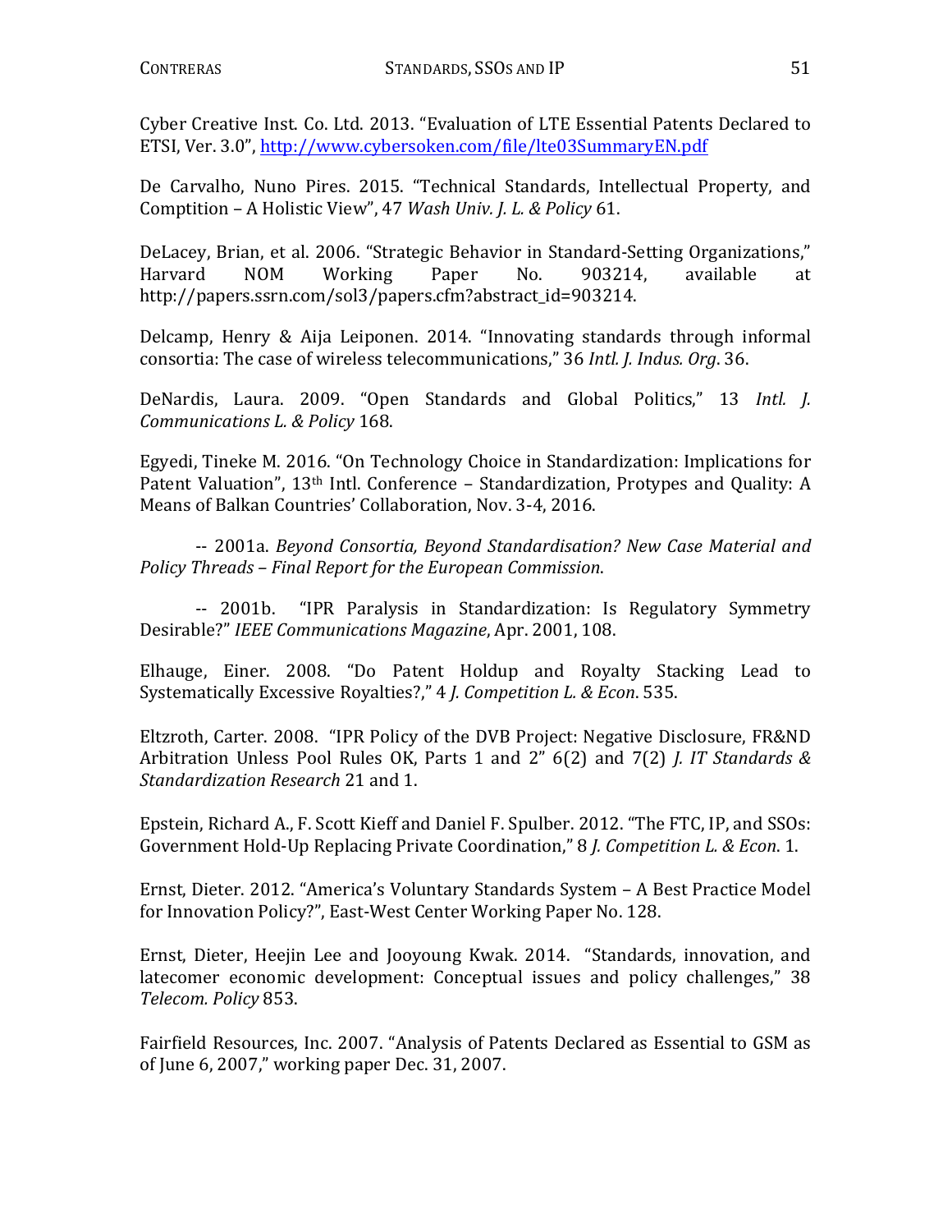Cyber Creative Inst. Co. Ltd. 2013. "Evaluation of LTE Essential Patents Declared to ETSI, Ver. 3.0", http://www.cybersoken.com/file/lte03SummaryEN.pdf

De Carvalho, Nuno Pires. 2015. "Technical Standards, Intellectual Property, and Comptition – A Holistic View", 47 *Wash Univ. J. L. & Policy* 61.

DeLacey, Brian, et al. 2006. "Strategic Behavior in Standard-Setting Organizations," Harvard NOM Working Paper No. 903214, available at http://papers.ssrn.com/sol3/papers.cfm?abstract_id=903214.

Delcamp, Henry & Aija Leiponen. 2014. "Innovating standards through informal consortia: The case of wireless telecommunications," 36 *Intl. J. Indus. Org*. 36.

DeNardis, Laura. 2009. "Open Standards and Global Politics," 13 *Intl. J. Communications L. & Policy* 168.

Egyedi, Tineke M. 2016. "On Technology Choice in Standardization: Implications for Patent Valuation", 13th Intl. Conference – Standardization, Protypes and Quality: A Means of Balkan Countries' Collaboration, Nov. 3-4, 2016.

-- 2001a. *Beyond Consortia, Beyond Standardisation? New Case Material and Policy Threads – Final Report for the European Commission*.

-- 2001b. "IPR Paralysis in Standardization: Is Regulatory Symmetry Desirable?" *IEEE Communications Magazine*, Apr. 2001, 108.

Elhauge, Einer. 2008. "Do Patent Holdup and Royalty Stacking Lead to Systematically Excessive Royalties?," 4 *J. Competition L. & Econ*. 535.

Eltzroth, Carter. 2008. "IPR Policy of the DVB Project: Negative Disclosure, FR&ND Arbitration Unless Pool Rules OK, Parts 1 and 2" 6(2) and 7(2) *J. IT Standards & Standardization Research* 21 and 1.

Epstein, Richard A., F. Scott Kieff and Daniel F. Spulber. 2012. "The FTC, IP, and SSOs: Government Hold-Up Replacing Private Coordination," 8 *J. Competition L. & Econ*. 1.

Ernst, Dieter. 2012. "America's Voluntary Standards System – A Best Practice Model for Innovation Policy?", East-West Center Working Paper No. 128.

Ernst, Dieter, Heejin Lee and Jooyoung Kwak. 2014. "Standards, innovation, and latecomer economic development: Conceptual issues and policy challenges," 38 *Telecom. Policy* 853.

Fairfield Resources, Inc. 2007. "Analysis of Patents Declared as Essential to GSM as of June 6, 2007," working paper Dec. 31, 2007.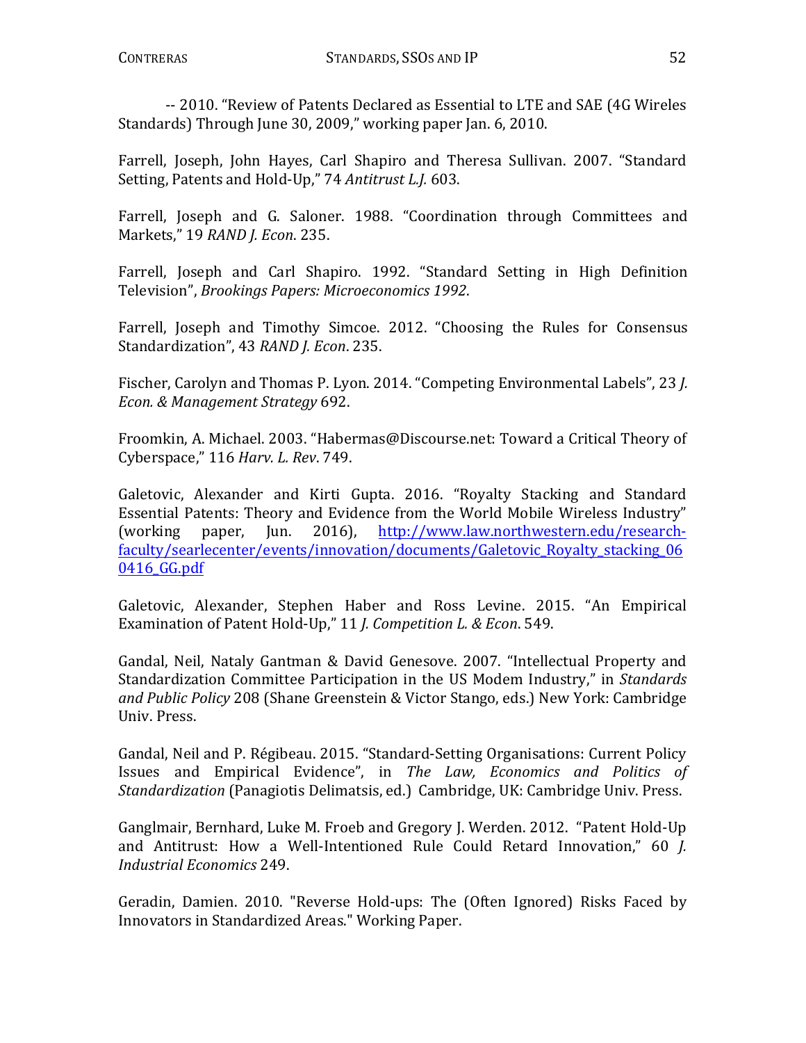-- 2010. "Review of Patents Declared as Essential to LTE and SAE (4G Wireles Standards) Through June 30, 2009," working paper Jan. 6, 2010.

Farrell, Joseph, John Hayes, Carl Shapiro and Theresa Sullivan. 2007. "Standard Setting, Patents and Hold-Up," 74 *Antitrust L.J.* 603.

Farrell, Joseph and G. Saloner. 1988. "Coordination through Committees and Markets," 19 *RAND J. Econ*. 235.

Farrell, Joseph and Carl Shapiro. 1992. "Standard Setting in High Definition Television", *Brookings Papers: Microeconomics 1992*.

Farrell, Joseph and Timothy Simcoe. 2012. "Choosing the Rules for Consensus Standardization", 43 *RAND J. Econ*. 235.

Fischer, Carolyn and Thomas P. Lyon. 2014. "Competing Environmental Labels", 23 *J. Econ. & Management Strategy* 692.

Froomkin, A. Michael. 2003. "Habermas@Discourse.net: Toward a Critical Theory of Cyberspace," 116 *Harv. L. Rev*. 749.

Galetovic, Alexander and Kirti Gupta. 2016. "Royalty Stacking and Standard Essential Patents: Theory and Evidence from the World Mobile Wireless Industry" (working paper, Jun. 2016), http://www.law.northwestern.edu/research-faculty/searlecenter/events/innovation/documents/Galetovic_Royalty_stacking_060416_GG.pdf

Galetovic, Alexander, Stephen Haber and Ross Levine. 2015. "An Empirical Examination of Patent Hold-Up," 11 *J. Competition L. & Econ*. 549.

Gandal, Neil, Nataly Gantman & David Genesove. 2007. "Intellectual Property and Standardization Committee Participation in the US Modem Industry," in *Standards and Public Policy* 208 (Shane Greenstein & Victor Stango, eds.) New York: Cambridge Univ. Press.

Gandal, Neil and P. Régibeau. 2015. "Standard-Setting Organisations: Current Policy Issues and Empirical Evidence", in *The Law, Economics and Politics of Standardization* (Panagiotis Delimatsis, ed.) Cambridge, UK: Cambridge Univ. Press.

Ganglmair, Bernhard, Luke M. Froeb and Gregory J. Werden. 2012. "Patent Hold-Up and Antitrust: How a Well-Intentioned Rule Could Retard Innovation," 60 *J. Industrial Economics* 249.

Geradin, Damien. 2010. "Reverse Hold-ups: The (Often Ignored) Risks Faced by Innovators in Standardized Areas." Working Paper.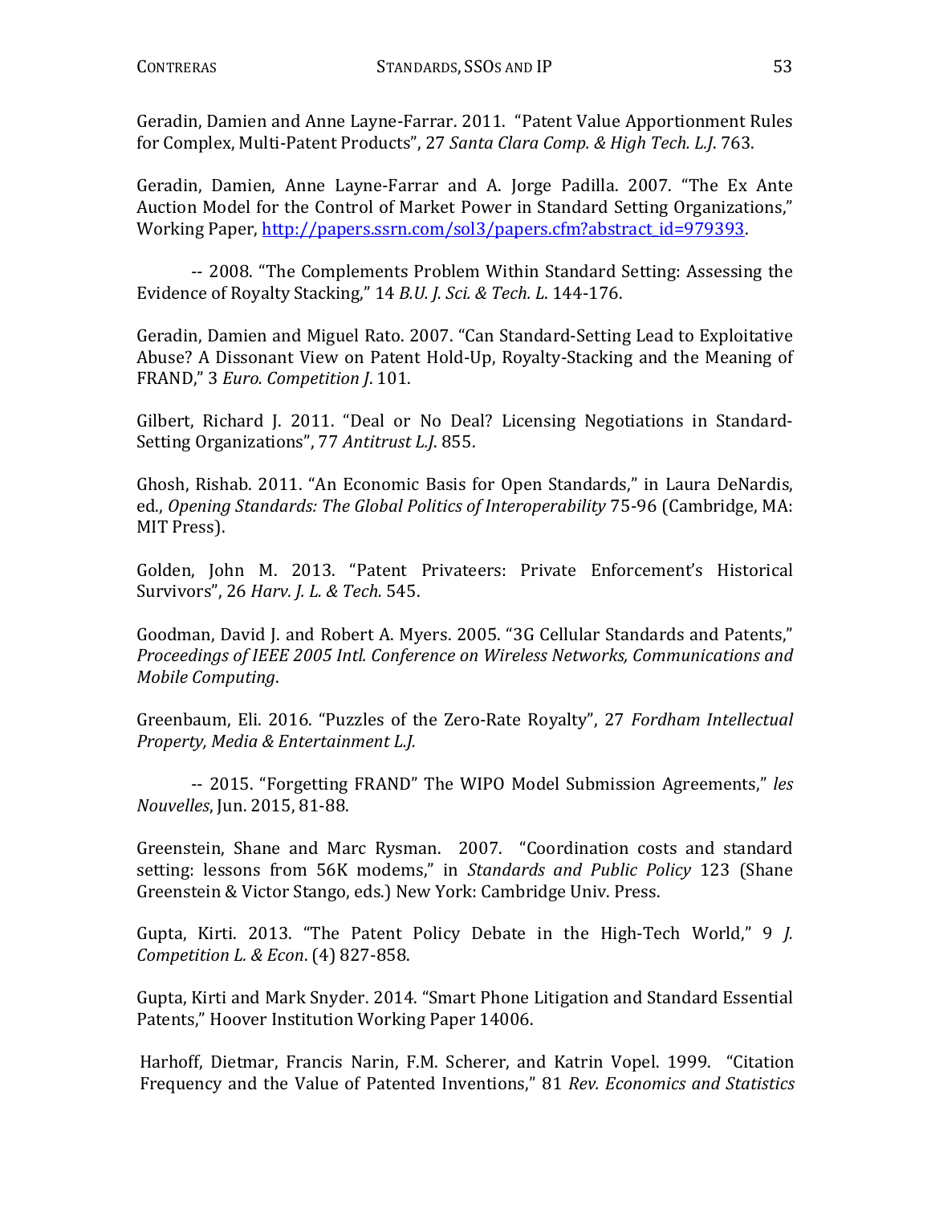Geradin, Damien and Anne Layne-Farrar. 2011. "Patent Value Apportionment Rules for Complex, Multi-Patent Products", 27 *Santa Clara Comp. & High Tech. L.J*. 763.

Geradin, Damien, Anne Layne-Farrar and A. Jorge Padilla. 2007. "The Ex Ante Auction Model for the Control of Market Power in Standard Setting Organizations," Working Paper, http://papers.ssrn.com/sol3/papers.cfm?abstract_id=979393.

-- 2008. "The Complements Problem Within Standard Setting: Assessing the Evidence of Royalty Stacking," 14 *B.U. J. Sci. & Tech. L*. 144-176.

Geradin, Damien and Miguel Rato. 2007. "Can Standard-Setting Lead to Exploitative Abuse? A Dissonant View on Patent Hold-Up, Royalty-Stacking and the Meaning of FRAND," 3 *Euro. Competition J*. 101.

Gilbert, Richard J. 2011. "Deal or No Deal? Licensing Negotiations in Standard-Setting Organizations", 77 *Antitrust L.J*. 855.

Ghosh, Rishab. 2011. "An Economic Basis for Open Standards," in Laura DeNardis, ed., *Opening Standards: The Global Politics of Interoperability* 75-96 (Cambridge, MA: MIT Press).

Golden, John M. 2013. "Patent Privateers: Private Enforcement's Historical Survivors", 26 *Harv. J. L. & Tech.* 545.

Goodman, David J. and Robert A. Myers. 2005. "3G Cellular Standards and Patents," *Proceedings of IEEE 2005 Intl. Conference on Wireless Networks, Communications and Mobile Computing*.

Greenbaum, Eli. 2016. "Puzzles of the Zero-Rate Royalty", 27 *Fordham Intellectual Property, Media & Entertainment L.J.*

-- 2015. "Forgetting FRAND" The WIPO Model Submission Agreements," *les Nouvelles*, Jun. 2015, 81-88.

Greenstein, Shane and Marc Rysman. 2007. "Coordination costs and standard setting: lessons from 56K modems," in *Standards and Public Policy* 123 (Shane Greenstein & Victor Stango, eds.) New York: Cambridge Univ. Press.

Gupta, Kirti. 2013. "The Patent Policy Debate in the High-Tech World," 9 *J. Competition L. & Econ*. (4) 827-858.

Gupta, Kirti and Mark Snyder. 2014. "Smart Phone Litigation and Standard Essential Patents," Hoover Institution Working Paper 14006.

Harhoff, Dietmar, Francis Narin, F.M. Scherer, and Katrin Vopel. 1999. "Citation Frequency and the Value of Patented Inventions," 81 *Rev. Economics and Statistics*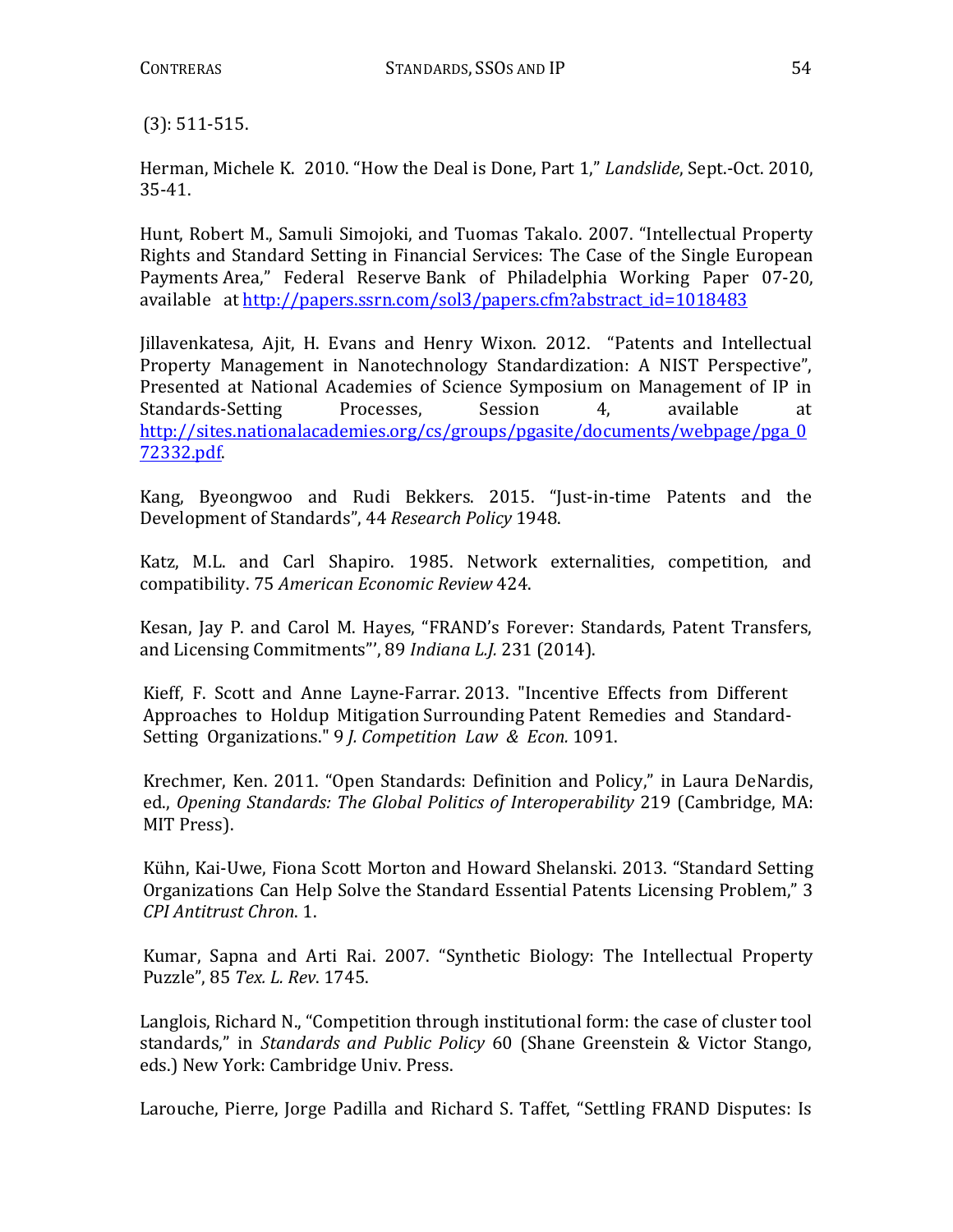(3): 511-515.

Herman, Michele K. 2010. "How the Deal is Done, Part 1," *Landslide*, Sept.-Oct. 2010, 35-41.

Hunt, Robert M., Samuli Simojoki, and Tuomas Takalo. 2007. "Intellectual Property Rights and Standard Setting in Financial Services: The Case of the Single European Payments Area," Federal Reserve Bank of Philadelphia Working Paper 07-20, available at http://papers.ssrn.com/sol3/papers.cfm?abstract_id=1018483

Jillavenkatesa, Ajit, H. Evans and Henry Wixon. 2012. "Patents and Intellectual Property Management in Nanotechnology Standardization: A NIST Perspective", Presented at National Academies of Science Symposium on Management of IP in Standards-Setting Processes, Session 4, available at http://sites.nationalacademies.org/cs/groups/pgasite/documents/webpage/pga_072332.pdf.

Kang, Byeongwoo and Rudi Bekkers. 2015. "Just-in-time Patents and the Development of Standards", 44 *Research Policy* 1948.

Katz, M.L. and Carl Shapiro. 1985. Network externalities, competition, and compatibility. 75 *American Economic Review* 424.

Kesan, Jay P. and Carol M. Hayes, "FRAND's Forever: Standards, Patent Transfers, and Licensing Commitments"', 89 *Indiana L.J.* 231 (2014).

Kieff, F. Scott and Anne Layne-Farrar. 2013. "Incentive Effects from Different Approaches to Holdup Mitigation Surrounding Patent Remedies and Standard-Setting Organizations." 9 *J. Competition Law & Econ.* 1091.

Krechmer, Ken. 2011. "Open Standards: Definition and Policy," in Laura DeNardis, ed., *Opening Standards: The Global Politics of Interoperability* 219 (Cambridge, MA: MIT Press).

Kühn, Kai-Uwe, Fiona Scott Morton and Howard Shelanski. 2013. "Standard Setting Organizations Can Help Solve the Standard Essential Patents Licensing Problem," 3 *CPI Antitrust Chron*. 1.

Kumar, Sapna and Arti Rai. 2007. "Synthetic Biology: The Intellectual Property Puzzle", 85 *Tex. L. Rev*. 1745.

Langlois, Richard N., "Competition through institutional form: the case of cluster tool standards," in *Standards and Public Policy* 60 (Shane Greenstein & Victor Stango, eds.) New York: Cambridge Univ. Press.

Larouche, Pierre, Jorge Padilla and Richard S. Taffet, "Settling FRAND Disputes: Is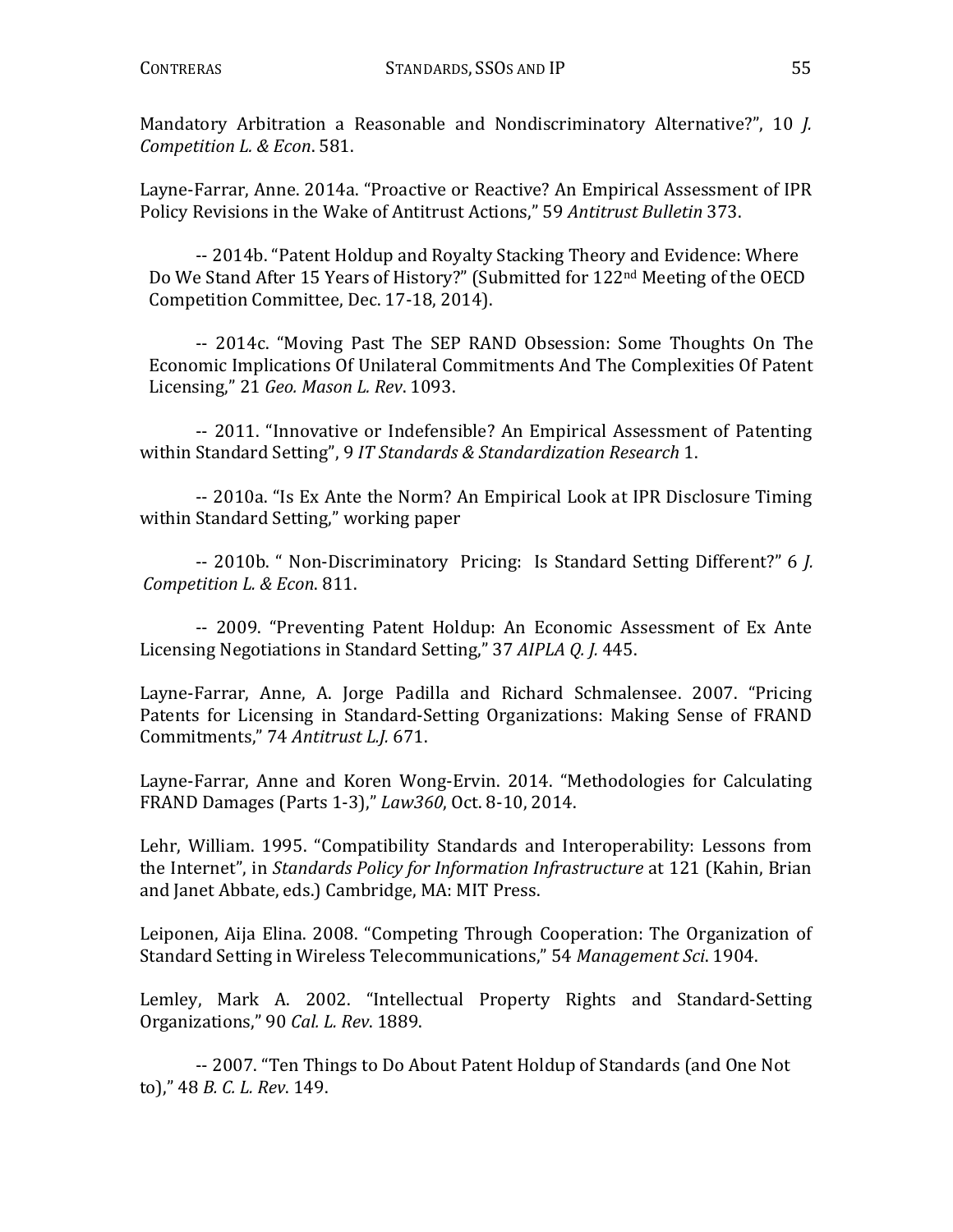Mandatory Arbitration a Reasonable and Nondiscriminatory Alternative?", 10 *J. Competition L. & Econ*. 581.

Layne-Farrar, Anne. 2014a. "Proactive or Reactive? An Empirical Assessment of IPR Policy Revisions in the Wake of Antitrust Actions," 59 *Antitrust Bulletin* 373.

-- 2014b. "Patent Holdup and Royalty Stacking Theory and Evidence: Where Do We Stand After 15 Years of History?" (Submitted for 122nd Meeting of the OECD Competition Committee, Dec. 17-18, 2014).

-- 2014c. "Moving Past The SEP RAND Obsession: Some Thoughts On The Economic Implications Of Unilateral Commitments And The Complexities Of Patent Licensing," 21 *Geo. Mason L. Rev*. 1093.

-- 2011. "Innovative or Indefensible? An Empirical Assessment of Patenting within Standard Setting", 9 *IT Standards & Standardization Research* 1.

-- 2010a. "Is Ex Ante the Norm? An Empirical Look at IPR Disclosure Timing within Standard Setting," working paper

-- 2010b. " Non-Discriminatory Pricing: Is Standard Setting Different?" 6 *J. Competition L. & Econ*. 811.

-- 2009. "Preventing Patent Holdup: An Economic Assessment of Ex Ante Licensing Negotiations in Standard Setting," 37 *AIPLA Q. J.* 445.

Layne-Farrar, Anne, A. Jorge Padilla and Richard Schmalensee. 2007. "Pricing Patents for Licensing in Standard-Setting Organizations: Making Sense of FRAND Commitments," 74 *Antitrust L.J.* 671.

Layne-Farrar, Anne and Koren Wong-Ervin. 2014. "Methodologies for Calculating FRAND Damages (Parts 1-3)," *Law360*, Oct. 8-10, 2014.

Lehr, William. 1995. "Compatibility Standards and Interoperability: Lessons from the Internet", in *Standards Policy for Information Infrastructure* at 121 (Kahin, Brian and Janet Abbate, eds.) Cambridge, MA: MIT Press.

Leiponen, Aija Elina. 2008. "Competing Through Cooperation: The Organization of Standard Setting in Wireless Telecommunications," 54 *Management Sci*. 1904.

Lemley, Mark A. 2002. "Intellectual Property Rights and Standard-Setting Organizations," 90 *Cal. L. Rev*. 1889.

-- 2007. "Ten Things to Do About Patent Holdup of Standards (and One Not to)," 48 *B. C. L. Rev*. 149.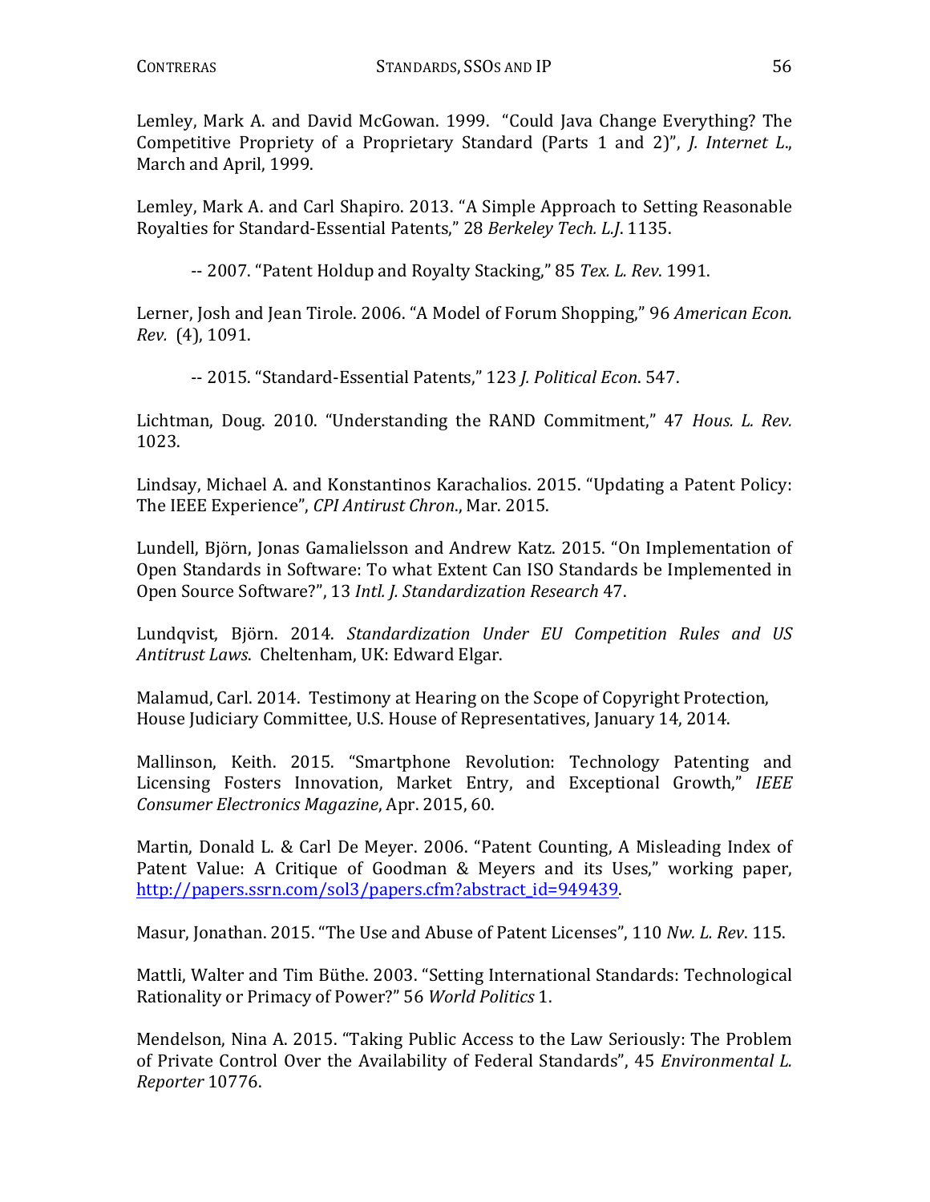Lemley, Mark A. and David McGowan. 1999. "Could Java Change Everything? The Competitive Propriety of a Proprietary Standard (Parts 1 and 2)", *J. Internet L.*, March and April, 1999.

Lemley, Mark A. and Carl Shapiro. 2013. "A Simple Approach to Setting Reasonable Royalties for Standard-Essential Patents," 28 *Berkeley Tech. L.J*. 1135.

-- 2007. "Patent Holdup and Royalty Stacking," 85 *Tex. L. Rev*. 1991.

Lerner, Josh and Jean Tirole. 2006. "A Model of Forum Shopping," 96 *American Econ. Rev.* (4), 1091.

-- 2015. "Standard-Essential Patents," 123 *J. Political Econ*. 547.

Lichtman, Doug. 2010. "Understanding the RAND Commitment," 47 *Hous. L. Rev.* 1023.

Lindsay, Michael A. and Konstantinos Karachalios. 2015. "Updating a Patent Policy: The IEEE Experience", *CPI Antirust Chron*., Mar. 2015.

Lundell, Björn, Jonas Gamalielsson and Andrew Katz. 2015. "On Implementation of Open Standards in Software: To what Extent Can ISO Standards be Implemented in Open Source Software?", 13 *Intl. J. Standardization Research* 47.

Lundqvist, Björn. 2014. *Standardization Under EU Competition Rules and US Antitrust Laws*. Cheltenham, UK: Edward Elgar.

Malamud, Carl. 2014. Testimony at Hearing on the Scope of Copyright Protection, House Judiciary Committee, U.S. House of Representatives, January 14, 2014.

Mallinson, Keith. 2015. "Smartphone Revolution: Technology Patenting and Licensing Fosters Innovation, Market Entry, and Exceptional Growth," *IEEE Consumer Electronics Magazine*, Apr. 2015, 60.

Martin, Donald L. & Carl De Meyer. 2006. "Patent Counting, A Misleading Index of Patent Value: A Critique of Goodman & Meyers and its Uses," working paper, http://papers.ssrn.com/sol3/papers.cfm?abstract_id=949439.

Masur, Jonathan. 2015. "The Use and Abuse of Patent Licenses", 110 *Nw. L. Rev*. 115.

Mattli, Walter and Tim Büthe. 2003. "Setting International Standards: Technological Rationality or Primacy of Power?" 56 *World Politics* 1.

Mendelson, Nina A. 2015. "Taking Public Access to the Law Seriously: The Problem of Private Control Over the Availability of Federal Standards", 45 *Environmental L. Reporter* 10776.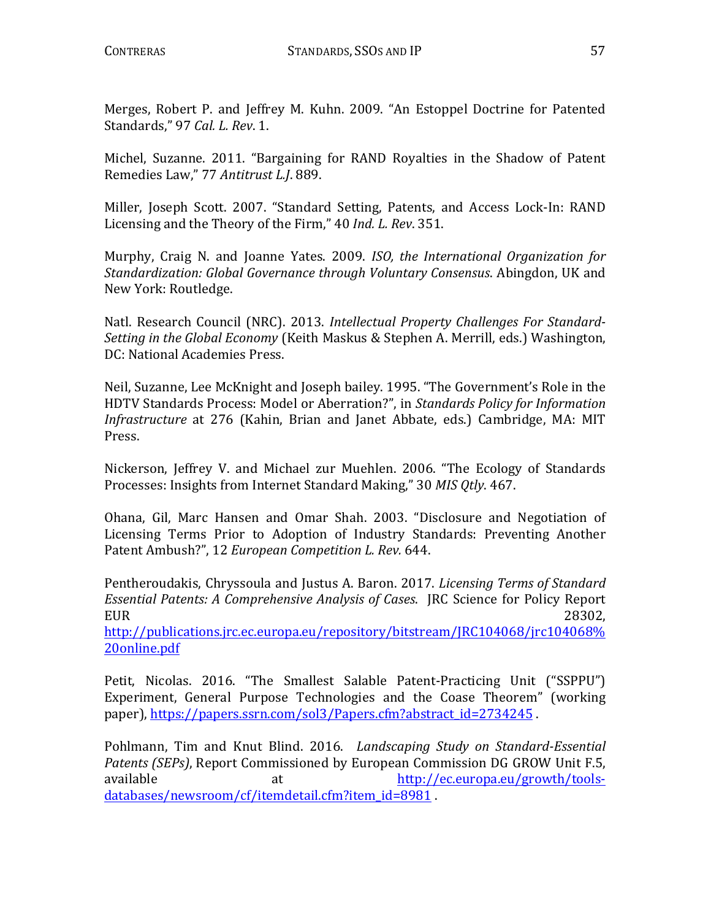Merges, Robert P. and Jeffrey M. Kuhn. 2009. "An Estoppel Doctrine for Patented Standards," 97 *Cal. L. Rev*. 1.

Michel, Suzanne. 2011. "Bargaining for RAND Royalties in the Shadow of Patent Remedies Law," 77 *Antitrust L.J*. 889.

Miller, Joseph Scott. 2007. "Standard Setting, Patents, and Access Lock-In: RAND Licensing and the Theory of the Firm," 40 *Ind. L. Rev*. 351.

Murphy, Craig N. and Joanne Yates. 2009. *ISO, the International Organization for Standardization: Global Governance through Voluntary Consensus*. Abingdon, UK and New York: Routledge.

Natl. Research Council (NRC). 2013. *Intellectual Property Challenges For Standard-Setting in the Global Economy* (Keith Maskus & Stephen A. Merrill, eds.) Washington, DC: National Academies Press.

Neil, Suzanne, Lee McKnight and Joseph bailey. 1995. "The Government's Role in the HDTV Standards Process: Model or Aberration?", in *Standards Policy for Information Infrastructure* at 276 (Kahin, Brian and Janet Abbate, eds.) Cambridge, MA: MIT Press.

Nickerson, Jeffrey V. and Michael zur Muehlen. 2006. "The Ecology of Standards Processes: Insights from Internet Standard Making," 30 *MIS Qtly*. 467.

Ohana, Gil, Marc Hansen and Omar Shah. 2003. "Disclosure and Negotiation of Licensing Terms Prior to Adoption of Industry Standards: Preventing Another Patent Ambush?", 12 *European Competition L. Rev.* 644.

Pentheroudakis, Chryssoula and Justus A. Baron. 2017. *Licensing Terms of Standard Essential Patents: A Comprehensive Analysis of Cases*. JRC Science for Policy Report EUR 28302, http://publications.jrc.ec.europa.eu/repository/bitstream/JRC104068/jrc104068%20online.pdf

Petit, Nicolas. 2016. "The Smallest Salable Patent-Practicing Unit ("SSPPU") Experiment, General Purpose Technologies and the Coase Theorem" (working paper), https://papers.ssrn.com/sol3/Papers.cfm?abstract_id=2734245 .

Pohlmann, Tim and Knut Blind. 2016. *Landscaping Study on Standard-Essential Patents (SEPs)*, Report Commissioned by European Commission DG GROW Unit F.5, available at http://ec.europa.eu/growth/tools-databases/newsroom/cf/itemdetail.cfm?item_id=8981 .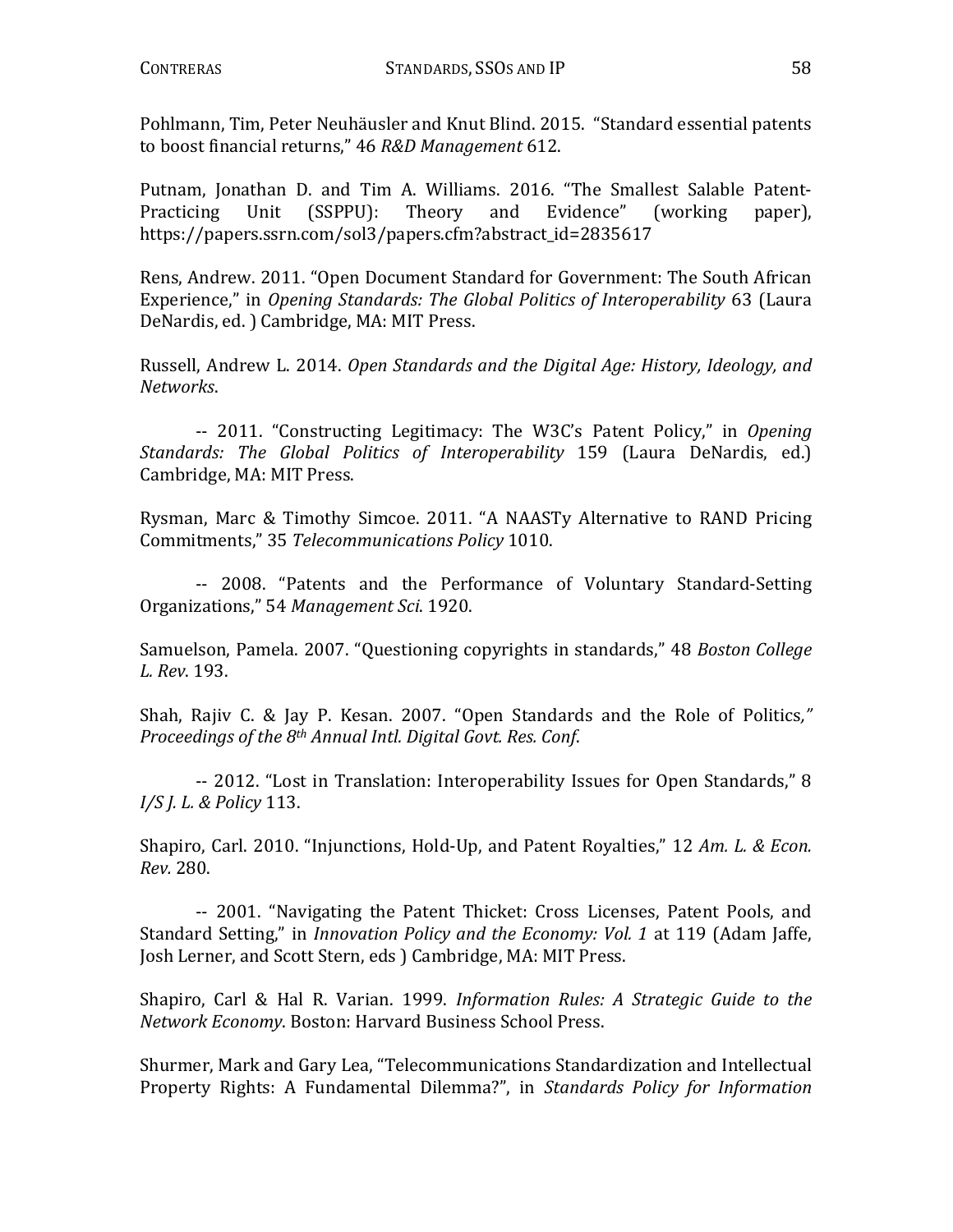Pohlmann, Tim, Peter Neuhäusler and Knut Blind. 2015. "Standard essential patents to boost financial returns," 46 *R&D Management* 612.

Putnam, Jonathan D. and Tim A. Williams. 2016. "The Smallest Salable Patent-Practicing Unit (SSPPU): Theory and Evidence" (working paper), https://papers.ssrn.com/sol3/papers.cfm?abstract_id=2835617

Rens, Andrew. 2011. "Open Document Standard for Government: The South African Experience," in *Opening Standards: The Global Politics of Interoperability* 63 (Laura DeNardis, ed. ) Cambridge, MA: MIT Press.

Russell, Andrew L. 2014. *Open Standards and the Digital Age: History, Ideology, and Networks*.

-- 2011. "Constructing Legitimacy: The W3C's Patent Policy," in *Opening Standards: The Global Politics of Interoperability* 159 (Laura DeNardis, ed.) Cambridge, MA: MIT Press.

Rysman, Marc & Timothy Simcoe. 2011. "A NAASTy Alternative to RAND Pricing Commitments," 35 *Telecommunications Policy* 1010.

-- 2008. "Patents and the Performance of Voluntary Standard-Setting Organizations," 54 *Management Sci*. 1920.

Samuelson, Pamela. 2007. "Questioning copyrights in standards," 48 *Boston College L. Rev*. 193.

Shah, Rajiv C. & Jay P. Kesan. 2007. "Open Standards and the Role of Politics," *Proceedings of the 8th Annual Intl. Digital Govt. Res. Conf*.

-- 2012. "Lost in Translation: Interoperability Issues for Open Standards," 8 *I/S J. L. & Policy* 113.

Shapiro, Carl. 2010. "Injunctions, Hold-Up, and Patent Royalties," 12 *Am. L. & Econ. Rev.* 280.

-- 2001. "Navigating the Patent Thicket: Cross Licenses, Patent Pools, and Standard Setting," in *Innovation Policy and the Economy: Vol. 1* at 119 (Adam Jaffe, Josh Lerner, and Scott Stern, eds ) Cambridge, MA: MIT Press.

Shapiro, Carl & Hal R. Varian. 1999. *Information Rules: A Strategic Guide to the Network Economy*. Boston: Harvard Business School Press.

Shurmer, Mark and Gary Lea, "Telecommunications Standardization and Intellectual Property Rights: A Fundamental Dilemma?", in *Standards Policy for Information*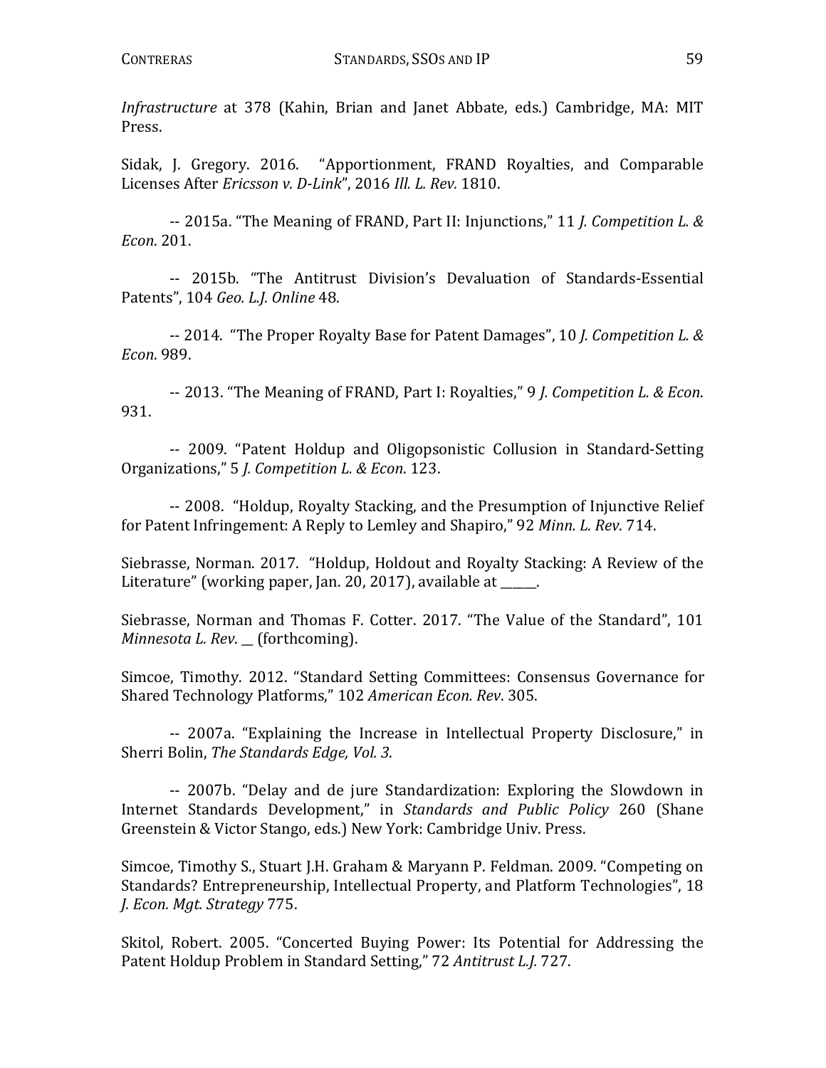*Infrastructure* at 378 (Kahin, Brian and Janet Abbate, eds.) Cambridge, MA: MIT Press.

Sidak, J. Gregory. 2016. "Apportionment, FRAND Royalties, and Comparable Licenses After *Ericsson v. D-Link*", 2016 *Ill. L. Rev.* 1810.

-- 2015a. "The Meaning of FRAND, Part II: Injunctions," 11 *J. Competition L. & Econ*. 201.

-- 2015b. "The Antitrust Division's Devaluation of Standards-Essential Patents", 104 *Geo. L.J. Online* 48.

-- 2014. "The Proper Royalty Base for Patent Damages", 10 *J. Competition L. & Econ*. 989.

-- 2013. "The Meaning of FRAND, Part I: Royalties," 9 *J. Competition L. & Econ*. 931.

-- 2009. "Patent Holdup and Oligopsonistic Collusion in Standard-Setting Organizations," 5 *J. Competition L. & Econ*. 123.

-- 2008. "Holdup, Royalty Stacking, and the Presumption of Injunctive Relief for Patent Infringement: A Reply to Lemley and Shapiro," 92 *Minn. L. Rev*. 714.

Siebrasse, Norman. 2017. "Holdup, Holdout and Royalty Stacking: A Review of the Literature" (working paper, Jan. 20, 2017), available at _____.

Siebrasse, Norman and Thomas F. Cotter. 2017. "The Value of the Standard", 101 *Minnesota L. Rev*. __ (forthcoming).

Simcoe, Timothy. 2012. "Standard Setting Committees: Consensus Governance for Shared Technology Platforms," 102 *American Econ. Rev*. 305.

-- 2007a. "Explaining the Increase in Intellectual Property Disclosure," in Sherri Bolin, *The Standards Edge, Vol. 3*.

-- 2007b. "Delay and de jure Standardization: Exploring the Slowdown in Internet Standards Development," in *Standards and Public Policy* 260 (Shane Greenstein & Victor Stango, eds.) New York: Cambridge Univ. Press.

Simcoe, Timothy S., Stuart J.H. Graham & Maryann P. Feldman. 2009. "Competing on Standards? Entrepreneurship, Intellectual Property, and Platform Technologies", 18 *J. Econ. Mgt. Strategy* 775.

Skitol, Robert. 2005. "Concerted Buying Power: Its Potential for Addressing the Patent Holdup Problem in Standard Setting," 72 *Antitrust L.J.* 727.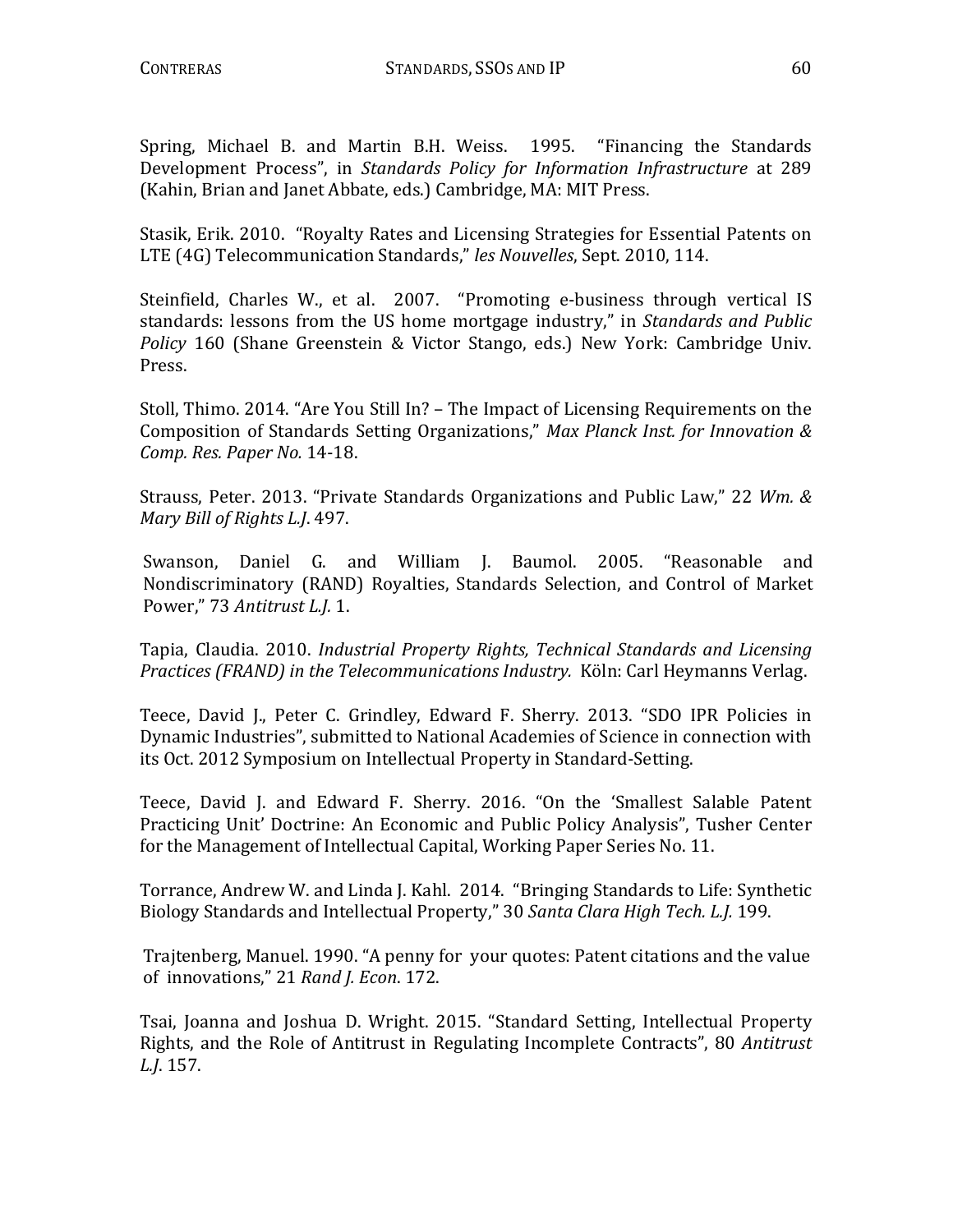Spring, Michael B. and Martin B.H. Weiss. 1995. "Financing the Standards Development Process", in *Standards Policy for Information Infrastructure* at 289 (Kahin, Brian and Janet Abbate, eds.) Cambridge, MA: MIT Press.

Stasik, Erik. 2010. "Royalty Rates and Licensing Strategies for Essential Patents on LTE (4G) Telecommunication Standards," *les Nouvelles*, Sept. 2010, 114.

Steinfield, Charles W., et al. 2007. "Promoting e-business through vertical IS standards: lessons from the US home mortgage industry," in *Standards and Public Policy* 160 (Shane Greenstein & Victor Stango, eds.) New York: Cambridge Univ. Press.

Stoll, Thimo. 2014. "Are You Still In? – The Impact of Licensing Requirements on the Composition of Standards Setting Organizations," *Max Planck Inst. for Innovation & Comp. Res. Paper No.* 14-18.

Strauss, Peter. 2013. "Private Standards Organizations and Public Law," 22 *Wm. & Mary Bill of Rights L.J.* 497.

Swanson, Daniel G. and William J. Baumol. 2005. "Reasonable and Nondiscriminatory (RAND) Royalties, Standards Selection, and Control of Market Power," 73 *Antitrust L.J.* 1.

Tapia, Claudia. 2010. *Industrial Property Rights, Technical Standards and Licensing Practices (FRAND) in the Telecommunications Industry.* Köln: Carl Heymanns Verlag.

Teece, David J., Peter C. Grindley, Edward F. Sherry. 2013. "SDO IPR Policies in Dynamic Industries", submitted to National Academies of Science in connection with its Oct. 2012 Symposium on Intellectual Property in Standard-Setting.

Teece, David J. and Edward F. Sherry. 2016. "On the 'Smallest Salable Patent Practicing Unit' Doctrine: An Economic and Public Policy Analysis", Tusher Center for the Management of Intellectual Capital, Working Paper Series No. 11.

Torrance, Andrew W. and Linda J. Kahl. 2014. "Bringing Standards to Life: Synthetic Biology Standards and Intellectual Property," 30 *Santa Clara High Tech. L.J.* 199.

Trajtenberg, Manuel. 1990. "A penny for your quotes: Patent citations and the value of innovations," 21 *Rand J. Econ*. 172.

Tsai, Joanna and Joshua D. Wright. 2015. "Standard Setting, Intellectual Property Rights, and the Role of Antitrust in Regulating Incomplete Contracts", 80 *Antitrust L.J.* 157.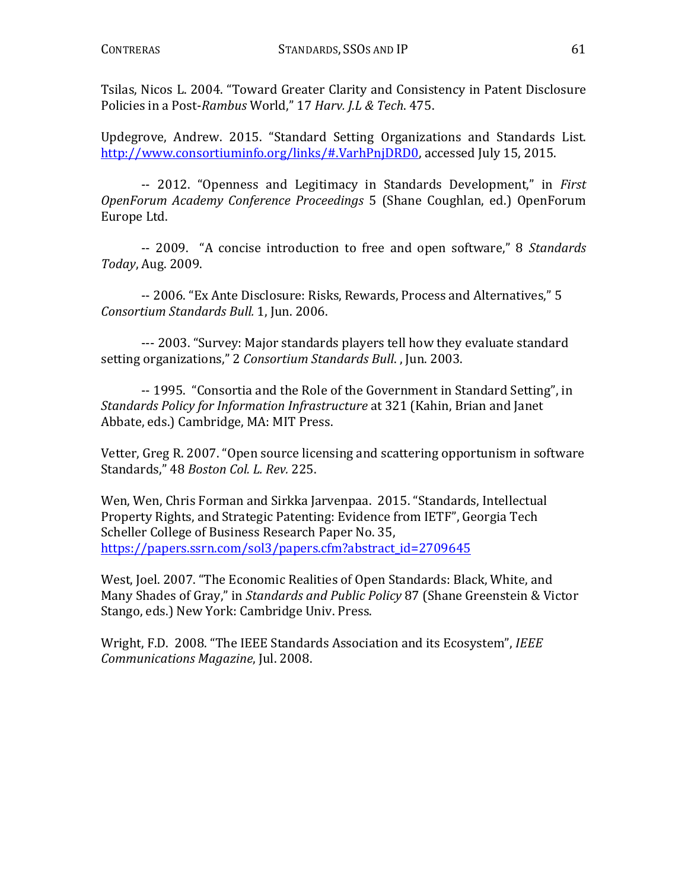Tsilas, Nicos L. 2004. "Toward Greater Clarity and Consistency in Patent Disclosure Policies in a Post-*Rambus* World," 17 *Harv. J.L & Tech*. 475.

Updegrove, Andrew. 2015. "Standard Setting Organizations and Standards List. [http://www.consortiuminfo.org/links/#.VarhPnjDRD0](http://www.consortiuminfo.org/links/#.VarhPnjDRD0), accessed July 15, 2015.

-- 2012. "Openness and Legitimacy in Standards Development," in *First OpenForum Academy Conference Proceedings* 5 (Shane Coughlan, ed.) OpenForum Europe Ltd.

-- 2009. "A concise introduction to free and open software," 8 *Standards Today*, Aug. 2009.

-- 2006. "Ex Ante Disclosure: Risks, Rewards, Process and Alternatives," 5 *Consortium Standards Bull.* 1, Jun. 2006.

--- 2003. "Survey: Major standards players tell how they evaluate standard setting organizations," 2 *Consortium Standards Bull.* , Jun. 2003.

-- 1995. "Consortia and the Role of the Government in Standard Setting", in *Standards Policy for Information Infrastructure* at 321 (Kahin, Brian and Janet Abbate, eds.) Cambridge, MA: MIT Press.

Vetter, Greg R. 2007. "Open source licensing and scattering opportunism in software Standards," 48 *Boston Col. L. Rev.* 225.

Wen, Wen, Chris Forman and Sirkka Jarvenpaa. 2015. "Standards, Intellectual Property Rights, and Strategic Patenting: Evidence from IETF", Georgia Tech Scheller College of Business Research Paper No. 35, [https://papers.ssrn.com/sol3/papers.cfm?abstract_id=2709645](https://papers.ssrn.com/sol3/papers.cfm?abstract_id=2709645)

West, Joel. 2007. "The Economic Realities of Open Standards: Black, White, and Many Shades of Gray," in *Standards and Public Policy* 87 (Shane Greenstein & Victor Stango, eds.) New York: Cambridge Univ. Press.

Wright, F.D. 2008. "The IEEE Standards Association and its Ecosystem", *IEEE Communications Magazine*, Jul. 2008.